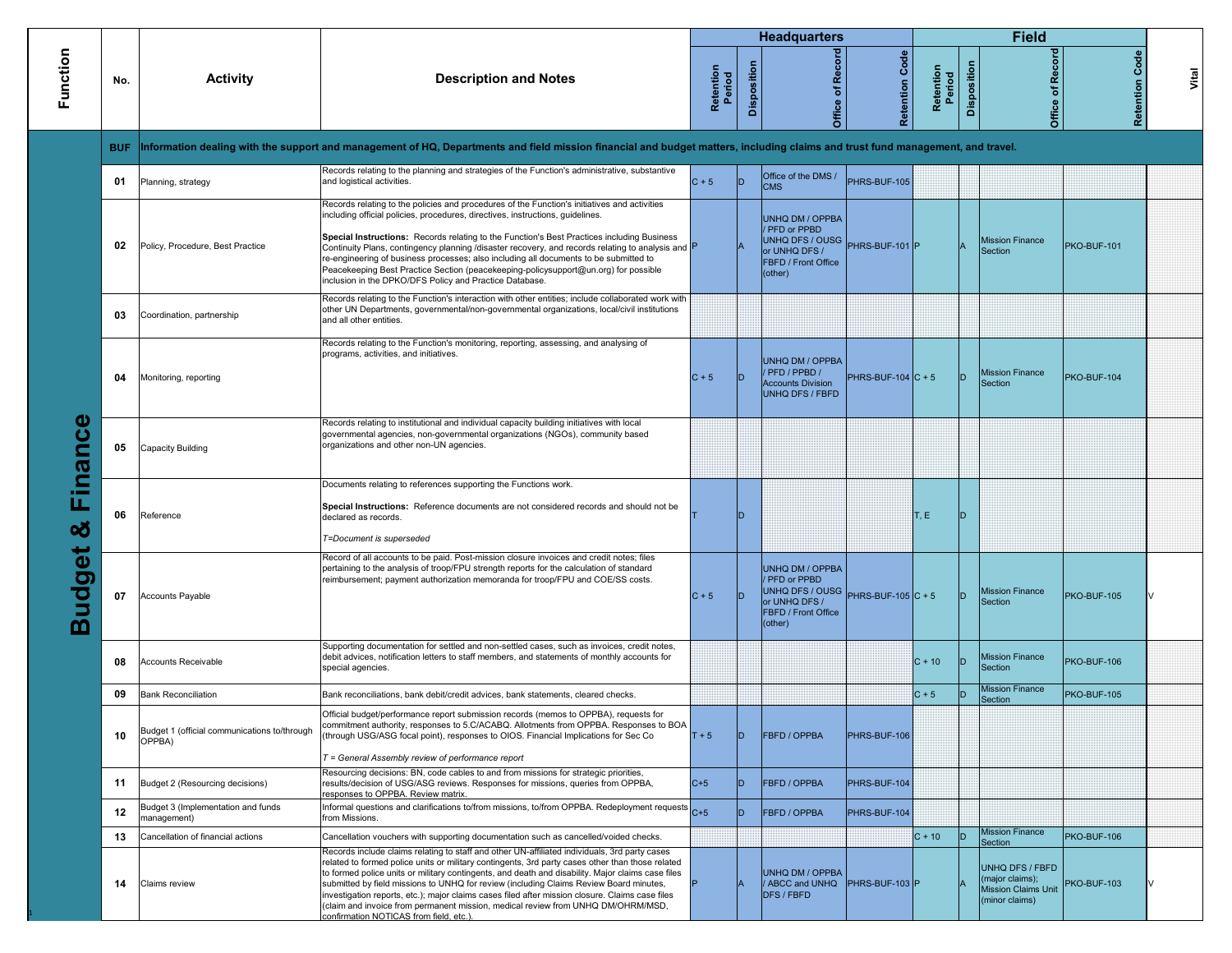| Function | No. | Activity | Description and Notes | Headquarters | | | | Field | | | | Vital |
|---|---|---|---|---|---|---|---|---|---|---|---|---|
| | | | | Retention Period | Disposition | Office of Record | Retention Code | Retention Period | Disposition | Office of Record | Retention Code | |
| Budget & Finance | BUF | Information dealing with the support and management of HQ, Departments and field mission financial and budget matters, including claims and trust fund management, and travel. | | | | | | | | | | |
| | 01 | Planning, strategy | Records relating to the planning and strategies of the Function's administrative, substantive and logistical activities. | C + 5 | D | Office of the DMS / CMS | PHRS-BUF-105 | | | | | |
| | 02 | Policy, Procedure, Best Practice | Records relating to the policies and procedures of the Function's initiatives and activities including official policies, procedures, directives, instructions, guidelines.<br><br>**Special Instructions:** Records relating to the Function's Best Practices including Business Continuity Plans, contingency planning /disaster recovery, and records relating to analysis and re-engineering of business processes; also including all documents to be submitted to Peacekeeping Best Practice Section (peacekeeping-policysupport@un.org) for possible inclusion in the DPKO/DFS Policy and Practice Database. | P | A | UNHQ DM / OPPBA / PFD or PPBD UNHQ DFS / OUSG or UNHQ DFS / FBFD / Front Office (other) | PHRS-BUF-101 | P | A | Mission Finance Section | PKO-BUF-101 | |
| | 03 | Coordination, partnership | Records relating to the Function's interaction with other entities; include collaborated work with other UN Departments, governmental/non-governmental organizations, local/civil institutions and all other entities. | | | | | | | | | |
| | 04 | Monitoring, reporting | Records relating to the Function's monitoring, reporting, assessing, and analysing of programs, activities, and initiatives. | C + 5 | D | UNHQ DM / OPPBA / PFD / PPBD / Accounts Division UNHQ DFS / FBFD | PHRS-BUF-104 | C + 5 | D | Mission Finance Section | PKO-BUF-104 | |
| | 05 | Capacity Building | Records relating to institutional and individual capacity building initiatives with local governmental agencies, non-governmental organizations (NGOs), community based organizations and other non-UN agencies. | | | | | | | | | |
| | 06 | Reference | Documents relating to references supporting the Functions work.<br><br>**Special Instructions:** Reference documents are not considered records and should not be declared as records.<br><br>*T=Document is superseded* | T | D | | | T, E | D | | | |
| | 07 | Accounts Payable | Record of all accounts to be paid. Post-mission closure invoices and credit notes; files pertaining to the analysis of troop/FPU strength reports for the calculation of standard reimbursement; payment authorization memoranda for troop/FPU and COE/SS costs. | C + 5 | D | UNHQ DM / OPPBA / PFD or PPBD UNHQ DFS / OUSG or UNHQ DFS / FBFD / Front Office (other) | PHRS-BUF-105 | C + 5 | D | Mission Finance Section | PKO-BUF-105 | V |
| | 08 | Accounts Receivable | Supporting documentation for settled and non-settled cases, such as invoices, credit notes, debit advices, notification letters to staff members, and statements of monthly accounts for special agencies. | | | | | C + 10 | D | Mission Finance Section | PKO-BUF-106 | |
| | 09 | Bank Reconciliation | Bank reconciliations, bank debit/credit advices, bank statements, cleared checks. | | | | | C + 5 | D | Mission Finance Section | PKO-BUF-105 | |
| | 10 | Budget 1 (official communications to/through OPPBA) | Official budget/performance report submission records (memos to OPPBA), requests for commitment authority, responses to 5.C/ACABQ. Allotments from OPPBA. Responses to BOA (through USG/ASG focal point), responses to OIOS. Financial Implications for Sec Co<br><br>*T = General Assembly review of performance report* | T + 5 | D | FBFD / OPPBA | PHRS-BUF-106 | | | | | |
| | 11 | Budget 2 (Resourcing decisions) | Resourcing decisions: BN, code cables to and from missions for strategic priorities, results/decision of USG/ASG reviews. Responses for missions, queries from OPPBA, responses to OPPBA. Review matrix. | C+5 | D | FBFD / OPPBA | PHRS-BUF-104 | | | | | |
| | 12 | Budget 3 (Implementation and funds management) | Informal questions and clarifications to/from missions, to/from OPPBA. Redeployment requests from Missions. | C+5 | D | FBFD / OPPBA | PHRS-BUF-104 | | | | | |
| | 13 | Cancellation of financial actions | Cancellation vouchers with supporting documentation such as cancelled/voided checks. | | | | | C + 10 | D | Mission Finance Section | PKO-BUF-106 | |
| | 14 | Claims review | Records include claims relating to staff and other UN-affiliated individuals, 3rd party cases related to formed police units or military contingents, 3rd party cases other than those related to formed police units or military contingents, and death and disability. Major claims case files submitted by field missions to UNHQ for review (including Claims Review Board minutes, investigation reports, etc.); major claims cases filed after mission closure. Claims case files (claim and invoice from permanent mission, medical review from UNHQ DM/OHRM/MSD, confirmation NOTICAS from field, etc.). | P | A | UNHQ DM / OPPBA / ABCC and UNHQ DFS / FBFD | PHRS-BUF-103 | P | A | UNHQ DFS / FBFD (major claims); Mission Claims Unit (minor claims) | PKO-BUF-103 | V |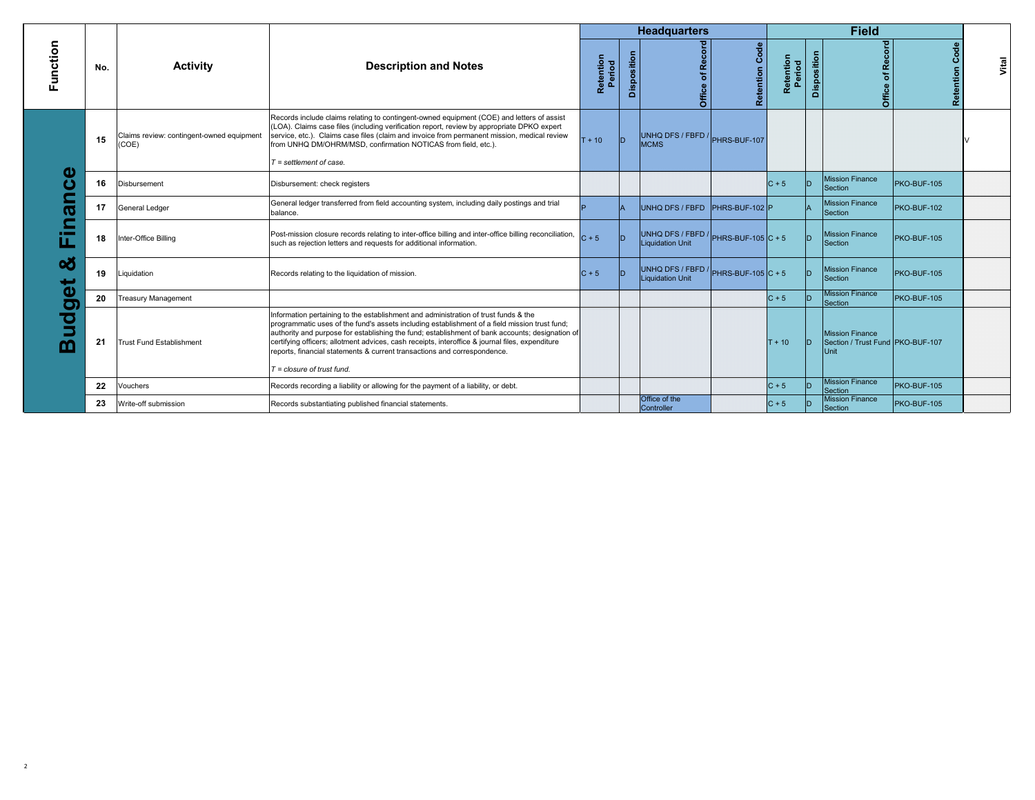| Function | No. | Activity | Description and Notes | Headquarters | | | | Field | | | | Vital |
|---|---|---|---|---|---|---|---|---|---|---|---|---|
| | | | | Retention Period | Disposition | Office of Record | Retention Code | Retention Period | Disposition | Office of Record | Retention Code | |
| Budget & Finance | 15 | Claims review: contingent-owned equipment (COE) | Records include claims relating to contingent-owned equipment (COE) and letters of assist (LOA). Claims case files (including verification report, review by appropriate DPKO expert service, etc.). Claims case files (claim and invoice from permanent mission, medical review from UNHQ DM/OHRM/MSD, confirmation NOTICAS from field, etc.).<br><br>*T = settlement of case.* | T + 10 | D | UNHQ DFS / FBFD / MCMS | PHRS-BUF-107 | | | | | V |
| | 16 | Disbursement | Disbursement: check registers | | | | | C + 5 | D | Mission Finance Section | PKO-BUF-105 | |
| | 17 | General Ledger | General ledger transferred from field accounting system, including daily postings and trial balance. | P | A | UNHQ DFS / FBFD | PHRS-BUF-102 | P | A | Mission Finance Section | PKO-BUF-102 | |
| | 18 | Inter-Office Billing | Post-mission closure records relating to inter-office billing and inter-office billing reconciliation, such as rejection letters and requests for additional information. | C + 5 | D | UNHQ DFS / FBFD / Liquidation Unit | PHRS-BUF-105 | C + 5 | D | Mission Finance Section | PKO-BUF-105 | |
| | 19 | Liquidation | Records relating to the liquidation of mission. | C + 5 | D | UNHQ DFS / FBFD / Liquidation Unit | PHRS-BUF-105 | C + 5 | D | Mission Finance Section | PKO-BUF-105 | |
| | 20 | Treasury Management | | | | | | C + 5 | D | Mission Finance Section | PKO-BUF-105 | |
| | 21 | Trust Fund Establishment | Information pertaining to the establishment and administration of trust funds & the programmatic uses of the fund's assets including establishment of a field mission trust fund; authority and purpose for establishing the fund; establishment of bank accounts; designation of certifying officers; allotment advices, cash receipts, interoffice & journal files, expenditure reports, financial statements & current transactions and correspondence.<br><br>*T = closure of trust fund.* | | | | | T + 10 | D | Mission Finance Section / Trust Fund Unit | PKO-BUF-107 | |
| | 22 | Vouchers | Records recording a liability or allowing for the payment of a liability, or debt. | | | | | C + 5 | D | Mission Finance Section | PKO-BUF-105 | |
| | 23 | Write-off submission | Records substantiating published financial statements. | | | Office of the Controller | | C + 5 | D | Mission Finance Section | PKO-BUF-105 | |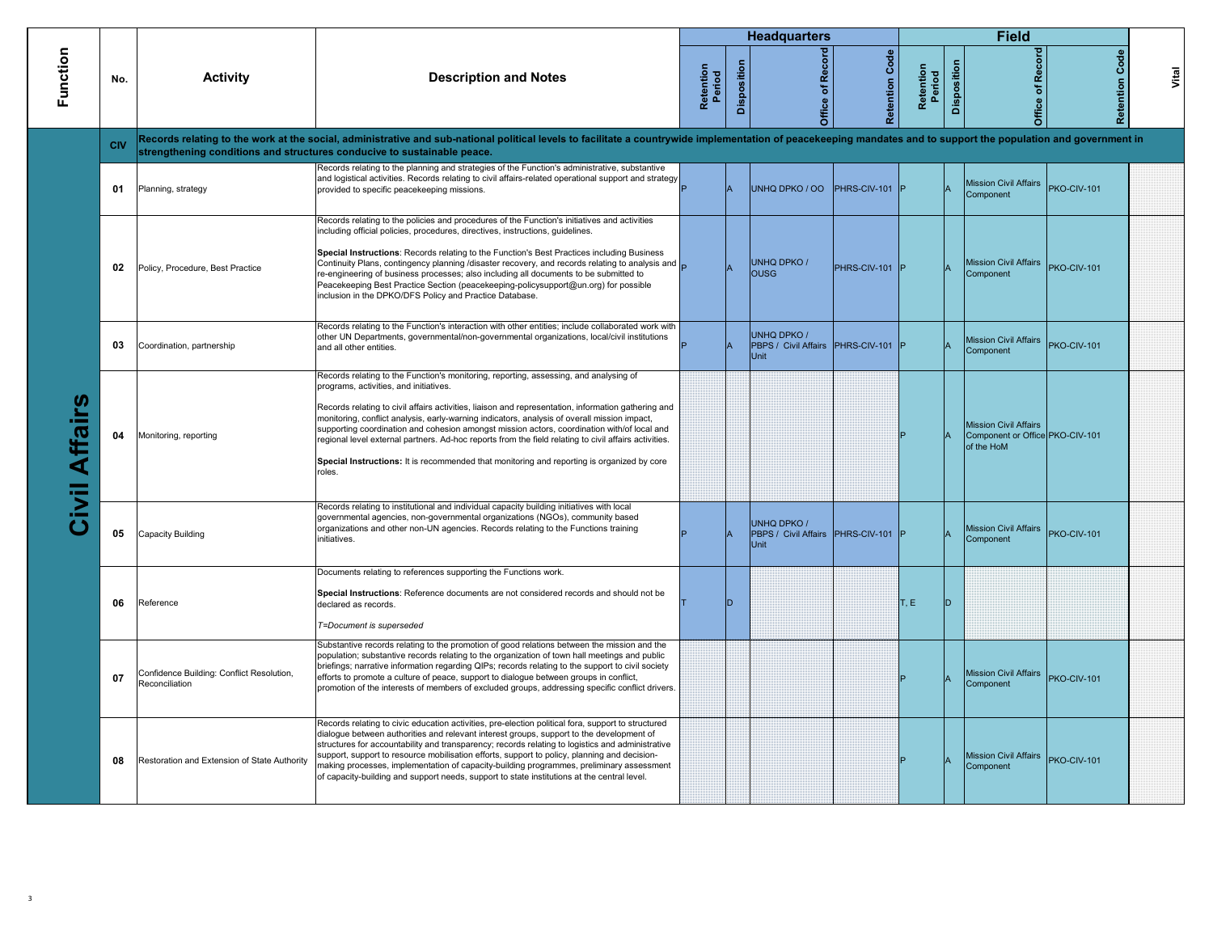| Function | No. | Activity | Description and Notes | Headquarters | | | | Field | | | | Vital |
|---|---|---|---|---|---|---|---|---|---|---|---|---|
| | | | | Retention Period | Disposition | Office of Record | Retention Code | Retention Period | Disposition | Office of Record | Retention Code | |
| Civil Affairs | CIV | Records relating to the work at the social, administrative and sub-national political levels to facilitate a countrywide implementation of peacekeeping mandates and to support the population and government in strengthening conditions and structures conducive to sustainable peace. | | | | | | | | | | |
| | 01 | Planning, strategy | Records relating to the planning and strategies of the Function's administrative, substantive and logistical activities. Records relating to civil affairs-related operational support and strategy provided to specific peacekeeping missions. | P | A | UNHQ DPKO / OO | PHRS-CIV-101 | P | A | Mission Civil Affairs Component | PKO-CIV-101 | |
| | 02 | Policy, Procedure, Best Practice | Records relating to the policies and procedures of the Function's initiatives and activities including official policies, procedures, directives, instructions, guidelines.<br><br>**Special Instructions**: Records relating to the Function's Best Practices including Business Continuity Plans, contingency planning /disaster recovery, and records relating to analysis and re-engineering of business processes; also including all documents to be submitted to Peacekeeping Best Practice Section (peacekeeping-policysupport@un.org) for possible inclusion in the DPKO/DFS Policy and Practice Database. | P | A | UNHQ DPKO / OUSG | PHRS-CIV-101 | P | A | Mission Civil Affairs Component | PKO-CIV-101 | |
| | 03 | Coordination, partnership | Records relating to the Function's interaction with other entities; include collaborated work with other UN Departments, governmental/non-governmental organizations, local/civil institutions and all other entities. | P | A | UNHQ DPKO / PBPS / Civil Affairs Unit | PHRS-CIV-101 | P | A | Mission Civil Affairs Component | PKO-CIV-101 | |
| | 04 | Monitoring, reporting | Records relating to the Function's monitoring, reporting, assessing, and analysing of programs, activities, and initiatives.<br><br>Records relating to civil affairs activities, liaison and representation, information gathering and monitoring, conflict analysis, early-warning indicators, analysis of overall mission impact, supporting coordination and cohesion amongst mission actors, coordination with/of local and regional level external partners. Ad-hoc reports from the field relating to civil affairs activities.<br><br>**Special Instructions:** It is recommended that monitoring and reporting is organized by core roles. | | | | | P | A | Mission Civil Affairs Component or Office of the HoM | PKO-CIV-101 | |
| | 05 | Capacity Building | Records relating to institutional and individual capacity building initiatives with local governmental agencies, non-governmental organizations (NGOs), community based organizations and other non-UN agencies. Records relating to the Functions training initiatives. | P | A | UNHQ DPKO / PBPS / Civil Affairs Unit | PHRS-CIV-101 | P | A | Mission Civil Affairs Component | PKO-CIV-101 | |
| | 06 | Reference | Documents relating to references supporting the Functions work.<br><br>**Special Instructions**: Reference documents are not considered records and should not be declared as records.<br><br>*T=Document is superseded* | T | D | | | T, E | D | | | |
| | 07 | Confidence Building: Conflict Resolution, Reconciliation | Substantive records relating to the promotion of good relations between the mission and the population; substantive records relating to the organization of town hall meetings and public briefings; narrative information regarding QIPs; records relating to the support to civil society efforts to promote a culture of peace, support to dialogue between groups in conflict, promotion of the interests of members of excluded groups, addressing specific conflict drivers. | | | | | P | A | Mission Civil Affairs Component | PKO-CIV-101 | |
| | 08 | Restoration and Extension of State Authority | Records relating to civic education activities, pre-election political fora, support to structured dialogue between authorities and relevant interest groups, support to the development of structures for accountability and transparency; records relating to logistics and administrative support, support to resource mobilisation efforts, support to policy, planning and decision-making processes, implementation of capacity-building programmes, preliminary assessment of capacity-building and support needs, support to state institutions at the central level. | | | | | P | A | Mission Civil Affairs Component | PKO-CIV-101 | |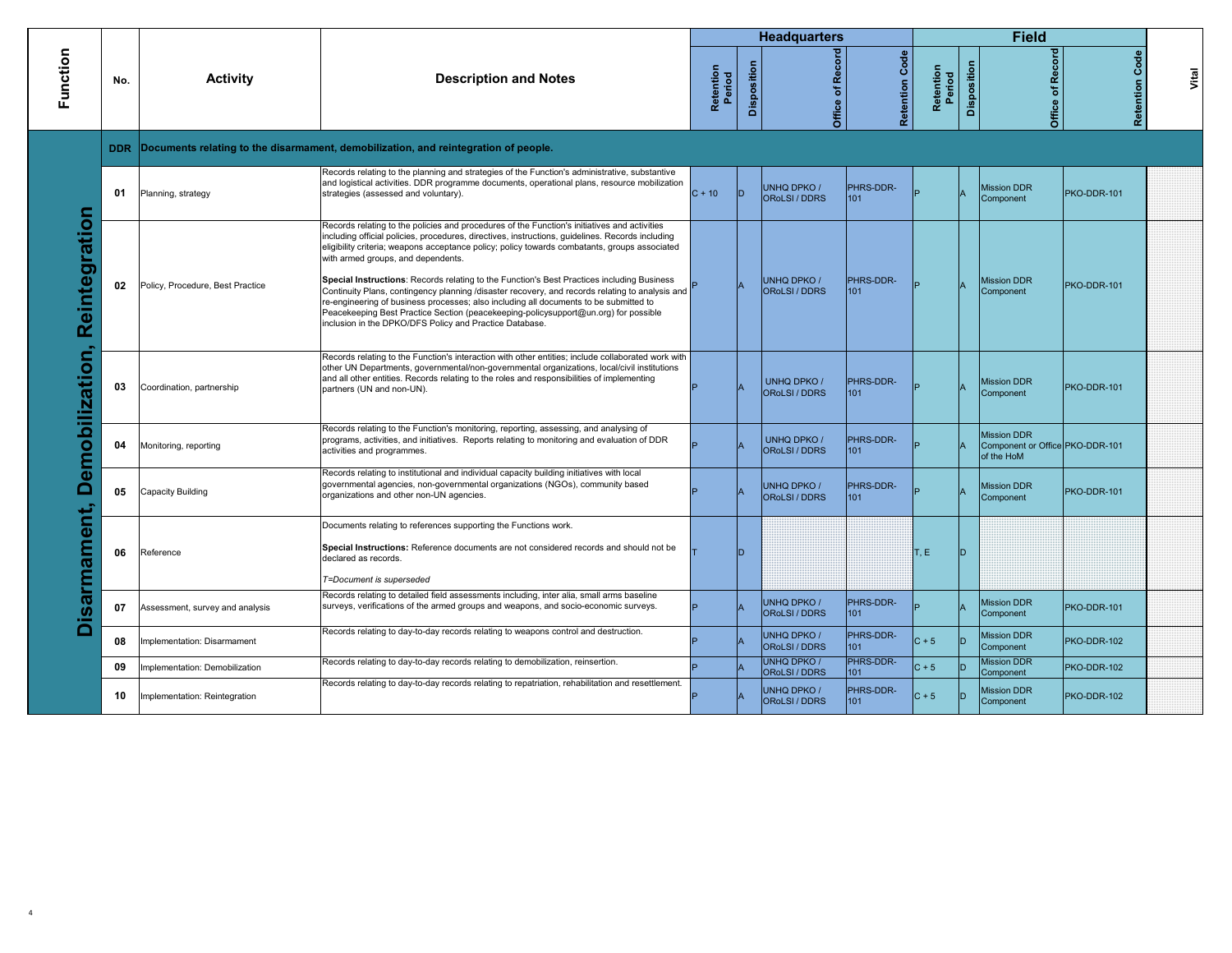| Function | No. | Activity | Description and Notes | Headquarters | | | | Field | | | | Vital |
|---|---|---|---|---|---|---|---|---|---|---|---|---|
| | | | | Retention Period | Disposition | Office of Record | Retention Code | Retention Period | Disposition | Office of Record | Retention Code | |
| Disarmament, Demobilization, Reintegration | DDR | Documents relating to the disarmament, demobilization, and reintegration of people. | | | | | | | | | | |
| | 01 | Planning, strategy | Records relating to the planning and strategies of the Function's administrative, substantive and logistical activities. DDR programme documents, operational plans, resource mobilization strategies (assessed and voluntary). | C + 10 | D | UNHQ DPKO / ORoLSI / DDRS | PHRS-DDR-101 | P | A | Mission DDR Component | PKO-DDR-101 | |
| | 02 | Policy, Procedure, Best Practice | Records relating to the policies and procedures of the Function's initiatives and activities including official policies, procedures, directives, instructions, guidelines. Records including eligibility criteria; weapons acceptance policy; policy towards combatants, groups associated with armed groups, and dependents.<br><br>**Special Instructions**: Records relating to the Function's Best Practices including Business Continuity Plans, contingency planning /disaster recovery, and records relating to analysis and re-engineering of business processes; also including all documents to be submitted to Peacekeeping Best Practice Section (peacekeeping-policysupport@un.org) for possible inclusion in the DPKO/DFS Policy and Practice Database. | P | A | UNHQ DPKO / ORoLSI / DDRS | PHRS-DDR-101 | P | A | Mission DDR Component | PKO-DDR-101 | |
| | 03 | Coordination, partnership | Records relating to the Function's interaction with other entities; include collaborated work with other UN Departments, governmental/non-governmental organizations, local/civil institutions and all other entities. Records relating to the roles and responsibilities of implementing partners (UN and non-UN). | P | A | UNHQ DPKO / ORoLSI / DDRS | PHRS-DDR-101 | P | A | Mission DDR Component | PKO-DDR-101 | |
| | 04 | Monitoring, reporting | Records relating to the Function's monitoring, reporting, assessing, and analysing of programs, activities, and initiatives. Reports relating to monitoring and evaluation of DDR activities and programmes. | P | A | UNHQ DPKO / ORoLSI / DDRS | PHRS-DDR-101 | P | A | Mission DDR Component or Office of the HoM | PKO-DDR-101 | |
| | 05 | Capacity Building | Records relating to institutional and individual capacity building initiatives with local governmental agencies, non-governmental organizations (NGOs), community based organizations and other non-UN agencies. | P | A | UNHQ DPKO / ORoLSI / DDRS | PHRS-DDR-101 | P | A | Mission DDR Component | PKO-DDR-101 | |
| | 06 | Reference | Documents relating to references supporting the Functions work.<br><br>**Special Instructions:** Reference documents are not considered records and should not be declared as records.<br><br>*T=Document is superseded* | T | D | | | T, E | D | | | |
| | 07 | Assessment, survey and analysis | Records relating to detailed field assessments including, inter alia, small arms baseline surveys, verifications of the armed groups and weapons, and socio-economic surveys. | P | A | UNHQ DPKO / ORoLSI / DDRS | PHRS-DDR-101 | P | A | Mission DDR Component | PKO-DDR-101 | |
| | 08 | Implementation: Disarmament | Records relating to day-to-day records relating to weapons control and destruction. | P | A | UNHQ DPKO / ORoLSI / DDRS | PHRS-DDR-101 | C + 5 | D | Mission DDR Component | PKO-DDR-102 | |
| | 09 | Implementation: Demobilization | Records relating to day-to-day records relating to demobilization, reinsertion. | P | A | UNHQ DPKO / ORoLSI / DDRS | PHRS-DDR-101 | C + 5 | D | Mission DDR Component | PKO-DDR-102 | |
| | 10 | Implementation: Reintegration | Records relating to day-to-day records relating to repatriation, rehabilitation and resettlement. | P | A | UNHQ DPKO / ORoLSI / DDRS | PHRS-DDR-101 | C + 5 | D | Mission DDR Component | PKO-DDR-102 | |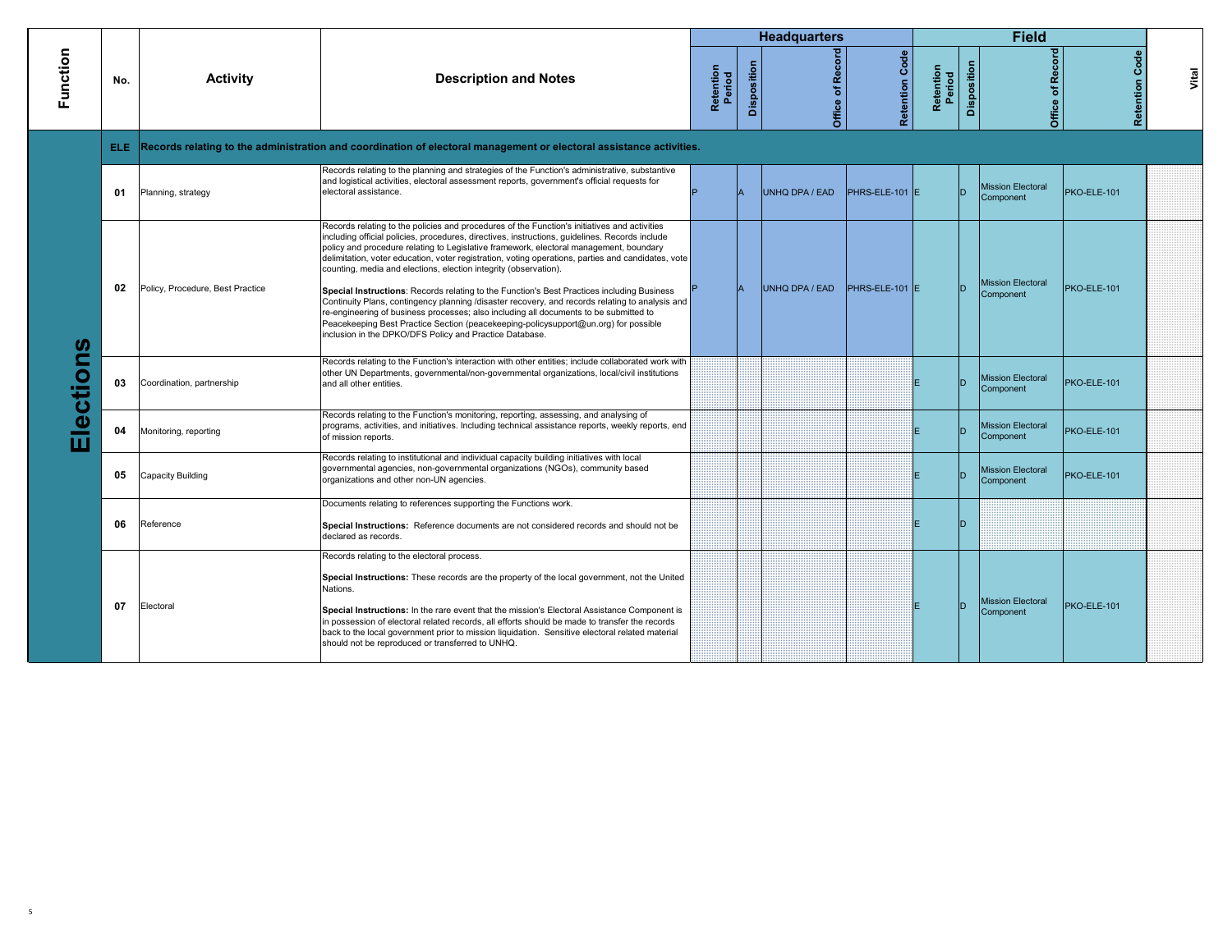| Function | No. | Activity | Description and Notes | Headquarters | | | | Field | | | | Vital |
|---|---|---|---|---|---|---|---|---|---|---|---|---|
| | | | | Retention Period | Disposition | Office of Record | Retention Code | Retention Period | Disposition | Office of Record | Retention Code | |
| Elections | ELE | Records relating to the administration and coordination of electoral management or electoral assistance activities. | | | | | | | | | | |
| | 01 | Planning, strategy | Records relating to the planning and strategies of the Function's administrative, substantive and logistical activities, electoral assessment reports, government's official requests for electoral assistance. | P | A | UNHQ DPA / EAD | PHRS-ELE-101 | E | D | Mission Electoral Component | PKO-ELE-101 | |
| | 02 | Policy, Procedure, Best Practice | Records relating to the policies and procedures of the Function's initiatives and activities including official policies, procedures, directives, instructions, guidelines. Records include policy and procedure relating to Legislative framework, electoral management, boundary delimitation, voter education, voter registration, voting operations, parties and candidates, vote counting, media and elections, election integrity (observation).<br><br>**Special Instructions**: Records relating to the Function's Best Practices including Business Continuity Plans, contingency planning /disaster recovery, and records relating to analysis and re-engineering of business processes; also including all documents to be submitted to Peacekeeping Best Practice Section (peacekeeping-policysupport@un.org) for possible inclusion in the DPKO/DFS Policy and Practice Database. | P | A | UNHQ DPA / EAD | PHRS-ELE-101 | E | D | Mission Electoral Component | PKO-ELE-101 | |
| | 03 | Coordination, partnership | Records relating to the Function's interaction with other entities; include collaborated work with other UN Departments, governmental/non-governmental organizations, local/civil institutions and all other entities. | | | | | E | D | Mission Electoral Component | PKO-ELE-101 | |
| | 04 | Monitoring, reporting | Records relating to the Function's monitoring, reporting, assessing, and analysing of programs, activities, and initiatives. Including technical assistance reports, weekly reports, end of mission reports. | | | | | E | D | Mission Electoral Component | PKO-ELE-101 | |
| | 05 | Capacity Building | Records relating to institutional and individual capacity building initiatives with local governmental agencies, non-governmental organizations (NGOs), community based organizations and other non-UN agencies. | | | | | E | D | Mission Electoral Component | PKO-ELE-101 | |
| | 06 | Reference | Documents relating to references supporting the Functions work.<br><br>**Special Instructions:** Reference documents are not considered records and should not be declared as records. | | | | | E | D | | | |
| | 07 | Electoral | Records relating to the electoral process.<br><br>**Special Instructions:** These records are the property of the local government, not the United Nations.<br><br>**Special Instructions:** In the rare event that the mission's Electoral Assistance Component is in possession of electoral related records, all efforts should be made to transfer the records back to the local government prior to mission liquidation. Sensitive electoral related material should not be reproduced or transferred to UNHQ. | | | | | E | D | Mission Electoral Component | PKO-ELE-101 | |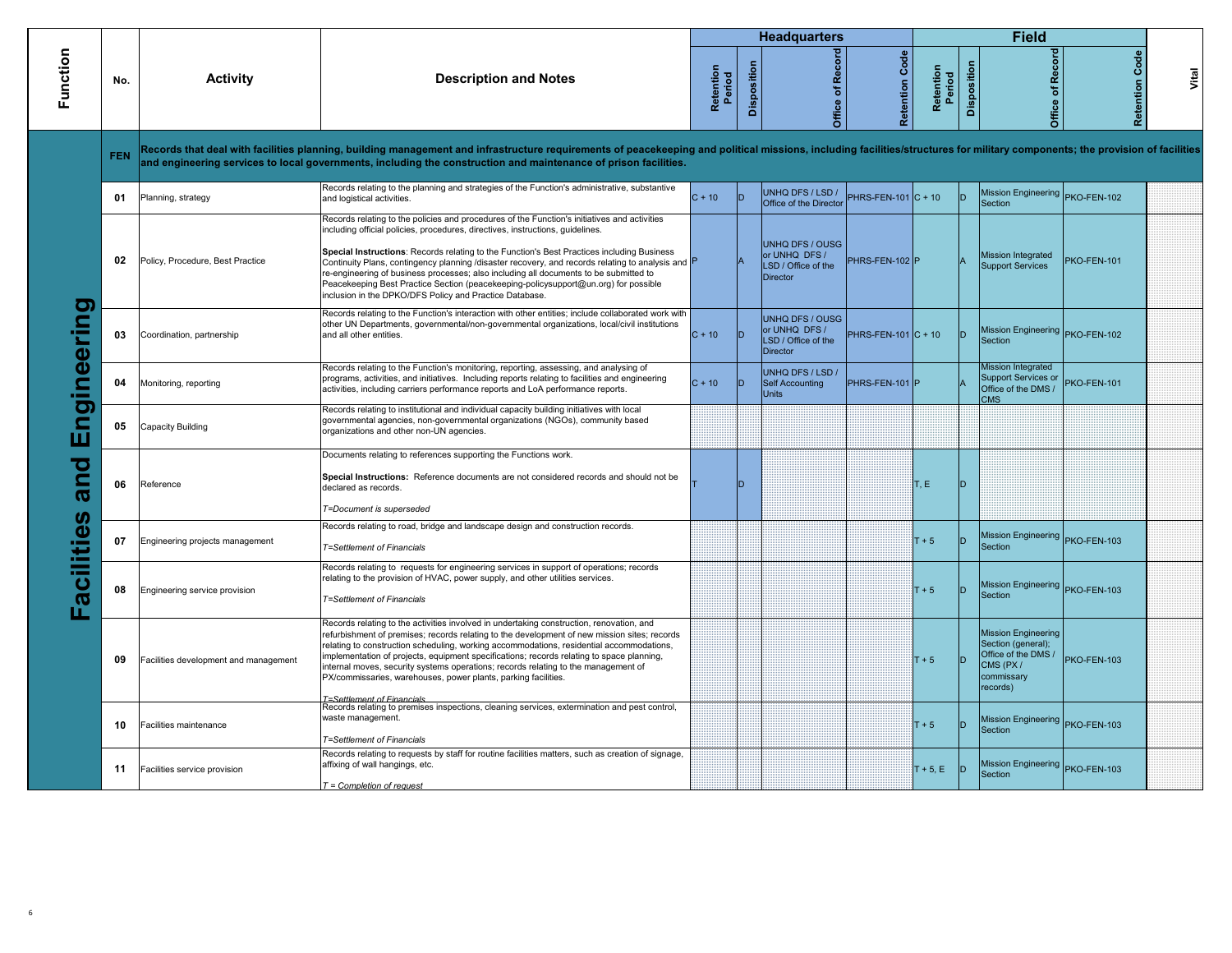| Function | No. | Activity | Description and Notes | Headquarters | | | | Field | | | | Vital |
|---|---|---|---|---|---|---|---|---|---|---|---|---|
| | | | | Retention Period | Disposition | Office of Record | Retention Code | Retention Period | Disposition | Office of Record | Retention Code | |
| Facilities and Engineering | FEN | Records that deal with facilities planning, building management and infrastructure requirements of peacekeeping and political missions, including facilities/structures for military components; the provision of facilities and engineering services to local governments, including the construction and maintenance of prison facilities. | | | | | | | | | | |
| | 01 | Planning, strategy | Records relating to the planning and strategies of the Function's administrative, substantive and logistical activities. | C + 10 | D | UNHQ DFS / LSD / Office of the Director | PHRS-FEN-101 | C + 10 | D | Mission Engineering Section | PKO-FEN-102 | |
| | 02 | Policy, Procedure, Best Practice | Records relating to the policies and procedures of the Function's initiatives and activities including official policies, procedures, directives, instructions, guidelines.<br><br>**Special Instructions**: Records relating to the Function's Best Practices including Business Continuity Plans, contingency planning /disaster recovery, and records relating to analysis and re-engineering of business processes; also including all documents to be submitted to Peacekeeping Best Practice Section (peacekeeping-policysupport@un.org) for possible inclusion in the DPKO/DFS Policy and Practice Database. | P | A | UNHQ DFS / OUSG or UNHQ DFS / LSD / Office of the Director | PHRS-FEN-102 | P | A | Mission Integrated Support Services | PKO-FEN-101 | |
| | 03 | Coordination, partnership | Records relating to the Function's interaction with other entities; include collaborated work with other UN Departments, governmental/non-governmental organizations, local/civil institutions and all other entities. | C + 10 | D | UNHQ DFS / OUSG or UNHQ DFS / LSD / Office of the Director | PHRS-FEN-101 | C + 10 | D | Mission Engineering Section | PKO-FEN-102 | |
| | 04 | Monitoring, reporting | Records relating to the Function's monitoring, reporting, assessing, and analysing of programs, activities, and initiatives. Including reports relating to facilities and engineering activities, including carriers performance reports and LoA performance reports. | C + 10 | D | UNHQ DFS / LSD / Self Accounting Units | PHRS-FEN-101 | P | A | Mission Integrated Support Services or Office of the DMS / CMS | PKO-FEN-101 | |
| | 05 | Capacity Building | Records relating to institutional and individual capacity building initiatives with local governmental agencies, non-governmental organizations (NGOs), community based organizations and other non-UN agencies. | | | | | | | | | |
| | 06 | Reference | Documents relating to references supporting the Functions work.<br><br>**Special Instructions:** Reference documents are not considered records and should not be declared as records.<br><br>*T=Document is superseded* | T | D | | | T, E | D | | | |
| | 07 | Engineering projects management | Records relating to road, bridge and landscape design and construction records.<br><br>*T=Settlement of Financials* | | | | | T + 5 | D | Mission Engineering Section | PKO-FEN-103 | |
| | 08 | Engineering service provision | Records relating to requests for engineering services in support of operations; records relating to the provision of HVAC, power supply, and other utilities services.<br><br>*T=Settlement of Financials* | | | | | T + 5 | D | Mission Engineering Section | PKO-FEN-103 | |
| | 09 | Facilities development and management | Records relating to the activities involved in undertaking construction, renovation, and refurbishment of premises; records relating to the development of new mission sites; records relating to construction scheduling, working accommodations, residential accommodations, implementation of projects, equipment specifications; records relating to space planning, internal moves, security systems operations; records relating to the management of PX/commissaries, warehouses, power plants, parking facilities.<br><br>*T=Settlement of Financials* | | | | | T + 5 | D | Mission Engineering Section (general); Office of the DMS / CMS (PX / commissary records) | PKO-FEN-103 | |
| | 10 | Facilities maintenance | Records relating to premises inspections, cleaning services, extermination and pest control, waste management.<br><br>*T=Settlement of Financials* | | | | | T + 5 | D | Mission Engineering Section | PKO-FEN-103 | |
| | 11 | Facilities service provision | Records relating to requests by staff for routine facilities matters, such as creation of signage, affixing of wall hangings, etc.<br><br>*T = Completion of request* | | | | | T + 5, E | D | Mission Engineering Section | PKO-FEN-103 | |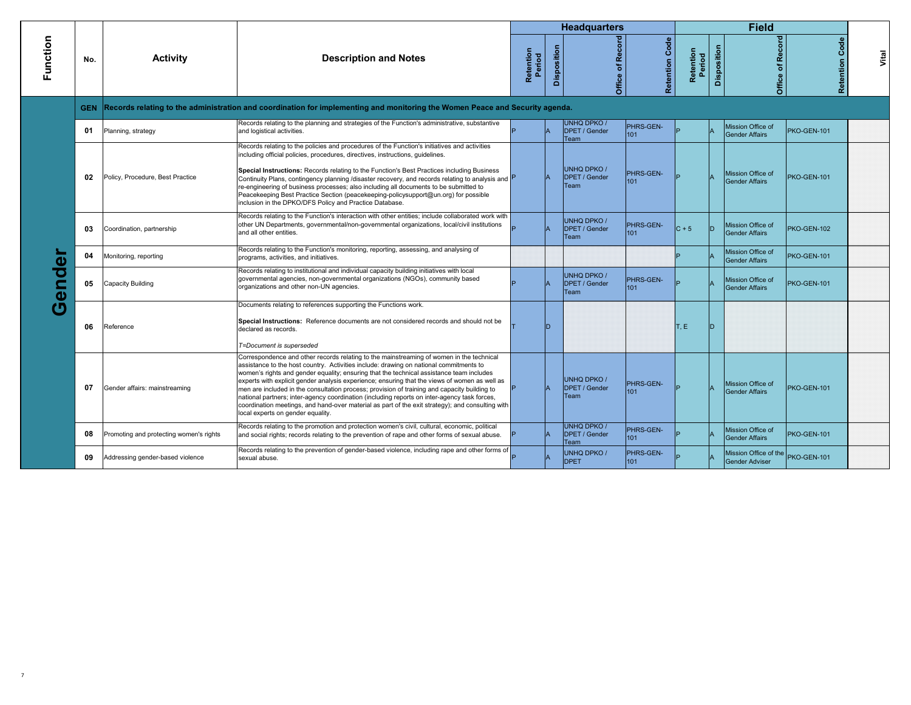| Function | No. | Activity | Description and Notes | Headquarters | | | | Field | | | | Vital |
|---|---|---|---|---|---|---|---|---|---|---|---|---|
| | | | | Retention Period | Disposition | Office of Record | Retention Code | Retention Period | Disposition | Office of Record | Retention Code | |
| Gender | GEN | Records relating to the administration and coordination for implementing and monitoring the Women Peace and Security agenda. | | | | | | | | | | |
| | 01 | Planning, strategy | Records relating to the planning and strategies of the Function's administrative, substantive and logistical activities. | P | A | UNHQ DPKO / DPET / Gender Team | PHRS-GEN-101 | P | A | Mission Office of Gender Affairs | PKO-GEN-101 | |
| | 02 | Policy, Procedure, Best Practice | Records relating to the policies and procedures of the Function's initiatives and activities including official policies, procedures, directives, instructions, guidelines.<br><br>**Special Instructions:** Records relating to the Function's Best Practices including Business Continuity Plans, contingency planning /disaster recovery, and records relating to analysis and re-engineering of business processes; also including all documents to be submitted to Peacekeeping Best Practice Section (peacekeeping-policysupport@un.org) for possible inclusion in the DPKO/DFS Policy and Practice Database. | P | A | UNHQ DPKO / DPET / Gender Team | PHRS-GEN-101 | P | A | Mission Office of Gender Affairs | PKO-GEN-101 | |
| | 03 | Coordination, partnership | Records relating to the Function's interaction with other entities; include collaborated work with other UN Departments, governmental/non-governmental organizations, local/civil institutions and all other entities. | P | A | UNHQ DPKO / DPET / Gender Team | PHRS-GEN-101 | C + 5 | D | Mission Office of Gender Affairs | PKO-GEN-102 | |
| | 04 | Monitoring, reporting | Records relating to the Function's monitoring, reporting, assessing, and analysing of programs, activities, and initiatives. | | | | | P | A | Mission Office of Gender Affairs | PKO-GEN-101 | |
| | 05 | Capacity Building | Records relating to institutional and individual capacity building initiatives with local governmental agencies, non-governmental organizations (NGOs), community based organizations and other non-UN agencies. | P | A | UNHQ DPKO / DPET / Gender Team | PHRS-GEN-101 | P | A | Mission Office of Gender Affairs | PKO-GEN-101 | |
| | 06 | Reference | Documents relating to references supporting the Functions work.<br><br>**Special Instructions:** Reference documents are not considered records and should not be declared as records.<br><br>*T=Document is superseded* | T | D | | | T, E | D | | | |
| | 07 | Gender affairs: mainstreaming | Correspondence and other records relating to the mainstreaming of women in the technical assistance to the host country. Activities include: drawing on national commitments to women's rights and gender equality; ensuring that the technical assistance team includes experts with explicit gender analysis experience; ensuring that the views of women as well as men are included in the consultation process; provision of training and capacity building to national partners; inter-agency coordination (including reports on inter-agency task forces, coordination meetings, and hand-over material as part of the exit strategy); and consulting with local experts on gender equality. | P | A | UNHQ DPKO / DPET / Gender Team | PHRS-GEN-101 | P | A | Mission Office of Gender Affairs | PKO-GEN-101 | |
| | 08 | Promoting and protecting women's rights | Records relating to the promotion and protection women's civil, cultural, economic, political and social rights; records relating to the prevention of rape and other forms of sexual abuse. | P | A | UNHQ DPKO / DPET / Gender Team | PHRS-GEN-101 | P | A | Mission Office of Gender Affairs | PKO-GEN-101 | |
| | 09 | Addressing gender-based violence | Records relating to the prevention of gender-based violence, including rape and other forms of sexual abuse. | P | A | UNHQ DPKO / DPET | PHRS-GEN-101 | P | A | Mission Office of the Gender Adviser | PKO-GEN-101 | |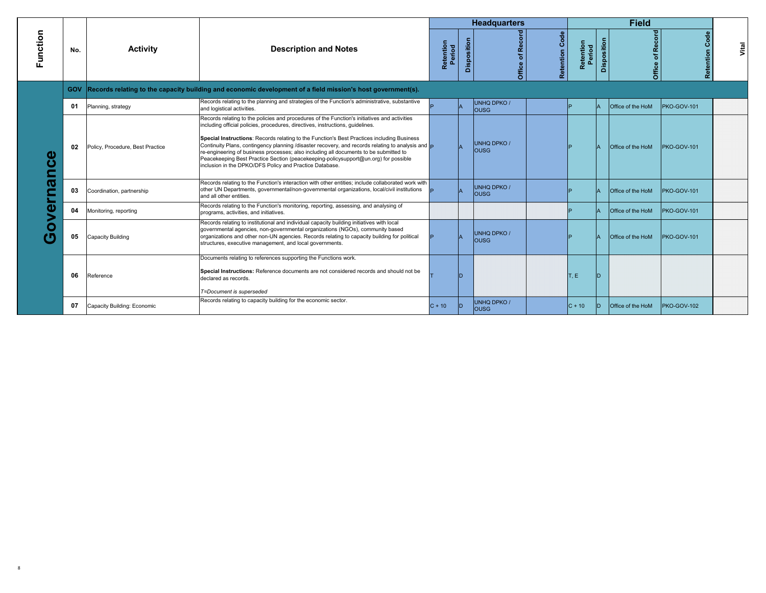| Function | No. | Activity | Description and Notes | Headquarters | | | | Field | | | | Vital |
|---|---|---|---|---|---|---|---|---|---|---|---|---|
| | | | | Retention Period | Disposition | Office of Record | Retention Code | Retention Period | Disposition | Office of Record | Retention Code | |
| Governance | GOV | Records relating to the capacity building and economic development of a field mission's host government(s). | | | | | | | | | | |
| | 01 | Planning, strategy | Records relating to the planning and strategies of the Function's administrative, substantive and logistical activities. | P | A | UNHQ DPKO / OUSG | | P | A | Office of the HoM | PKO-GOV-101 | |
| | 02 | Policy, Procedure, Best Practice | Records relating to the policies and procedures of the Function's initiatives and activities including official policies, procedures, directives, instructions, guidelines.<br><br>**Special Instructions**: Records relating to the Function's Best Practices including Business Continuity Plans, contingency planning /disaster recovery, and records relating to analysis and re-engineering of business processes; also including all documents to be submitted to Peacekeeping Best Practice Section (peacekeeping-policysupport@un.org) for possible inclusion in the DPKO/DFS Policy and Practice Database. | P | A | UNHQ DPKO / OUSG | | P | A | Office of the HoM | PKO-GOV-101 | |
| | 03 | Coordination, partnership | Records relating to the Function's interaction with other entities; include collaborated work with other UN Departments, governmental/non-governmental organizations, local/civil institutions and all other entities. | P | A | UNHQ DPKO / OUSG | | P | A | Office of the HoM | PKO-GOV-101 | |
| | 04 | Monitoring, reporting | Records relating to the Function's monitoring, reporting, assessing, and analysing of programs, activities, and initiatives. | | | | | P | A | Office of the HoM | PKO-GOV-101 | |
| | 05 | Capacity Building | Records relating to institutional and individual capacity building initiatives with local governmental agencies, non-governmental organizations (NGOs), community based organizations and other non-UN agencies. Records relating to capacity building for political structures, executive management, and local governments. | P | A | UNHQ DPKO / OUSG | | P | A | Office of the HoM | PKO-GOV-101 | |
| | 06 | Reference | Documents relating to references supporting the Functions work.<br><br>**Special Instructions:** Reference documents are not considered records and should not be declared as records.<br><br>*T=Document is superseded* | T | D | | | T, E | D | | | |
| | 07 | Capacity Building: Economic | Records relating to capacity building for the economic sector. | C + 10 | D | UNHQ DPKO / OUSG | | C + 10 | D | Office of the HoM | PKO-GOV-102 | |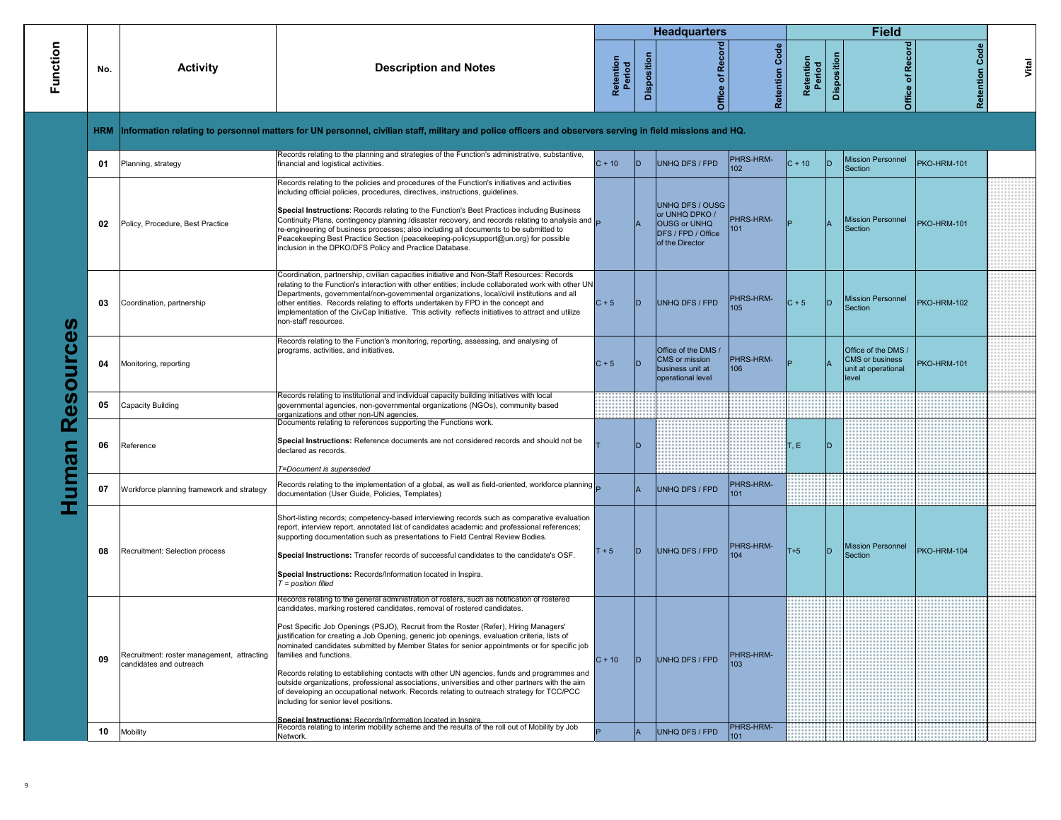| Function | No. | Activity | Description and Notes | Headquarters | | | | Field | | | | Vital |
|---|---|---|---|---|---|---|---|---|---|---|---|---|
| | | | | Retention Period | Disposition | Office of Record | Retention Code | Retention Period | Disposition | Office of Record | Retention Code | |
| Human Resources | HRM | Information relating to personnel matters for UN personnel, civilian staff, military and police officers and observers serving in field missions and HQ. | | | | | | | | | | |
| | 01 | Planning, strategy | Records relating to the planning and strategies of the Function's administrative, substantive, financial and logistical activities. | C + 10 | D | UNHQ DFS / FPD | PHRS-HRM-102 | C + 10 | D | Mission Personnel Section | PKO-HRM-101 | |
| | 02 | Policy, Procedure, Best Practice | Records relating to the policies and procedures of the Function's initiatives and activities including official policies, procedures, directives, instructions, guidelines.<br><br>**Special Instructions**: Records relating to the Function's Best Practices including Business Continuity Plans, contingency planning /disaster recovery, and records relating to analysis and re-engineering of business processes; also including all documents to be submitted to Peacekeeping Best Practice Section (peacekeeping-policysupport@un.org) for possible inclusion in the DPKO/DFS Policy and Practice Database. | P | A | UNHQ DFS / OUSG or UNHQ DPKO / OUSG or UNHQ DFS / FPD / Office of the Director | PHRS-HRM-101 | P | A | Mission Personnel Section | PKO-HRM-101 | |
| | 03 | Coordination, partnership | Coordination, partnership, civilian capacities initiative and Non-Staff Resources: Records relating to the Function's interaction with other entities; include collaborated work with other UN Departments, governmental/non-governmental organizations, local/civil institutions and all other entities. Records relating to efforts undertaken by FPD in the concept and implementation of the CivCap Initiative. This activity reflects initiatives to attract and utilize non-staff resources. | C + 5 | D | UNHQ DFS / FPD | PHRS-HRM-105 | C + 5 | D | Mission Personnel Section | PKO-HRM-102 | |
| | 04 | Monitoring, reporting | Records relating to the Function's monitoring, reporting, assessing, and analysing of programs, activities, and initiatives. | C + 5 | D | Office of the DMS / CMS or mission business unit at operational level | PHRS-HRM-106 | P | A | Office of the DMS / CMS or business unit at operational level | PKO-HRM-101 | |
| | 05 | Capacity Building | Records relating to institutional and individual capacity building initiatives with local governmental agencies, non-governmental organizations (NGOs), community based organizations and other non-UN agencies. | | | | | | | | | |
| | 06 | Reference | Documents relating to references supporting the Functions work.<br><br>**Special Instructions:** Reference documents are not considered records and should not be declared as records.<br><br>*T=Document is superseded* | T | D | | | T, E | D | | | |
| | 07 | Workforce planning framework and strategy | Records relating to the implementation of a global, as well as field-oriented, workforce planning documentation (User Guide, Policies, Templates) | P | A | UNHQ DFS / FPD | PHRS-HRM-101 | | | | | |
| | 08 | Recruitment: Selection process | Short-listing records; competency-based interviewing records such as comparative evaluation report, interview report, annotated list of candidates academic and professional references; supporting documentation such as presentations to Field Central Review Bodies.<br><br>**Special Instructions:** Transfer records of successful candidates to the candidate's OSF.<br><br>**Special Instructions:** Records/Information located in Inspira.<br>*T = position filled* | T + 5 | D | UNHQ DFS / FPD | PHRS-HRM-104 | T+5 | D | Mission Personnel Section | PKO-HRM-104 | |
| | 09 | Recruitment: roster management, attracting candidates and outreach | Records relating to the general administration of rosters, such as notification of rostered candidates, marking rostered candidates, removal of rostered candidates.<br><br>Post Specific Job Openings (PSJO), Recruit from the Roster (Refer), Hiring Managers' justification for creating a Job Opening, generic job openings, evaluation criteria, lists of nominated candidates submitted by Member States for senior appointments or for specific job families and functions.<br><br>Records relating to establishing contacts with other UN agencies, funds and programmes and outside organizations, professional associations, universities and other partners with the aim of developing an occupational network. Records relating to outreach strategy for TCC/PCC including for senior level positions.<br><br>**Special Instructions:** Records/Information located in Inspira. | C + 10 | D | UNHQ DFS / FPD | PHRS-HRM-103 | | | | | |
| | 10 | Mobility | Records relating to interim mobility scheme and the results of the roll out of Mobility by Job Network. | P | A | UNHQ DFS / FPD | PHRS-HRM-101 | | | | | |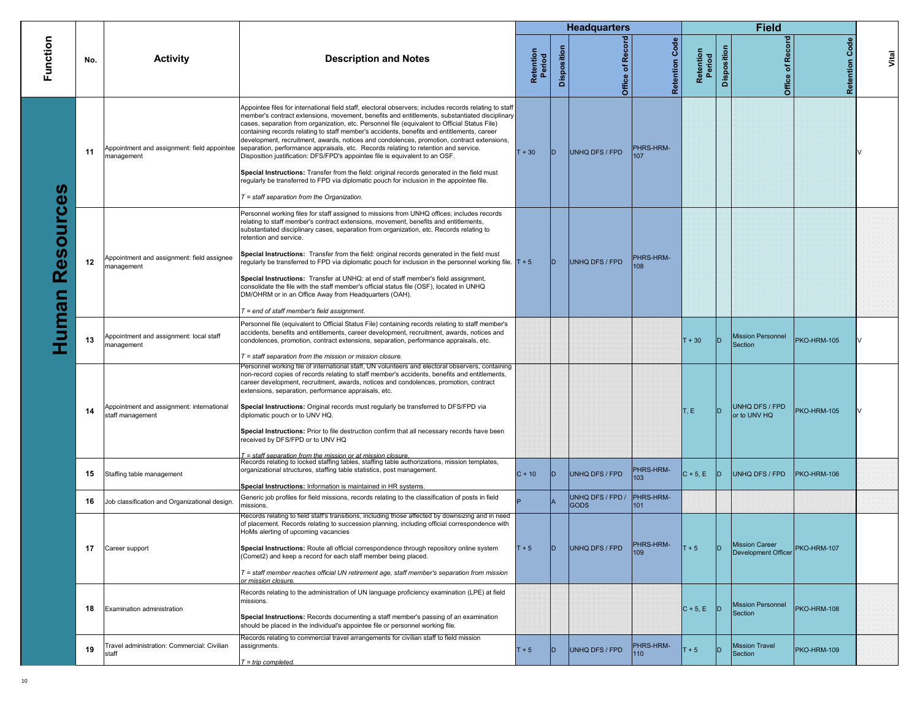| Function | No. | Activity | Description and Notes | Headquarters | | | | Field | | | | Vital |
|---|---|---|---|---|---|---|---|---|---|---|---|---|
| | | | | Retention Period | Disposition | Office of Record | Retention Code | Retention Period | Disposition | Office of Record | Retention Code | |
| Human Resources | 11 | Appointment and assignment: field appointee management | Appointee files for international field staff, electoral observers; includes records relating to staff member's contract extensions, movement, benefits and entitlements, substantiated disciplinary cases, separation from organization, etc. Personnel file (equivalent to Official Status File) containing records relating to staff member's accidents, benefits and entitlements, career development, recruitment, awards, notices and condolences, promotion, contract extensions, separation, performance appraisals, etc. Records relating to retention and service. Disposition justification: DFS/FPD's appointee file is equivalent to an OSF.<br><br>**Special Instructions:** Transfer from the field: original records generated in the field must regularly be transferred to FPD via diplomatic pouch for inclusion in the appointee file.<br><br>*T = staff separation from the Organization.* | T + 30 | D | UNHQ DFS / FPD | PHRS-HRM-107 | | | | | V |
| | 12 | Appointment and assignment: field assignee management | Personnel working files for staff assigned to missions from UNHQ offices; includes records relating to staff member's contract extensions, movement, benefits and entitlements, substantiated disciplinary cases, separation from organization, etc. Records relating to retention and service.<br><br>**Special Instructions:** Transfer from the field: original records generated in the field must regularly be transferred to FPD via diplomatic pouch for inclusion in the personnel working file.<br><br>**Special Instructions:** Transfer at UNHQ: at end of staff member's field assignment, consolidate the file with the staff member's official status file (OSF), located in UNHQ DM/OHRM or in an Office Away from Headquarters (OAH).<br><br>*T = end of staff member's field assignment.* | T + 5 | D | UNHQ DFS / FPD | PHRS-HRM-108 | | | | | |
| | 13 | Appointment and assignment: local staff management | Personnel file (equivalent to Official Status File) containing records relating to staff member's accidents, benefits and entitlements, career development, recruitment, awards, notices and condolences, promotion, contract extensions, separation, performance appraisals, etc.<br><br>*T = staff separation from the mission or mission closure.* | | | | | T + 30 | D | Mission Personnel Section | PKO-HRM-105 | V |
| | 14 | Appointment and assignment: international staff management | Personnel working file of international staff, UN volunteers and electoral observers, containing non-record copies of records relating to staff member's accidents, benefits and entitlements, career development, recruitment, awards, notices and condolences, promotion, contract extensions, separation, performance appraisals, etc.<br><br>**Special Instructions:** Original records must regularly be transferred to DFS/FPD via diplomatic pouch or to UNV HQ.<br><br>**Special Instructions:** Prior to file destruction confirm that all necessary records have been received by DFS/FPD or to UNV HQ<br><br>*T = staff separation from the mission or at mission closure.* | | | | | T, E | D | UNHQ DFS / FPD or to UNV HQ | PKO-HRM-105 | V |
| | 15 | Staffing table management | Records relating to locked staffing tables, staffing table authorizations, mission templates, organizational structures, staffing table statistics, post management.<br><br>**Special Instructions:** Information is maintained in HR systems. | C + 10 | D | UNHQ DFS / FPD | PHRS-HRM-103 | C + 5, E | D | UNHQ DFS / FPD | PKO-HRM-106 | |
| | 16 | Job classification and Organizational design. | Generic job profiles for field missions, records relating to the classification of posts in field missions. | P | A | UNHQ DFS / FPD / GODS | PHRS-HRM-101 | | | | | |
| | 17 | Career support | Records relating to field staff's transitions, including those affected by downsizing and in need of placement. Records relating to succession planning, including official correspondence with HoMs alerting of upcoming vacancies<br><br>**Special Instructions:** Route all official correspondence through repository online system (Comet2) and keep a record for each staff member being placed.<br><br>*T = staff member reaches official UN retirement age, staff member's separation from mission or mission closure.* | T + 5 | D | UNHQ DFS / FPD | PHRS-HRM-109 | T + 5 | D | Mission Career Development Officer | PKO-HRM-107 | |
| | 18 | Examination administration | Records relating to the administration of UN language proficiency examination (LPE) at field missions.<br><br>**Special Instructions:** Records documenting a staff member's passing of an examination should be placed in the individual's appointee file or personnel working file. | | | | | C + 5, E | D | Mission Personnel Section | PKO-HRM-108 | |
| | 19 | Travel administration: Commercial: Civilian staff | Records relating to commercial travel arrangements for civilian staff to field mission assignments.<br><br>*T = trip completed.* | T + 5 | D | UNHQ DFS / FPD | PHRS-HRM-110 | T + 5 | D | Mission Travel Section | PKO-HRM-109 | |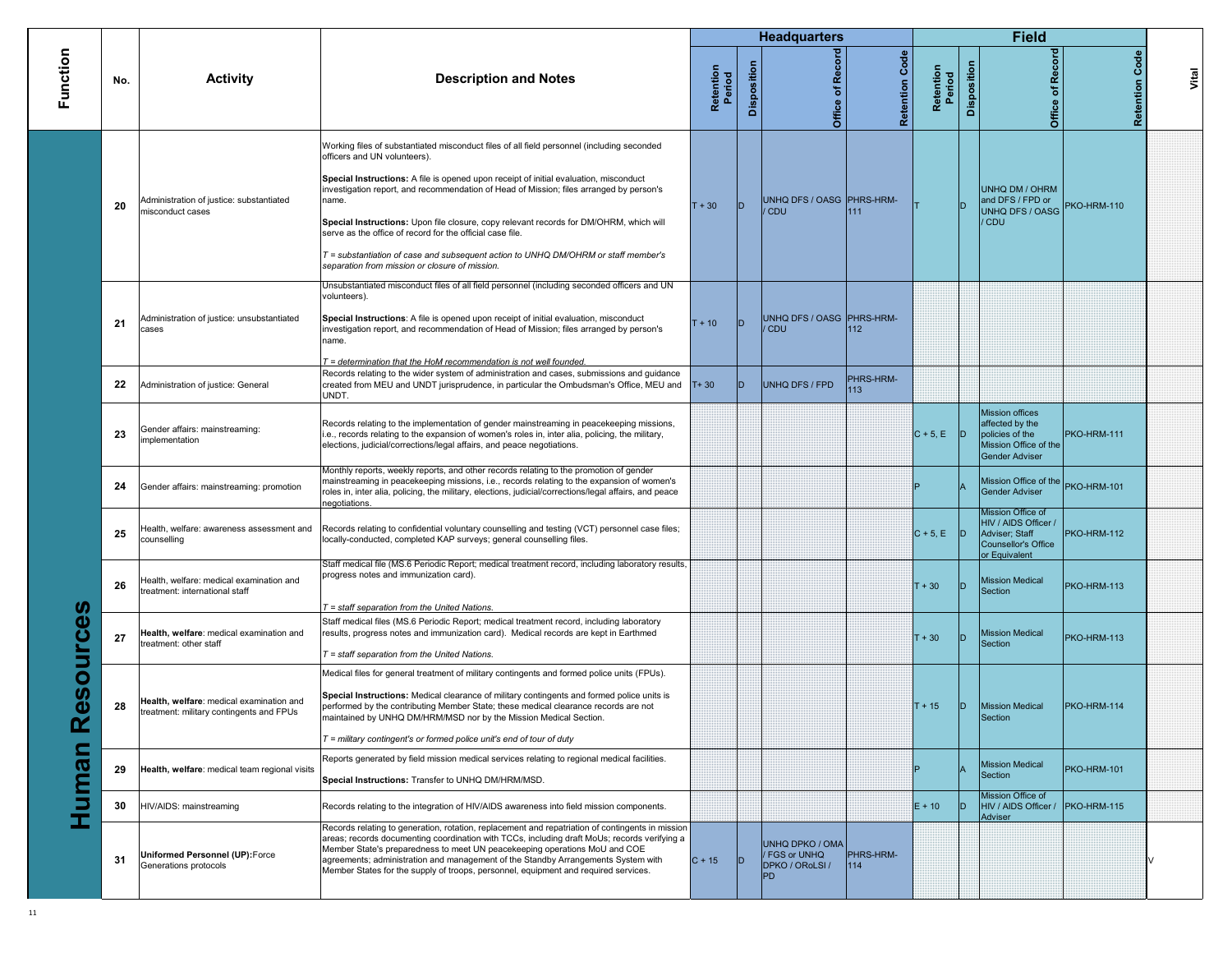| Function | No. | Activity | Description and Notes | Headquarters | | | | Field | | | | Vital |
|---|---|---|---|---|---|---|---|---|---|---|---|---|
| | | | | Retention Period | Disposition | Office of Record | Retention Code | Retention Period | Disposition | Office of Record | Retention Code | |
| Human Resources | 20 | Administration of justice: substantiated misconduct cases | Working files of substantiated misconduct files of all field personnel (including seconded officers and UN volunteers).<br><br>**Special Instructions:** A file is opened upon receipt of initial evaluation, misconduct investigation report, and recommendation of Head of Mission; files arranged by person's name.<br><br>**Special Instructions:** Upon file closure, copy relevant records for DM/OHRM, which will serve as the office of record for the official case file.<br><br>*T = substantiation of case and subsequent action to UNHQ DM/OHRM or staff member's separation from mission or closure of mission.* | T + 30 | D | UNHQ DFS / OASG / CDU | PHRS-HRM-111 | T | D | UNHQ DM / OHRM and DFS / FPD or UNHQ DFS / OASG / CDU | PKO-HRM-110 | |
| | 21 | Administration of justice: unsubstantiated cases | Unsubstantiated misconduct files of all field personnel (including seconded officers and UN volunteers).<br><br>**Special Instructions**: A file is opened upon receipt of initial evaluation, misconduct investigation report, and recommendation of Head of Mission; files arranged by person's name.<br><br>*T = determination that the HoM recommendation is not well founded.* | T + 10 | D | UNHQ DFS / OASG / CDU | PHRS-HRM-112 | | | | | |
| | 22 | Administration of justice: General | Records relating to the wider system of administration and cases, submissions and guidance created from MEU and UNDT jurisprudence, in particular the Ombudsman's Office, MEU and UNDT. | T+ 30 | D | UNHQ DFS / FPD | PHRS-HRM-113 | | | | | |
| | 23 | Gender affairs: mainstreaming: implementation | Records relating to the implementation of gender mainstreaming in peacekeeping missions, i.e., records relating to the expansion of women's roles in, inter alia, policing, the military, elections, judicial/corrections/legal affairs, and peace negotiations. | | | | | C + 5, E | D | Mission offices affected by the policies of the Mission Office of the Gender Adviser | PKO-HRM-111 | |
| | 24 | Gender affairs: mainstreaming: promotion | Monthly reports, weekly reports, and other records relating to the promotion of gender mainstreaming in peacekeeping missions, i.e., records relating to the expansion of women's roles in, inter alia, policing, the military, elections, judicial/corrections/legal affairs, and peace negotiations. | | | | | P | A | Mission Office of the Gender Adviser | PKO-HRM-101 | |
| | 25 | Health, welfare: awareness assessment and counselling | Records relating to confidential voluntary counselling and testing (VCT) personnel case files; locally-conducted, completed KAP surveys; general counselling files. | | | | | C + 5, E | D | Mission Office of HIV / AIDS Officer / Adviser; Staff Counsellor's Office or Equivalent | PKO-HRM-112 | |
| | 26 | Health, welfare: medical examination and treatment: international staff | Staff medical file (MS.6 Periodic Report; medical treatment record, including laboratory results, progress notes and immunization card).<br><br>*T = staff separation from the United Nations.* | | | | | T + 30 | D | Mission Medical Section | PKO-HRM-113 | |
| | 27 | **Health, welfare**: medical examination and treatment: other staff | Staff medical files (MS.6 Periodic Report; medical treatment record, including laboratory results, progress notes and immunization card). Medical records are kept in Earthmed<br><br>*T = staff separation from the United Nations.* | | | | | T + 30 | D | Mission Medical Section | PKO-HRM-113 | |
| | 28 | **Health, welfare**: medical examination and treatment: military contingents and FPUs | Medical files for general treatment of military contingents and formed police units (FPUs).<br><br>**Special Instructions:** Medical clearance of military contingents and formed police units is performed by the contributing Member State; these medical clearance records are not maintained by UNHQ DM/HRM/MSD nor by the Mission Medical Section.<br><br>*T = military contingent's or formed police unit's end of tour of duty* | | | | | T + 15 | D | Mission Medical Section | PKO-HRM-114 | |
| | 29 | **Health, welfare**: medical team regional visits | Reports generated by field mission medical services relating to regional medical facilities.<br><br>**Special Instructions:** Transfer to UNHQ DM/HRM/MSD. | | | | | P | A | Mission Medical Section | PKO-HRM-101 | |
| | 30 | HIV/AIDS: mainstreaming | Records relating to the integration of HIV/AIDS awareness into field mission components. | | | | | E + 10 | D | Mission Office of HIV / AIDS Officer / Adviser | PKO-HRM-115 | |
| | 31 | **Uniformed Personnel (UP):** Force Generations protocols | Records relating to generation, rotation, replacement and repatriation of contingents in mission areas; records documenting coordination with TCCs, including draft MoUs; records verifying a Member State's preparedness to meet UN peacekeeping operations MoU and COE agreements; administration and management of the Standby Arrangements System with Member States for the supply of troops, personnel, equipment and required services. | C + 15 | D | UNHQ DPKO / OMA / FGS or UNHQ DPKO / ORoLSI / PD | PHRS-HRM-114 | | | | | V |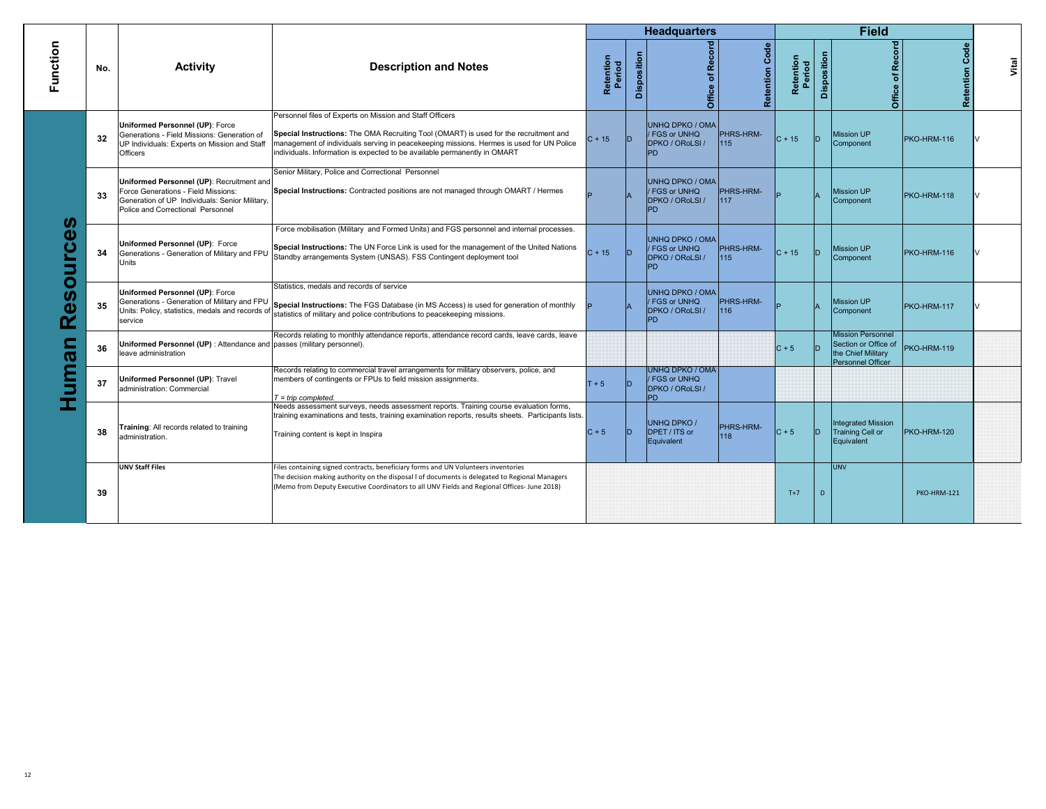| Function | No. | Activity | Description and Notes | Headquarters | | | | Field | | | | Vital |
|---|---|---|---|---|---|---|---|---|---|---|---|---|
| | | | | Retention Period | Disposition | Office of Record | Retention Code | Retention Period | Disposition | Office of Record | Retention Code | |
| Human Resources | 32 | **Uniformed Personnel (UP)**: Force Generations - Field Missions: Generation of UP Individuals: Experts on Mission and Staff Officers | Personnel files of Experts on Mission and Staff Officers<br><br>**Special Instructions:** The OMA Recruiting Tool (OMART) is used for the recruitment and management of individuals serving in peacekeeping missions. Hermes is used for UN Police individuals. Information is expected to be available permanently in OMART | C + 15 | D | UNHQ DPKO / OMA / FGS or UNHQ DPKO / ORoLSI / PD | PHRS-HRM-115 | C + 15 | D | Mission UP Component | PKO-HRM-116 | V |
| | 33 | **Uniformed Personnel (UP)**: Recruitment and Force Generations - Field Missions: Generation of UP Individuals: Senior Military, Police and Correctional Personnel | Senior Military, Police and Correctional Personnel<br><br>**Special Instructions:** Contracted positions are not managed through OMART / Hermes | P | A | UNHQ DPKO / OMA / FGS or UNHQ DPKO / ORoLSI / PD | PHRS-HRM-117 | P | A | Mission UP Component | PKO-HRM-118 | V |
| | 34 | **Uniformed Personnel (UP)**: Force Generations - Generation of Military and FPU Units | Force mobilisation (Military and Formed Units) and FGS personnel and internal processes.<br><br>**Special Instructions:** The UN Force Link is used for the management of the United Nations Standby arrangements System (UNSAS). FSS Contingent deployment tool | C + 15 | D | UNHQ DPKO / OMA / FGS or UNHQ DPKO / ORoLSI / PD | PHRS-HRM-115 | C + 15 | D | Mission UP Component | PKO-HRM-116 | V |
| | 35 | **Uniformed Personnel (UP)**: Force Generations - Generation of Military and FPU Units: Policy, statistics, medals and records of service | Statistics, medals and records of service<br><br>**Special Instructions:** The FGS Database (in MS Access) is used for generation of monthly statistics of military and police contributions to peacekeeping missions. | P | A | UNHQ DPKO / OMA / FGS or UNHQ DPKO / ORoLSI / PD | PHRS-HRM-116 | P | A | Mission UP Component | PKO-HRM-117 | V |
| | 36 | **Uniformed Personnel (UP)** : Attendance and leave administration | Records relating to monthly attendance reports, attendance record cards, leave cards, leave passes (military personnel). | | | | | C + 5 | D | Mission Personnel Section or Office of the Chief Military Personnel Officer | PKO-HRM-119 | |
| | 37 | **Uniformed Personnel (UP)**: Travel administration: Commercial | Records relating to commercial travel arrangements for military observers, police, and members of contingents or FPUs to field mission assignments.<br><br>*T = trip completed.* | T + 5 | D | UNHQ DPKO / OMA / FGS or UNHQ DPKO / ORoLSI / PD | | | | | | |
| | 38 | **Training**: All records related to training administration. | Needs assessment surveys, needs assessment reports. Training course evaluation forms, training examinations and tests, training examination reports, results sheets. Participants lists.<br><br>Training content is kept in Inspira | C + 5 | D | UNHQ DPKO / DPET / ITS or Equivalent | PHRS-HRM-118 | C + 5 | D | Integrated Mission Training Cell or Equivalent | PKO-HRM-120 | |
| | 39 | **UNV Staff Files** | Files containing signed contracts, beneficiary forms and UN Volunteers inventories<br>The decision making authority on the disposal l of documents is delegated to Regional Managers (Memo from Deputy Executive Coordinators to all UNV Fields and Regional Offices- June 2018) | | | | | T+7 | D | UNV | PKO-HRM-121 | |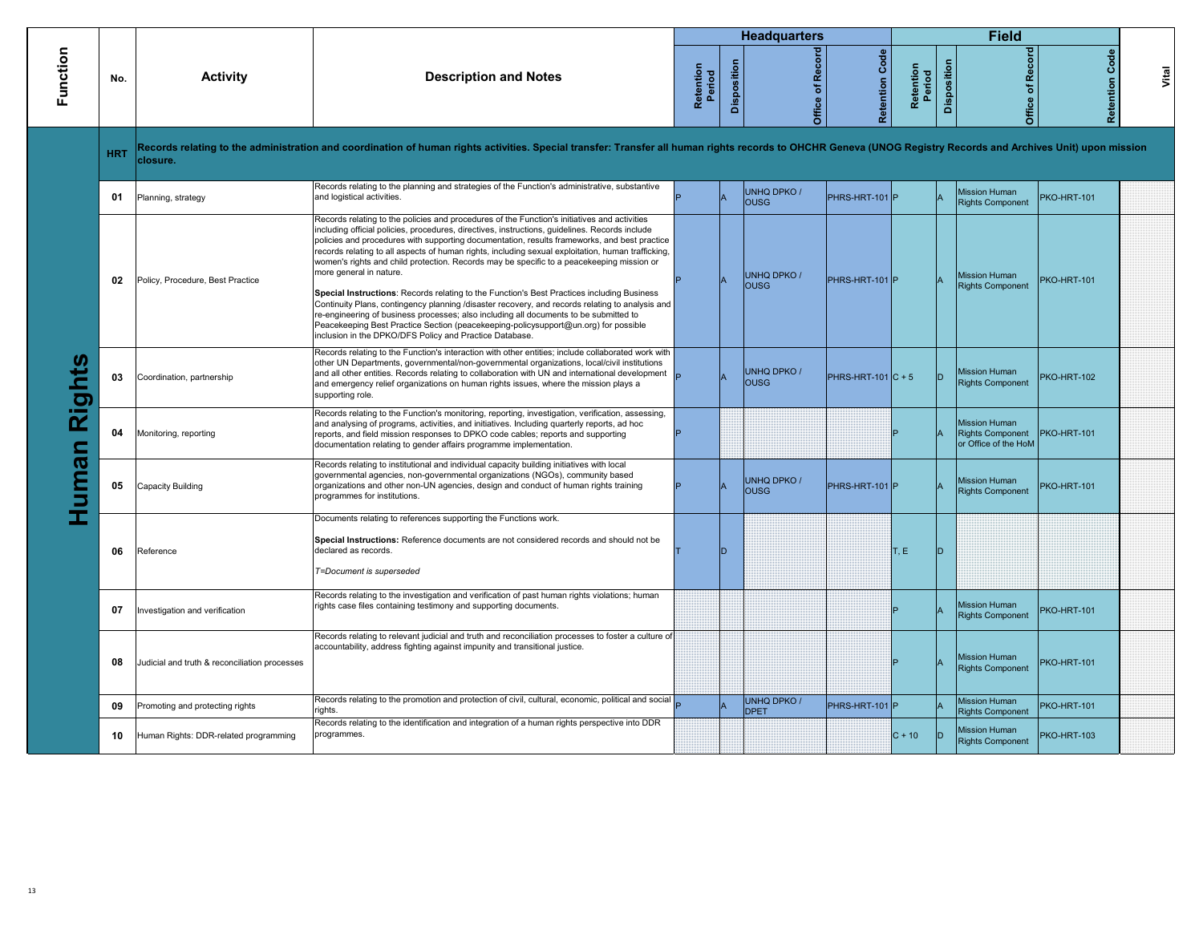| Function | No. | Activity | Description and Notes | Headquarters | | | | Field | | | | Vital |
|---|---|---|---|---|---|---|---|---|---|---|---|---|
| | | | | Retention Period | Disposition | Office of Record | Retention Code | Retention Period | Disposition | Office of Record | Retention Code | |
| Human Rights | HRT | Records relating to the administration and coordination of human rights activities. Special transfer: Transfer all human rights records to OHCHR Geneva (UNOG Registry Records and Archives Unit) upon mission closure. | | | | | | | | | | |
| | 01 | Planning, strategy | Records relating to the planning and strategies of the Function's administrative, substantive and logistical activities. | P | A | UNHQ DPKO / OUSG | PHRS-HRT-101 | P | A | Mission Human Rights Component | PKO-HRT-101 | |
| | 02 | Policy, Procedure, Best Practice | Records relating to the policies and procedures of the Function's initiatives and activities including official policies, procedures, directives, instructions, guidelines. Records include policies and procedures with supporting documentation, results frameworks, and best practice records relating to all aspects of human rights, including sexual exploitation, human trafficking, women's rights and child protection. Records may be specific to a peacekeeping mission or more general in nature.<br><br>**Special Instructions**: Records relating to the Function's Best Practices including Business Continuity Plans, contingency planning /disaster recovery, and records relating to analysis and re-engineering of business processes; also including all documents to be submitted to Peacekeeping Best Practice Section (peacekeeping-policysupport@un.org) for possible inclusion in the DPKO/DFS Policy and Practice Database. | P | A | UNHQ DPKO / OUSG | PHRS-HRT-101 | P | A | Mission Human Rights Component | PKO-HRT-101 | |
| | 03 | Coordination, partnership | Records relating to the Function's interaction with other entities; include collaborated work with other UN Departments, governmental/non-governmental organizations, local/civil institutions and all other entities. Records relating to collaboration with UN and international development and emergency relief organizations on human rights issues, where the mission plays a supporting role. | P | A | UNHQ DPKO / OUSG | PHRS-HRT-101 | C + 5 | D | Mission Human Rights Component | PKO-HRT-102 | |
| | 04 | Monitoring, reporting | Records relating to the Function's monitoring, reporting, investigation, verification, assessing, and analysing of programs, activities, and initiatives. Including quarterly reports, ad hoc reports, and field mission responses to DPKO code cables; reports and supporting documentation relating to gender affairs programme implementation. | P | | | | P | A | Mission Human Rights Component or Office of the HoM | PKO-HRT-101 | |
| | 05 | Capacity Building | Records relating to institutional and individual capacity building initiatives with local governmental agencies, non-governmental organizations (NGOs), community based organizations and other non-UN agencies, design and conduct of human rights training programmes for institutions. | P | A | UNHQ DPKO / OUSG | PHRS-HRT-101 | P | A | Mission Human Rights Component | PKO-HRT-101 | |
| | 06 | Reference | Documents relating to references supporting the Functions work.<br><br>**Special Instructions:** Reference documents are not considered records and should not be declared as records.<br><br>*T=Document is superseded* | T | D | | | T, E | D | | | |
| | 07 | Investigation and verification | Records relating to the investigation and verification of past human rights violations; human rights case files containing testimony and supporting documents. | | | | | P | A | Mission Human Rights Component | PKO-HRT-101 | |
| | 08 | Judicial and truth & reconciliation processes | Records relating to relevant judicial and truth and reconciliation processes to foster a culture of accountability, address fighting against impunity and transitional justice. | | | | | P | A | Mission Human Rights Component | PKO-HRT-101 | |
| | 09 | Promoting and protecting rights | Records relating to the promotion and protection of civil, cultural, economic, political and social rights. | P | A | UNHQ DPKO / DPET | PHRS-HRT-101 | P | A | Mission Human Rights Component | PKO-HRT-101 | |
| | 10 | Human Rights: DDR-related programming | Records relating to the identification and integration of a human rights perspective into DDR programmes. | | | | | C + 10 | D | Mission Human Rights Component | PKO-HRT-103 | |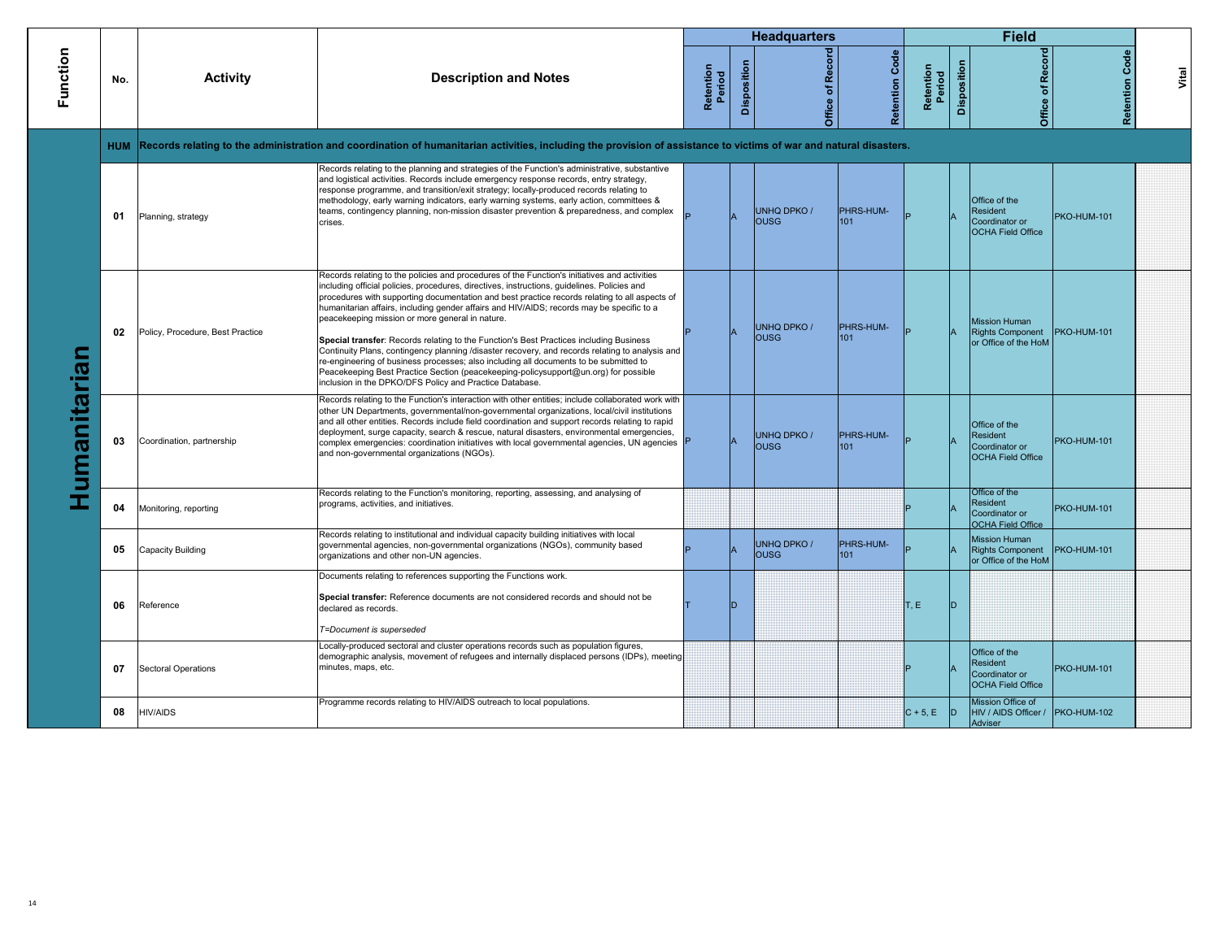| Function | No. | Activity | Description and Notes | Headquarters | | | | Field | | | | Vital |
|---|---|---|---|---|---|---|---|---|---|---|---|---|
| | | | | Retention Period | Disposition | Office of Record | Retention Code | Retention Period | Disposition | Office of Record | Retention Code | |
| Humanitarian | HUM | Records relating to the administration and coordination of humanitarian activities, including the provision of assistance to victims of war and natural disasters. | | | | | | | | | | |
| | 01 | Planning, strategy | Records relating to the planning and strategies of the Function's administrative, substantive and logistical activities. Records include emergency response records, entry strategy, response programme, and transition/exit strategy; locally-produced records relating to methodology, early warning indicators, early warning systems, early action, committees & teams, contingency planning, non-mission disaster prevention & preparedness, and complex crises. | P | A | UNHQ DPKO / OUSG | PHRS-HUM-101 | P | A | Office of the Resident Coordinator or OCHA Field Office | PKO-HUM-101 | |
| | 02 | Policy, Procedure, Best Practice | Records relating to the policies and procedures of the Function's initiatives and activities including official policies, procedures, directives, instructions, guidelines. Policies and procedures with supporting documentation and best practice records relating to all aspects of humanitarian affairs, including gender affairs and HIV/AIDS; records may be specific to a peacekeeping mission or more general in nature.<br><br>**Special transfer**: Records relating to the Function's Best Practices including Business Continuity Plans, contingency planning /disaster recovery, and records relating to analysis and re-engineering of business processes; also including all documents to be submitted to Peacekeeping Best Practice Section (peacekeeping-policysupport@un.org) for possible inclusion in the DPKO/DFS Policy and Practice Database. | P | A | UNHQ DPKO / OUSG | PHRS-HUM-101 | P | A | Mission Human Rights Component or Office of the HoM | PKO-HUM-101 | |
| | 03 | Coordination, partnership | Records relating to the Function's interaction with other entities; include collaborated work with other UN Departments, governmental/non-governmental organizations, local/civil institutions and all other entities. Records include field coordination and support records relating to rapid deployment, surge capacity, search & rescue, natural disasters, environmental emergencies, complex emergencies: coordination initiatives with local governmental agencies, UN agencies and non-governmental organizations (NGOs). | P | A | UNHQ DPKO / OUSG | PHRS-HUM-101 | P | A | Office of the Resident Coordinator or OCHA Field Office | PKO-HUM-101 | |
| | 04 | Monitoring, reporting | Records relating to the Function's monitoring, reporting, assessing, and analysing of programs, activities, and initiatives. | | | | | P | A | Office of the Resident Coordinator or OCHA Field Office | PKO-HUM-101 | |
| | 05 | Capacity Building | Records relating to institutional and individual capacity building initiatives with local governmental agencies, non-governmental organizations (NGOs), community based organizations and other non-UN agencies. | P | A | UNHQ DPKO / OUSG | PHRS-HUM-101 | P | A | Mission Human Rights Component or Office of the HoM | PKO-HUM-101 | |
| | 06 | Reference | Documents relating to references supporting the Functions work.<br><br>**Special transfer:** Reference documents are not considered records and should not be declared as records.<br><br>*T=Document is superseded* | T | D | | | T, E | D | | | |
| | 07 | Sectoral Operations | Locally-produced sectoral and cluster operations records such as population figures, demographic analysis, movement of refugees and internally displaced persons (IDPs), meeting minutes, maps, etc. | | | | | P | A | Office of the Resident Coordinator or OCHA Field Office | PKO-HUM-101 | |
| | 08 | HIV/AIDS | Programme records relating to HIV/AIDS outreach to local populations. | | | | | C + 5, E | D | Mission Office of HIV / AIDS Officer / Adviser | PKO-HUM-102 | |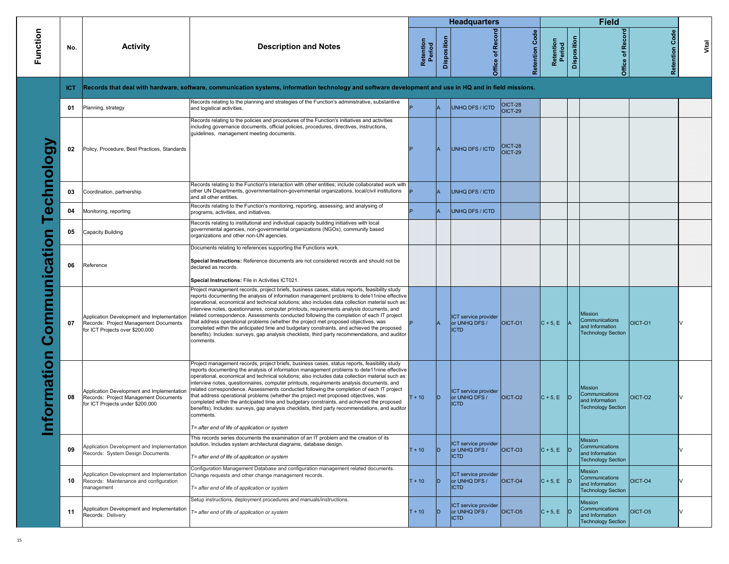| Function | No. | Activity | Description and Notes | Headquarters | | | | Field | | | | Vital |
|---|---|---|---|---|---|---|---|---|---|---|---|---|
| | | | | Retention Period | Disposition | Office of Record | Retention Code | Retention Period | Disposition | Office of Record | Retention Code | |
| Information Communication Technology | ICT | Records that deal with hardware, software, communication systems, information technology and software development and use in HQ and in field missions. | | | | | | | | | | |
| | 01 | Planning, strategy | Records relating to the planning and strategies of the Function's administrative, substantive and logistical activities. | P | A | UNHQ DFS / ICTD | OICT-28 OICT-29 | | | | | |
| | 02 | Policy, Procedure, Best Practices, Standards | Records relating to the policies and procedures of the Function's initiatives and activities including governance documents, official policies, procedures, directives, instructions, guidelines, management meeting documents. | P | A | UNHQ DFS / ICTD | OICT-28 OICT-29 | | | | | |
| | 03 | Coordination, partnership | Records relating to the Function's interaction with other entities; include collaborated work with other UN Departments, governmental/non-governmental organizations, local/civil institutions and all other entities. | P | A | UNHQ DFS / ICTD | | | | | | |
| | 04 | Monitoring, reporting | Records relating to the Function's monitoring, reporting, assessing, and analysing of programs, activities, and initiatives. | P | A | UNHQ DFS / ICTD | | | | | | |
| | 05 | Capacity Building | Records relating to institutional and individual capacity building initiatives with local governmental agencies, non-governmental organizations (NGOs), community based organizations and other non-UN agencies. | | | | | | | | | |
| | 06 | Reference | Documents relating to references supporting the Functions work.<br><br>**Special Instructions:** Reference documents are not considered records and should not be declared as records.<br><br>**Special Instructions:** File in Activities ICT021. | | | | | | | | | |
| | 07 | Application Development and Implementation Records: Project Management Documents for ICT Projects over $200,000 | Project management records, project briefs, business cases, status reports, feasibility study reports documenting the analysis of information management problems to dete11nine effective operational, economical and technical solutions; also includes data collection material such as: interview notes, questionnaires, computer printouts, requirements analysis documents, and related correspondence. Assessments conducted following the completion of each IT project that address operational problems (whether the project met proposed objectives, was completed within the anticipated time and budgetary constraints, and achieved the proposed benefits). Includes: surveys, gap analysis checklists, third party recommendations, and auditor comments. | P | A | ICT service provider or UNHQ DFS / ICTD | OICT-O1 | C + 5, E | A | Mission Communications and Information Technology Section | OICT-O1 | V |
| | 08 | Application Development and Implementation Records: Project Management Documents for ICT Projects under $200,000 | Project management records, project briefs, business cases, status reports, feasibility study reports documenting the analysis of information management problems to dete11nine effective operational, economical and technical solutions; also includes data collection material such as: interview notes, questionnaires, computer printouts, requirements analysis documents, and related correspondence. Assessments conducted following the completion of each IT project that address operational problems (whether the project met proposed objectives, was completed within the anticipated time and budgetary constraints, and achieved the proposed benefits). Includes: surveys, gap analysis checklists, third party recommendations, and auditor comments.<br><br>*T= after end of life of application or system* | T + 10 | D | ICT service provider or UNHQ DFS / ICTD | OICT-O2 | C + 5, E | D | Mission Communications and Information Technology Section | OICT-O2 | V |
| | 09 | Application Development and Implementation Records: System Design Documents | This records series documents the examination of an IT problem and the creation of its solution. Includes system architectural diagrams, database design.<br><br>*T= after end of life of application or system* | T + 10 | D | ICT service provider or UNHQ DFS / ICTD | OICT-O3 | C + 5, E | D | Mission Communications and Information Technology Section | | V |
| | 10 | Application Development and Implementation Records: Maintenance and configuration management | Configuration Management Database and configuration management related documents. Change requests and other change management records.<br><br>*T= after end of life of application or system* | T + 10 | D | ICT service provider or UNHQ DFS / ICTD | OICT-O4 | C + 5, E | D | Mission Communications and Information Technology Section | OICT-O4 | V |
| | 11 | Application Development and Implementation Records: Delivery | Setup instructions, deployment procedures and manuals/instructions.<br><br>*T= after end of life of application or system* | T + 10 | D | ICT service provider or UNHQ DFS / ICTD | OICT-O5 | C + 5, E | D | Mission Communications and Information Technology Section | OICT-O5 | V |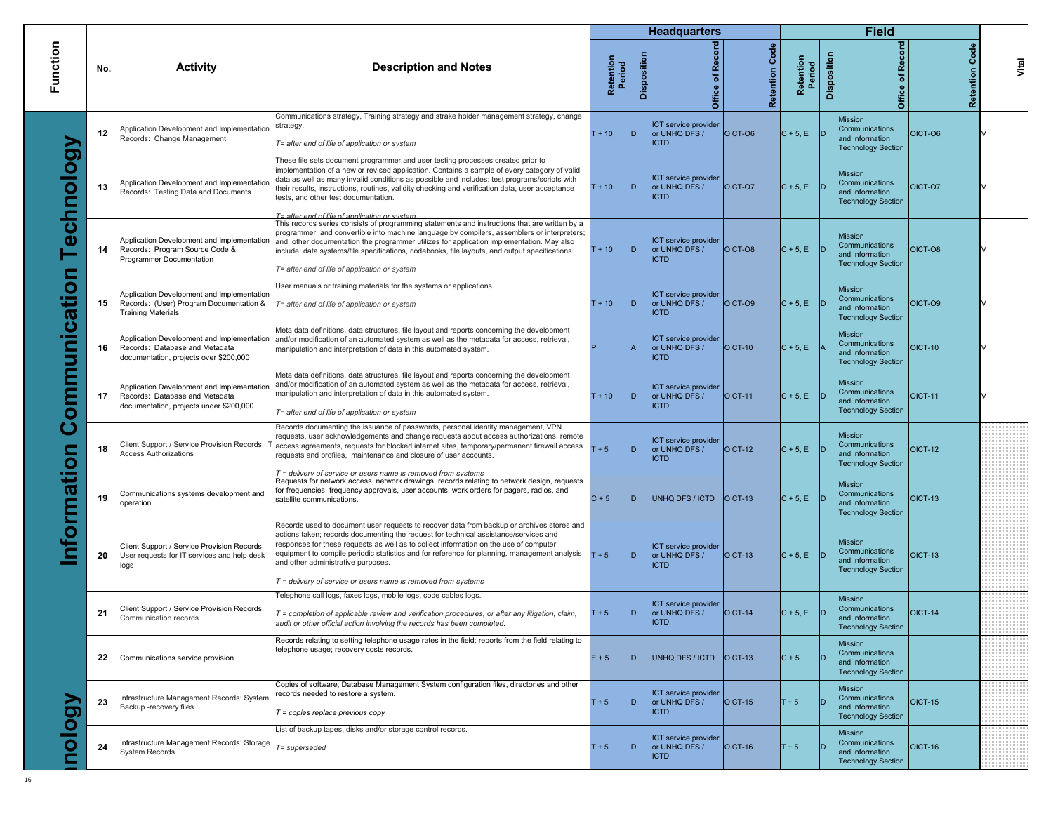| Function | No. | Activity | Description and Notes | Headquarters | | | | Field | | | | Vital |
|---|---|---|---|---|---|---|---|---|---|---|---|---|
| | | | | Retention Period | Disposition | Office of Record | Retention Code | Retention Period | Disposition | Office of Record | Retention Code | |
| Information Communication Technology | 12 | Application Development and Implementation Records: Change Management | Communications strategy, Training strategy and strake holder management strategy, change strategy.<br><br>*T= after end of life of application or system* | T + 10 | D | ICT service provider or UNHQ DFS / ICTD | OICT-O6 | C + 5, E | D | Mission Communications and Information Technology Section | OICT-O6 | V |
| | 13 | Application Development and Implementation Records: Testing Data and Documents | These file sets document programmer and user testing processes created prior to implementation of a new or revised application. Contains a sample of every category of valid data as well as many invalid conditions as possible and includes: test programs/scripts with their results, instructions, routines, validity checking and verification data, user acceptance tests, and other test documentation.<br><br>*T= after end of life of application or system* | T + 10 | D | ICT service provider or UNHQ DFS / ICTD | OICT-O7 | C + 5, E | D | Mission Communications and Information Technology Section | OICT-O7 | V |
| | 14 | Application Development and Implementation Records: Program Source Code & Programmer Documentation | This records series consists of programming statements and instructions that are written by a programmer, and convertible into machine language by compilers, assemblers or interpreters; and, other documentation the programmer utilizes for application implementation. May also include: data systems/file specifications, codebooks, file layouts, and output specifications.<br><br>*T= after end of life of application or system* | T + 10 | D | ICT service provider or UNHQ DFS / ICTD | OICT-O8 | C + 5, E | D | Mission Communications and Information Technology Section | OICT-O8 | V |
| | 15 | Application Development and Implementation Records: (User) Program Documentation & Training Materials | User manuals or training materials for the systems or applications.<br><br>*T= after end of life of application or system* | T + 10 | D | ICT service provider or UNHQ DFS / ICTD | OICT-O9 | C + 5, E | D | Mission Communications and Information Technology Section | OICT-O9 | V |
| | 16 | Application Development and Implementation Records: Database and Metadata documentation, projects over $200,000 | Meta data definitions, data structures, file layout and reports concerning the development and/or modification of an automated system as well as the metadata for access, retrieval, manipulation and interpretation of data in this automated system. | P | A | ICT service provider or UNHQ DFS / ICTD | OICT-10 | C + 5, E | A | Mission Communications and Information Technology Section | OICT-10 | V |
| | 17 | Application Development and Implementation Records: Database and Metadata documentation, projects under $200,000 | Meta data definitions, data structures, file layout and reports concerning the development and/or modification of an automated system as well as the metadata for access, retrieval, manipulation and interpretation of data in this automated system.<br><br>*T= after end of life of application or system* | T + 10 | D | ICT service provider or UNHQ DFS / ICTD | OICT-11 | C + 5, E | D | Mission Communications and Information Technology Section | OICT-11 | V |
| | 18 | Client Support / Service Provision Records: IT Access Authorizations | Records documenting the issuance of passwords, personal identity management, VPN requests, user acknowledgements and change requests about access authorizations, remote access agreements, requests for blocked internet sites, temporary/permanent firewall access requests and profiles, maintenance and closure of user accounts.<br><br>*T = delivery of service or users name is removed from systems* | T + 5 | D | ICT service provider or UNHQ DFS / ICTD | OICT-12 | C + 5, E | D | Mission Communications and Information Technology Section | OICT-12 | |
| | 19 | Communications systems development and operation | Requests for network access, network drawings, records relating to network design, requests for frequencies, frequency approvals, user accounts, work orders for pagers, radios, and satellite communications. | C + 5 | D | UNHQ DFS / ICTD | OICT-13 | C + 5, E | D | Mission Communications and Information Technology Section | OICT-13 | |
| | 20 | Client Support / Service Provision Records: User requests for IT services and help desk logs | Records used to document user requests to recover data from backup or archives stores and actions taken; records documenting the request for technical assistance/services and responses for these requests as well as to collect information on the use of computer equipment to compile periodic statistics and for reference for planning, management analysis and other administrative purposes.<br><br>*T = delivery of service or users name is removed from systems* | T + 5 | D | ICT service provider or UNHQ DFS / ICTD | OICT-13 | C + 5, E | D | Mission Communications and Information Technology Section | OICT-13 | |
| | 21 | Client Support / Service Provision Records: Communication records | Telephone call logs, faxes logs, mobile logs, code cables logs.<br><br>*T = completion of applicable review and verification procedures, or after any litigation, claim, audit or other official action involving the records has been completed.* | T + 5 | D | ICT service provider or UNHQ DFS / ICTD | OICT-14 | C + 5, E | D | Mission Communications and Information Technology Section | OICT-14 | |
| | 22 | Communications service provision | Records relating to setting telephone usage rates in the field; reports from the field relating to telephone usage; recovery costs records. | E + 5 | D | UNHQ DFS / ICTD | OICT-13 | C + 5 | D | Mission Communications and Information Technology Section | | |
| | 23 | Infrastructure Management Records: System Backup -recovery files | Copies of software, Database Management System configuration files, directories and other records needed to restore a system.<br><br>*T = copies replace previous copy* | T + 5 | D | ICT service provider or UNHQ DFS / ICTD | OICT-15 | T + 5 | D | Mission Communications and Information Technology Section | OICT-15 | |
| | 24 | Infrastructure Management Records: Storage System Records | List of backup tapes, disks and/or storage control records.<br><br>*T= superseded* | T + 5 | D | ICT service provider or UNHQ DFS / ICTD | OICT-16 | T + 5 | D | Mission Communications and Information Technology Section | OICT-16 | |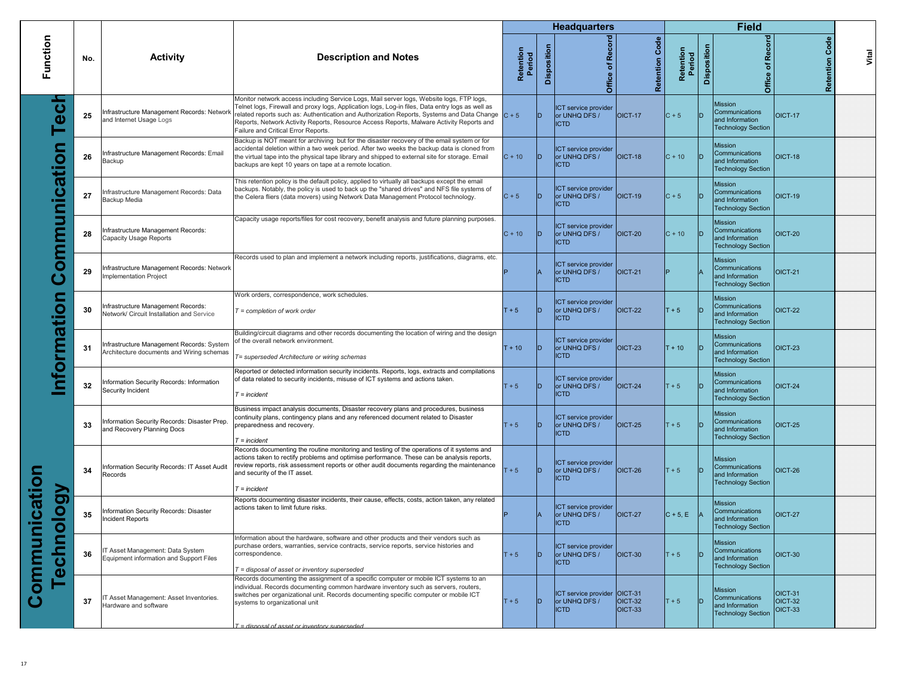| Function | No. | Activity | Description and Notes | Headquarters | | | | Field | | | | Vital |
|---|---|---|---|---|---|---|---|---|---|---|---|---|
| | | | | Retention Period | Disposition | Office of Record | Retention Code | Retention Period | Disposition | Office of Record | Retention Code | |
| Information Communication Technology | 25 | Infrastructure Management Records: Network and Internet Usage Logs | Monitor network access including Service Logs, Mail server logs, Website logs, FTP logs, Telnet logs, Firewall and proxy logs, Application logs, Log-in files, Data entry logs as well as related reports such as: Authentication and Authorization Reports, Systems and Data Change Reports, Network Activity Reports, Resource Access Reports, Malware Activity Reports and Failure and Critical Error Reports. | C + 5 | D | ICT service provider or UNHQ DFS / ICTD | OICT-17 | C + 5 | D | Mission Communications and Information Technology Section | OICT-17 | |
| | 26 | Infrastructure Management Records: Email Backup | Backup is NOT meant for archiving but for the disaster recovery of the email system or for accidental deletion within a two week period. After two weeks the backup data is cloned from the virtual tape into the physical tape library and shipped to external site for storage. Email backups are kept 10 years on tape at a remote location. | C + 10 | D | ICT service provider or UNHQ DFS / ICTD | OICT-18 | C + 10 | D | Mission Communications and Information Technology Section | OICT-18 | |
| | 27 | Infrastructure Management Records: Data Backup Media | This retention policy is the default policy, applied to virtually all backups except the email backups. Notably, the policy is used to back up the "shared drives" and NFS file systems of the Celera fliers (data movers) using Network Data Management Protocol technology. | C + 5 | D | ICT service provider or UNHQ DFS / ICTD | OICT-19 | C + 5 | D | Mission Communications and Information Technology Section | OICT-19 | |
| | 28 | Infrastructure Management Records: Capacity Usage Reports | Capacity usage reports/files for cost recovery, benefit analysis and future planning purposes. | C + 10 | D | ICT service provider or UNHQ DFS / ICTD | OICT-20 | C + 10 | D | Mission Communications and Information Technology Section | OICT-20 | |
| | 29 | Infrastructure Management Records: Network Implementation Project | Records used to plan and implement a network including reports, justifications, diagrams, etc. | P | A | ICT service provider or UNHQ DFS / ICTD | OICT-21 | P | A | Mission Communications and Information Technology Section | OICT-21 | |
| | 30 | Infrastructure Management Records: Network/ Circuit Installation and Service | Work orders, correspondence, work schedules.<br><br>*T = completion of work order* | T + 5 | D | ICT service provider or UNHQ DFS / ICTD | OICT-22 | T + 5 | D | Mission Communications and Information Technology Section | OICT-22 | |
| | 31 | Infrastructure Management Records: System Architecture documents and Wiring schemas | Building/circuit diagrams and other records documenting the location of wiring and the design of the overall network environment.<br><br>*T= superseded Architecture or wiring schemas* | T + 10 | D | ICT service provider or UNHQ DFS / ICTD | OICT-23 | T + 10 | D | Mission Communications and Information Technology Section | OICT-23 | |
| | 32 | Information Security Records: Information Security Incident | Reported or detected information security incidents. Reports, logs, extracts and compilations of data related to security incidents, misuse of ICT systems and actions taken.<br><br>*T = incident* | T + 5 | D | ICT service provider or UNHQ DFS / ICTD | OICT-24 | T + 5 | D | Mission Communications and Information Technology Section | OICT-24 | |
| | 33 | Information Security Records: Disaster Prep. and Recovery Planning Docs | Business impact analysis documents, Disaster recovery plans and procedures, business continuity plans, contingency plans and any referenced document related to Disaster preparedness and recovery.<br><br>*T = incident* | T + 5 | D | ICT service provider or UNHQ DFS / ICTD | OICT-25 | T + 5 | D | Mission Communications and Information Technology Section | OICT-25 | |
| | 34 | Information Security Records: IT Asset Audit Records | Records documenting the routine monitoring and testing of the operations of it systems and actions taken to rectify problems and optimise performance. These can be analysis reports, review reports, risk assessment reports or other audit documents regarding the maintenance and security of the IT asset.<br><br>*T = incident* | T + 5 | D | ICT service provider or UNHQ DFS / ICTD | OICT-26 | T + 5 | D | Mission Communications and Information Technology Section | OICT-26 | |
| | 35 | Information Security Records: Disaster Incident Reports | Reports documenting disaster incidents, their cause, effects, costs, action taken, any related actions taken to limit future risks. | P | A | ICT service provider or UNHQ DFS / ICTD | OICT-27 | C + 5, E | A | Mission Communications and Information Technology Section | OICT-27 | |
| | 36 | IT Asset Management: Data System Equipment information and Support Files | Information about the hardware, software and other products and their vendors such as purchase orders, warranties, service contracts, service reports, service histories and correspondence.<br><br>*T = disposal of asset or inventory superseded* | T + 5 | D | ICT service provider or UNHQ DFS / ICTD | OICT-30 | T + 5 | D | Mission Communications and Information Technology Section | OICT-30 | |
| | 37 | IT Asset Management: Asset Inventories. Hardware and software | Records documenting the assignment of a specific computer or mobile ICT systems to an individual. Records documenting common hardware inventory such as servers, routers, switches per organizational unit. Records documenting specific computer or mobile ICT systems to organizational unit<br><br>*T = disposal of asset or inventory superseded* | T + 5 | D | ICT service provider or UNHQ DFS / ICTD | OICT-31<br>OICT-32<br>OICT-33 | T + 5 | D | Mission Communications and Information Technology Section | OICT-31<br>OICT-32<br>OICT-33 | |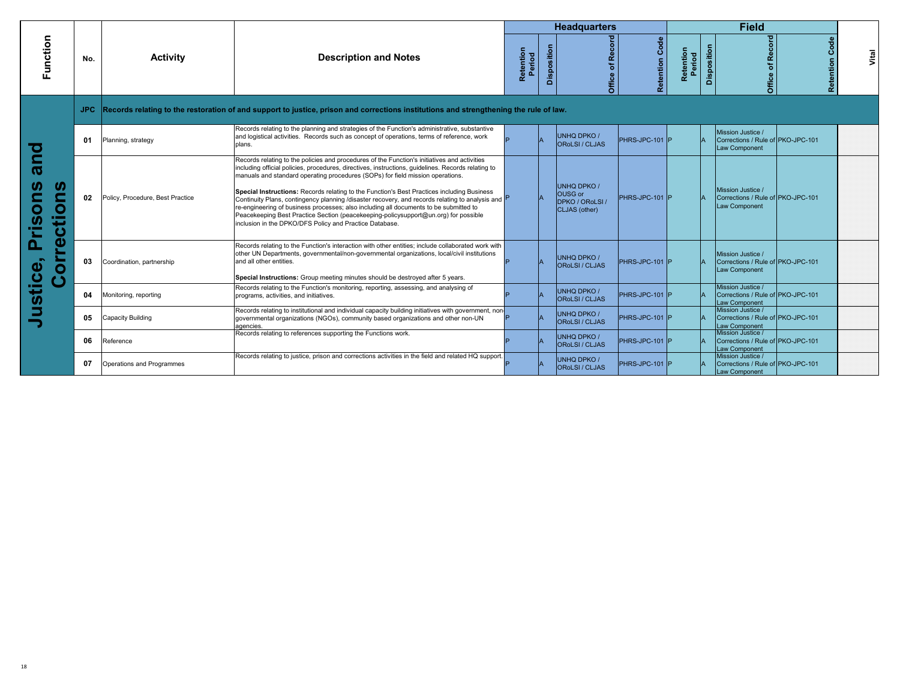| Function | No. | Activity | Description and Notes | Headquarters | | | | Field | | | | Vital |
|---|---|---|---|---|---|---|---|---|---|---|---|---|
| | | | | Retention Period | Disposition | Office of Record | Retention Code | Retention Period | Disposition | Office of Record | Retention Code | |
| Justice, Prisons and Corrections | JPC | Records relating to the restoration of and support to justice, prison and corrections institutions and strengthening the rule of law. | | | | | | | | | | |
| | 01 | Planning, strategy | Records relating to the planning and strategies of the Function's administrative, substantive and logistical activities. Records such as concept of operations, terms of reference, work plans. | P | A | UNHQ DPKO / ORoLSI / CLJAS | PHRS-JPC-101 | P | A | Mission Justice / Corrections / Rule of Law Component | PKO-JPC-101 | |
| | 02 | Policy, Procedure, Best Practice | Records relating to the policies and procedures of the Function's initiatives and activities including official policies, procedures, directives, instructions, guidelines. Records relating to manuals and standard operating procedures (SOPs) for field mission operations.<br><br>**Special Instructions:** Records relating to the Function's Best Practices including Business Continuity Plans, contingency planning /disaster recovery, and records relating to analysis and re-engineering of business processes; also including all documents to be submitted to Peacekeeping Best Practice Section (peacekeeping-policysupport@un.org) for possible inclusion in the DPKO/DFS Policy and Practice Database. | P | A | UNHQ DPKO / OUSG or DPKO / ORoLSI / CLJAS (other) | PHRS-JPC-101 | P | A | Mission Justice / Corrections / Rule of Law Component | PKO-JPC-101 | |
| | 03 | Coordination, partnership | Records relating to the Function's interaction with other entities; include collaborated work with other UN Departments, governmental/non-governmental organizations, local/civil institutions and all other entities.<br><br>**Special Instructions:** Group meeting minutes should be destroyed after 5 years. | P | A | UNHQ DPKO / ORoLSI / CLJAS | PHRS-JPC-101 | P | A | Mission Justice / Corrections / Rule of Law Component | PKO-JPC-101 | |
| | 04 | Monitoring, reporting | Records relating to the Function's monitoring, reporting, assessing, and analysing of programs, activities, and initiatives. | P | A | UNHQ DPKO / ORoLSI / CLJAS | PHRS-JPC-101 | P | A | Mission Justice / Corrections / Rule of Law Component | PKO-JPC-101 | |
| | 05 | Capacity Building | Records relating to institutional and individual capacity building initiatives with government, non-governmental organizations (NGOs), community based organizations and other non-UN agencies. | P | A | UNHQ DPKO / ORoLSI / CLJAS | PHRS-JPC-101 | P | A | Mission Justice / Corrections / Rule of Law Component | PKO-JPC-101 | |
| | 06 | Reference | Records relating to references supporting the Functions work. | P | A | UNHQ DPKO / ORoLSI / CLJAS | PHRS-JPC-101 | P | A | Mission Justice / Corrections / Rule of Law Component | PKO-JPC-101 | |
| | 07 | Operations and Programmes | Records relating to justice, prison and corrections activities in the field and related HQ support. | P | A | UNHQ DPKO / ORoLSI / CLJAS | PHRS-JPC-101 | P | A | Mission Justice / Corrections / Rule of Law Component | PKO-JPC-101 | |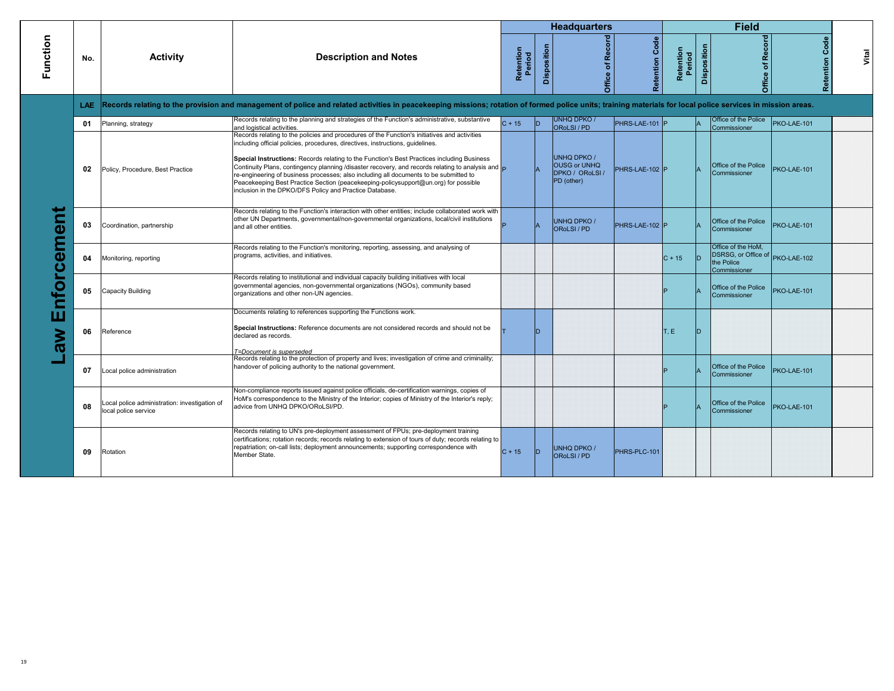| Function | No. | Activity | Description and Notes | Headquarters | | | | Field | | | | Vital |
|---|---|---|---|---|---|---|---|---|---|---|---|---|
| | | | | Retention Period | Disposition | Office of Record | Retention Code | Retention Period | Disposition | Office of Record | Retention Code | |
| Law Enforcement | LAE | Records relating to the provision and management of police and related activities in peacekeeping missions; rotation of formed police units; training materials for local police services in mission areas. | | | | | | | | | | |
| | 01 | Planning, strategy | Records relating to the planning and strategies of the Function's administrative, substantive and logistical activities. | C + 15 | D | UNHQ DPKO / ORoLSI / PD | PHRS-LAE-101 | P | A | Office of the Police Commissioner | PKO-LAE-101 | |
| | 02 | Policy, Procedure, Best Practice | Records relating to the policies and procedures of the Function's initiatives and activities including official policies, procedures, directives, instructions, guidelines.<br><br>**Special Instructions:** Records relating to the Function's Best Practices including Business Continuity Plans, contingency planning /disaster recovery, and records relating to analysis and re-engineering of business processes; also including all documents to be submitted to Peacekeeping Best Practice Section (peacekeeping-policysupport@un.org) for possible inclusion in the DPKO/DFS Policy and Practice Database. | P | A | UNHQ DPKO / OUSG or UNHQ DPKO / ORoLSI / PD (other) | PHRS-LAE-102 | P | A | Office of the Police Commissioner | PKO-LAE-101 | |
| | 03 | Coordination, partnership | Records relating to the Function's interaction with other entities; include collaborated work with other UN Departments, governmental/non-governmental organizations, local/civil institutions and all other entities. | P | A | UNHQ DPKO / ORoLSI / PD | PHRS-LAE-102 | P | A | Office of the Police Commissioner | PKO-LAE-101 | |
| | 04 | Monitoring, reporting | Records relating to the Function's monitoring, reporting, assessing, and analysing of programs, activities, and initiatives. | | | | | C + 15 | D | Office of the HoM, DSRSG, or Office of the Police Commissioner | PKO-LAE-102 | |
| | 05 | Capacity Building | Records relating to institutional and individual capacity building initiatives with local governmental agencies, non-governmental organizations (NGOs), community based organizations and other non-UN agencies. | | | | | P | A | Office of the Police Commissioner | PKO-LAE-101 | |
| | 06 | Reference | Documents relating to references supporting the Functions work.<br><br>**Special Instructions:** Reference documents are not considered records and should not be declared as records.<br><br>*T=Document is superseded* | T | D | | | T, E | D | | | |
| | 07 | Local police administration | Records relating to the protection of property and lives; investigation of crime and criminality; handover of policing authority to the national government. | | | | | P | A | Office of the Police Commissioner | PKO-LAE-101 | |
| | 08 | Local police administration: investigation of local police service | Non-compliance reports issued against police officials, de-certification warnings, copies of HoM's correspondence to the Ministry of the Interior; copies of Ministry of the Interior's reply; advice from UNHQ DPKO/ORoLSI/PD. | | | | | P | A | Office of the Police Commissioner | PKO-LAE-101 | |
| | 09 | Rotation | Records relating to UN's pre-deployment assessment of FPUs; pre-deployment training certifications; rotation records; records relating to extension of tours of duty; records relating to repatriation; on-call lists; deployment announcements; supporting correspondence with Member State. | C + 15 | D | UNHQ DPKO / ORoLSI / PD | PHRS-PLC-101 | | | | | |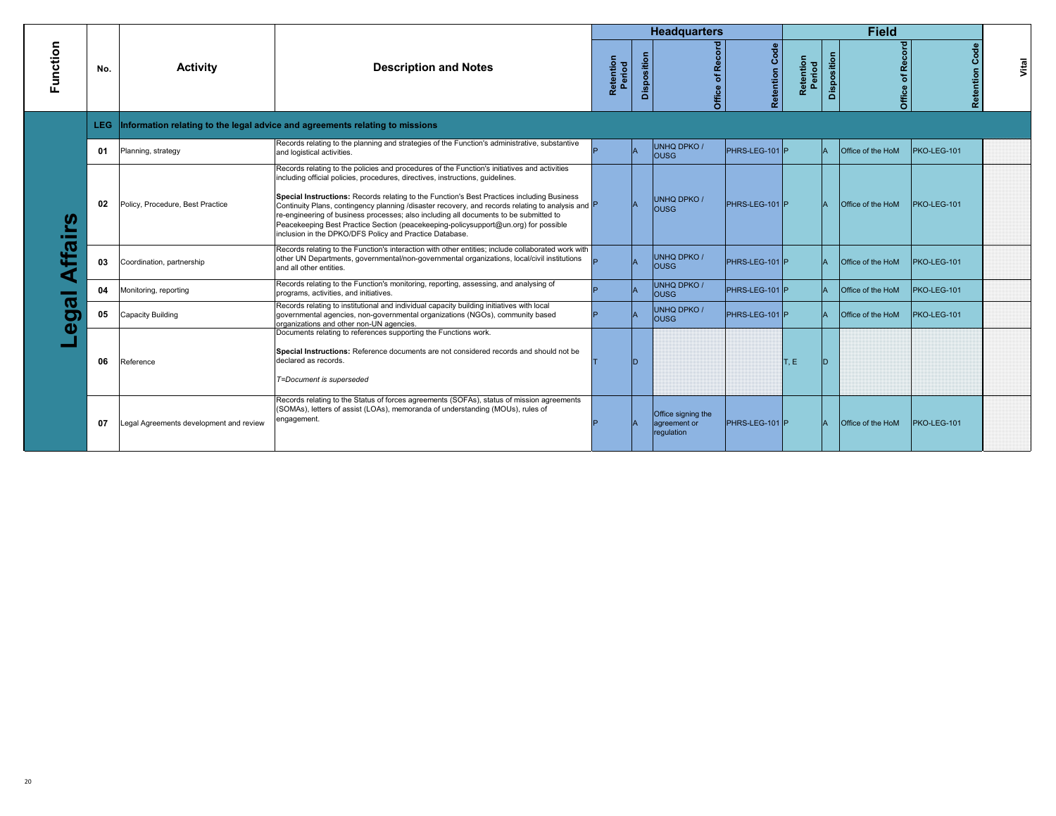| Function | No. | Activity | Description and Notes | Headquarters | | | | Field | | | | Vital |
|---|---|---|---|---|---|---|---|---|---|---|---|---|
| | | | | Retention Period | Disposition | Office of Record | Retention Code | Retention Period | Disposition | Office of Record | Retention Code | |
| Legal Affairs | LEG | Information relating to the legal advice and agreements relating to missions | | | | | | | | | | |
| | 01 | Planning, strategy | Records relating to the planning and strategies of the Function's administrative, substantive and logistical activities. | P | A | UNHQ DPKO / OUSG | PHRS-LEG-101 | P | A | Office of the HoM | PKO-LEG-101 | |
| | 02 | Policy, Procedure, Best Practice | Records relating to the policies and procedures of the Function's initiatives and activities including official policies, procedures, directives, instructions, guidelines.<br><br>**Special Instructions:** Records relating to the Function's Best Practices including Business Continuity Plans, contingency planning /disaster recovery, and records relating to analysis and re-engineering of business processes; also including all documents to be submitted to Peacekeeping Best Practice Section (peacekeeping-policysupport@un.org) for possible inclusion in the DPKO/DFS Policy and Practice Database. | P | A | UNHQ DPKO / OUSG | PHRS-LEG-101 | P | A | Office of the HoM | PKO-LEG-101 | |
| | 03 | Coordination, partnership | Records relating to the Function's interaction with other entities; include collaborated work with other UN Departments, governmental/non-governmental organizations, local/civil institutions and all other entities. | P | A | UNHQ DPKO / OUSG | PHRS-LEG-101 | P | A | Office of the HoM | PKO-LEG-101 | |
| | 04 | Monitoring, reporting | Records relating to the Function's monitoring, reporting, assessing, and analysing of programs, activities, and initiatives. | P | A | UNHQ DPKO / OUSG | PHRS-LEG-101 | P | A | Office of the HoM | PKO-LEG-101 | |
| | 05 | Capacity Building | Records relating to institutional and individual capacity building initiatives with local governmental agencies, non-governmental organizations (NGOs), community based organizations and other non-UN agencies. | P | A | UNHQ DPKO / OUSG | PHRS-LEG-101 | P | A | Office of the HoM | PKO-LEG-101 | |
| | 06 | Reference | Documents relating to references supporting the Functions work.<br><br>**Special Instructions:** Reference documents are not considered records and should not be declared as records.<br><br>*T=Document is superseded* | T | D | | | T, E | D | | | |
| | 07 | Legal Agreements development and review | Records relating to the Status of forces agreements (SOFAs), status of mission agreements (SOMAs), letters of assist (LOAs), memoranda of understanding (MOUs), rules of engagement. | P | A | Office signing the agreement or regulation | PHRS-LEG-101 | P | A | Office of the HoM | PKO-LEG-101 | |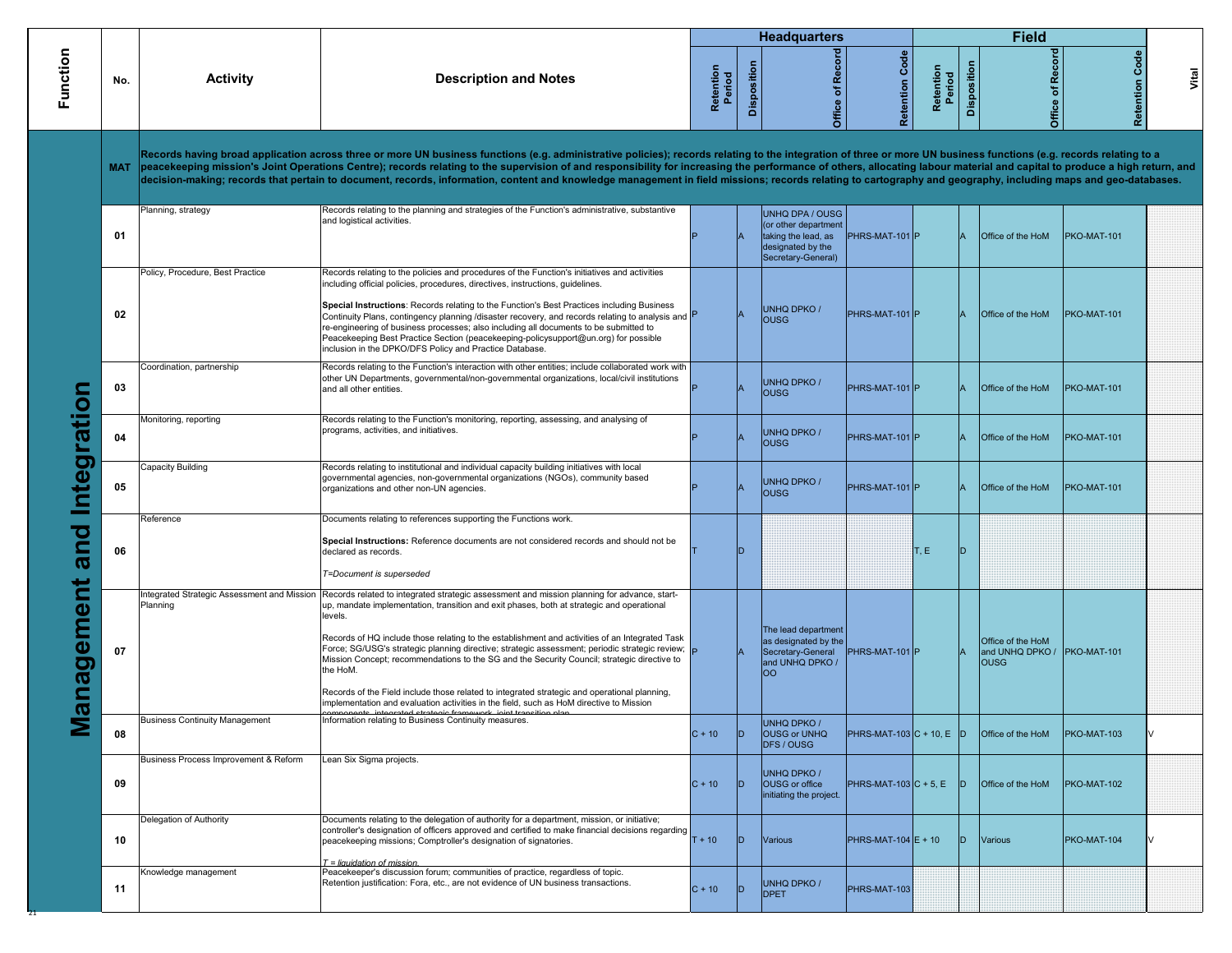| Function | No. | Activity | Description and Notes | Headquarters | | | | Field | | | | Vital |
|---|---|---|---|---|---|---|---|---|---|---|---|---|
| | | | | Retention Period | Disposition | Office of Record | Retention Code | Retention Period | Disposition | Office of Record | Retention Code | |
| Management and Integration | MAT | Records having broad application across three or more UN business functions (e.g. administrative policies); records relating to the integration of three or more UN business functions (e.g. records relating to a peacekeeping mission's Joint Operations Centre); records relating to the supervision of and responsibility for increasing the performance of others, allocating labour material and capital to produce a high return, and decision-making; records that pertain to document, records, information, content and knowledge management in field missions; records relating to cartography and geography, including maps and geo-databases. | | | | | | | | | | |
| | 01 | Planning, strategy | Records relating to the planning and strategies of the Function's administrative, substantive and logistical activities. | P | A | UNHQ DPA / OUSG (or other department taking the lead, as designated by the Secretary-General) | PHRS-MAT-101 | P | A | Office of the HoM | PKO-MAT-101 | |
| | 02 | Policy, Procedure, Best Practice | Records relating to the policies and procedures of the Function's initiatives and activities including official policies, procedures, directives, instructions, guidelines.<br><br>**Special Instructions**: Records relating to the Function's Best Practices including Business Continuity Plans, contingency planning /disaster recovery, and records relating to analysis and re-engineering of business processes; also including all documents to be submitted to Peacekeeping Best Practice Section (peacekeeping-policysupport@un.org) for possible inclusion in the DPKO/DFS Policy and Practice Database. | P | A | UNHQ DPKO / OUSG | PHRS-MAT-101 | P | A | Office of the HoM | PKO-MAT-101 | |
| | 03 | Coordination, partnership | Records relating to the Function's interaction with other entities; include collaborated work with other UN Departments, governmental/non-governmental organizations, local/civil institutions and all other entities. | P | A | UNHQ DPKO / OUSG | PHRS-MAT-101 | P | A | Office of the HoM | PKO-MAT-101 | |
| | 04 | Monitoring, reporting | Records relating to the Function's monitoring, reporting, assessing, and analysing of programs, activities, and initiatives. | P | A | UNHQ DPKO / OUSG | PHRS-MAT-101 | P | A | Office of the HoM | PKO-MAT-101 | |
| | 05 | Capacity Building | Records relating to institutional and individual capacity building initiatives with local governmental agencies, non-governmental organizations (NGOs), community based organizations and other non-UN agencies. | P | A | UNHQ DPKO / OUSG | PHRS-MAT-101 | P | A | Office of the HoM | PKO-MAT-101 | |
| | 06 | Reference | Documents relating to references supporting the Functions work.<br><br>**Special Instructions:** Reference documents are not considered records and should not be declared as records.<br><br>*T=Document is superseded* | T | D | | | T, E | D | | | |
| | 07 | Integrated Strategic Assessment and Mission Planning | Records related to integrated strategic assessment and mission planning for advance, start-up, mandate implementation, transition and exit phases, both at strategic and operational levels.<br><br>Records of HQ include those relating to the establishment and activities of an Integrated Task Force; SG/USG's strategic planning directive; strategic assessment; periodic strategic review; Mission Concept; recommendations to the SG and the Security Council; strategic directive to the HoM.<br><br>Records of the Field include those related to integrated strategic and operational planning, implementation and evaluation activities in the field, such as HoM directive to Mission components, integrated strategic framework, joint transition plan | P | A | The lead department as designated by the Secretary-General and UNHQ DPKO / OO | PHRS-MAT-101 | P | A | Office of the HoM and UNHQ DPKO / OUSG | PKO-MAT-101 | |
| | 08 | Business Continuity Management | Information relating to Business Continuity measures. | C + 10 | D | UNHQ DPKO / OUSG or UNHQ DFS / OUSG | PHRS-MAT-103 | C + 10, E | D | Office of the HoM | PKO-MAT-103 | V |
| | 09 | Business Process Improvement & Reform | Lean Six Sigma projects. | C + 10 | D | UNHQ DPKO / OUSG or office initiating the project. | PHRS-MAT-103 | C + 5, E | D | Office of the HoM | PKO-MAT-102 | |
| | 10 | Delegation of Authority | Documents relating to the delegation of authority for a department, mission, or initiative; controller's designation of officers approved and certified to make financial decisions regarding peacekeeping missions; Comptroller's designation of signatories.<br><br>*T = liquidation of mission.* | T + 10 | D | Various | PHRS-MAT-104 | E + 10 | D | Various | PKO-MAT-104 | V |
| | 11 | Knowledge management | Peacekeeper's discussion forum; communities of practice, regardless of topic.<br>Retention justification: Fora, etc., are not evidence of UN business transactions. | C + 10 | D | UNHQ DPKO / DPET | PHRS-MAT-103 | | | | | |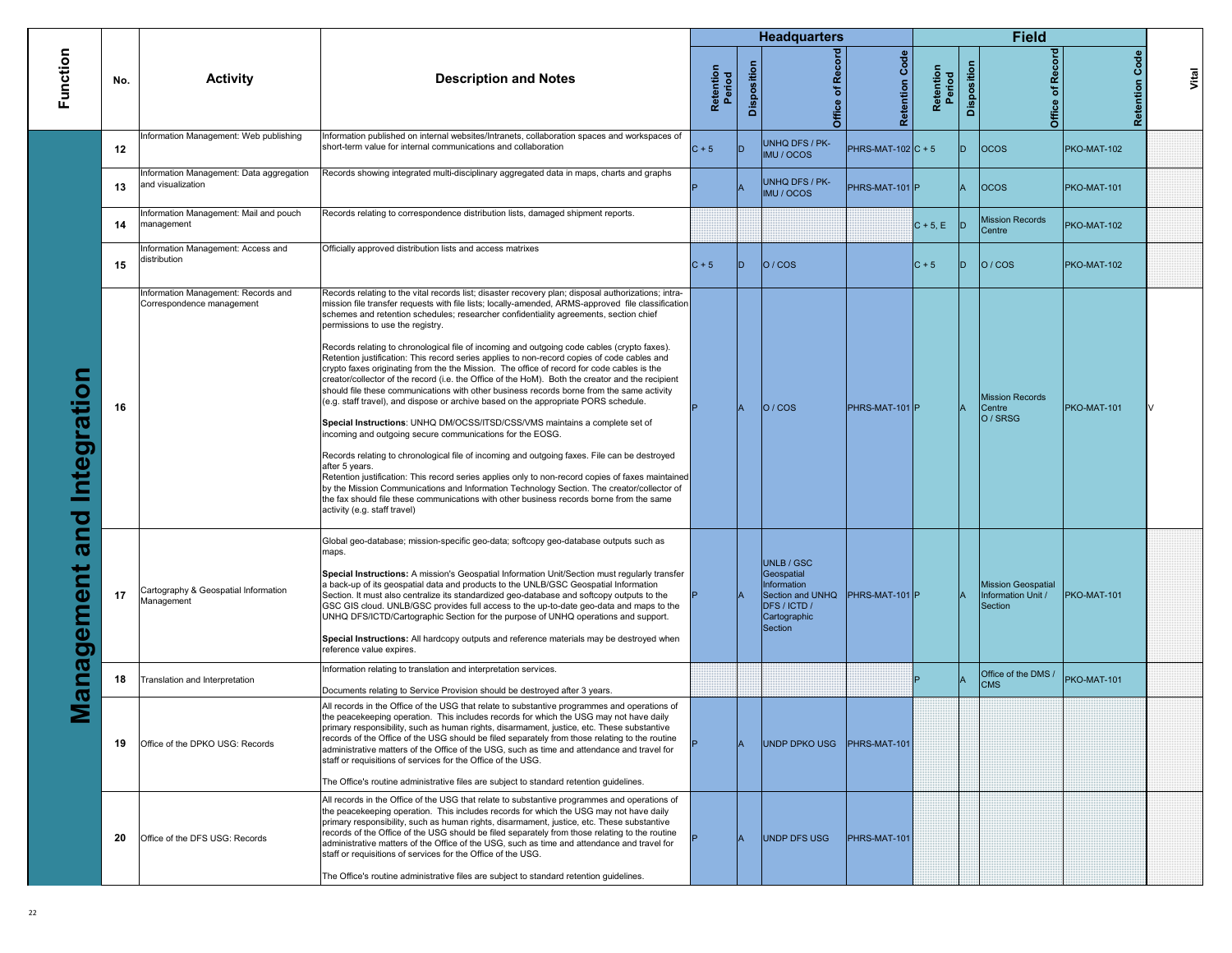| Function | No. | Activity | Description and Notes | Headquarters | | | | Field | | | | Vital |
|---|---|---|---|---|---|---|---|---|---|---|---|---|
| | | | | Retention Period | Disposition | Office of Record | Retention Code | Retention Period | Disposition | Office of Record | Retention Code | |
| Management and Integration | 12 | Information Management: Web publishing | Information published on internal websites/Intranets, collaboration spaces and workspaces of short-term value for internal communications and collaboration | C + 5 | D | UNHQ DFS / PK-IMU / OCOS | PHRS-MAT-102 | C + 5 | D | OCOS | PKO-MAT-102 | |
| | 13 | Information Management: Data aggregation and visualization | Records showing integrated multi-disciplinary aggregated data in maps, charts and graphs | P | A | UNHQ DFS / PK-IMU / OCOS | PHRS-MAT-101 | P | A | OCOS | PKO-MAT-101 | |
| | 14 | Information Management: Mail and pouch management | Records relating to correspondence distribution lists, damaged shipment reports. | | | | | C + 5, E | D | Mission Records Centre | PKO-MAT-102 | |
| | 15 | Information Management: Access and distribution | Officially approved distribution lists and access matrixes | C + 5 | D | O / COS | | C + 5 | D | O / COS | PKO-MAT-102 | |
| | 16 | Information Management: Records and Correspondence management | Records relating to the vital records list; disaster recovery plan; disposal authorizations; intra-mission file transfer requests with file lists; locally-amended, ARMS-approved file classification schemes and retention schedules; researcher confidentiality agreements, section chief permissions to use the registry.<br><br>Records relating to chronological file of incoming and outgoing code cables (crypto faxes). Retention justification: This record series applies to non-record copies of code cables and crypto faxes originating from the Mission. The office of record for code cables is the creator/collector of the record (i.e. the Office of the HoM). Both the creator and the recipient should file these communications with other business records borne from the same activity (e.g. staff travel), and dispose or archive based on the appropriate PORS schedule.<br><br>**Special Instructions**: UNHQ DM/OCSS/ITSD/CSS/VMS maintains a complete set of incoming and outgoing secure communications for the EOSG.<br><br>Records relating to chronological file of incoming and outgoing faxes. File can be destroyed after 5 years.<br>Retention justification: This record series applies only to non-record copies of faxes maintained by the Mission Communications and Information Technology Section. The creator/collector of the fax should file these communications with other business records borne from the same activity (e.g. staff travel) | P | A | O / COS | PHRS-MAT-101 | P | A | Mission Records Centre<br>O / SRSG | PKO-MAT-101 | V |
| | 17 | Cartography & Geospatial Information Management | Global geo-database; mission-specific geo-data; softcopy geo-database outputs such as maps.<br><br>**Special Instructions:** A mission's Geospatial Information Unit/Section must regularly transfer a back-up of its geospatial data and products to the UNLB/GSC Geospatial Information Section. It must also centralize its standardized geo-database and softcopy outputs to the GSC GIS cloud. UNLB/GSC provides full access to the up-to-date geo-data and maps to the UNHQ DFS/ICTD/Cartographic Section for the purpose of UNHQ operations and support.<br><br>**Special Instructions:** All hardcopy outputs and reference materials may be destroyed when reference value expires. | P | A | UNLB / GSC Geospatial Information Section and UNHQ DFS / ICTD / Cartographic Section | PHRS-MAT-101 | P | A | Mission Geospatial Information Unit / Section | PKO-MAT-101 | |
| | 18 | Translation and Interpretation | Information relating to translation and interpretation services.<br><br>Documents relating to Service Provision should be destroyed after 3 years. | | | | | P | A | Office of the DMS / CMS | PKO-MAT-101 | |
| | 19 | Office of the DPKO USG: Records | All records in the Office of the USG that relate to substantive programmes and operations of the peacekeeping operation. This includes records for which the USG may not have daily primary responsibility, such as human rights, disarmament, justice, etc. These substantive records of the Office of the USG should be filed separately from those relating to the routine administrative matters of the Office of the USG, such as time and attendance and travel for staff or requisitions of services for the Office of the USG.<br><br>The Office's routine administrative files are subject to standard retention guidelines. | P | A | UNDP DPKO USG | PHRS-MAT-101 | | | | | |
| | 20 | Office of the DFS USG: Records | All records in the Office of the USG that relate to substantive programmes and operations of the peacekeeping operation. This includes records for which the USG may not have daily primary responsibility, such as human rights, disarmament, justice, etc. These substantive records of the Office of the USG should be filed separately from those relating to the routine administrative matters of the Office of the USG, such as time and attendance and travel for staff or requisitions of services for the Office of the USG.<br><br>The Office's routine administrative files are subject to standard retention guidelines. | P | A | UNDP DFS USG | PHRS-MAT-101 | | | | | |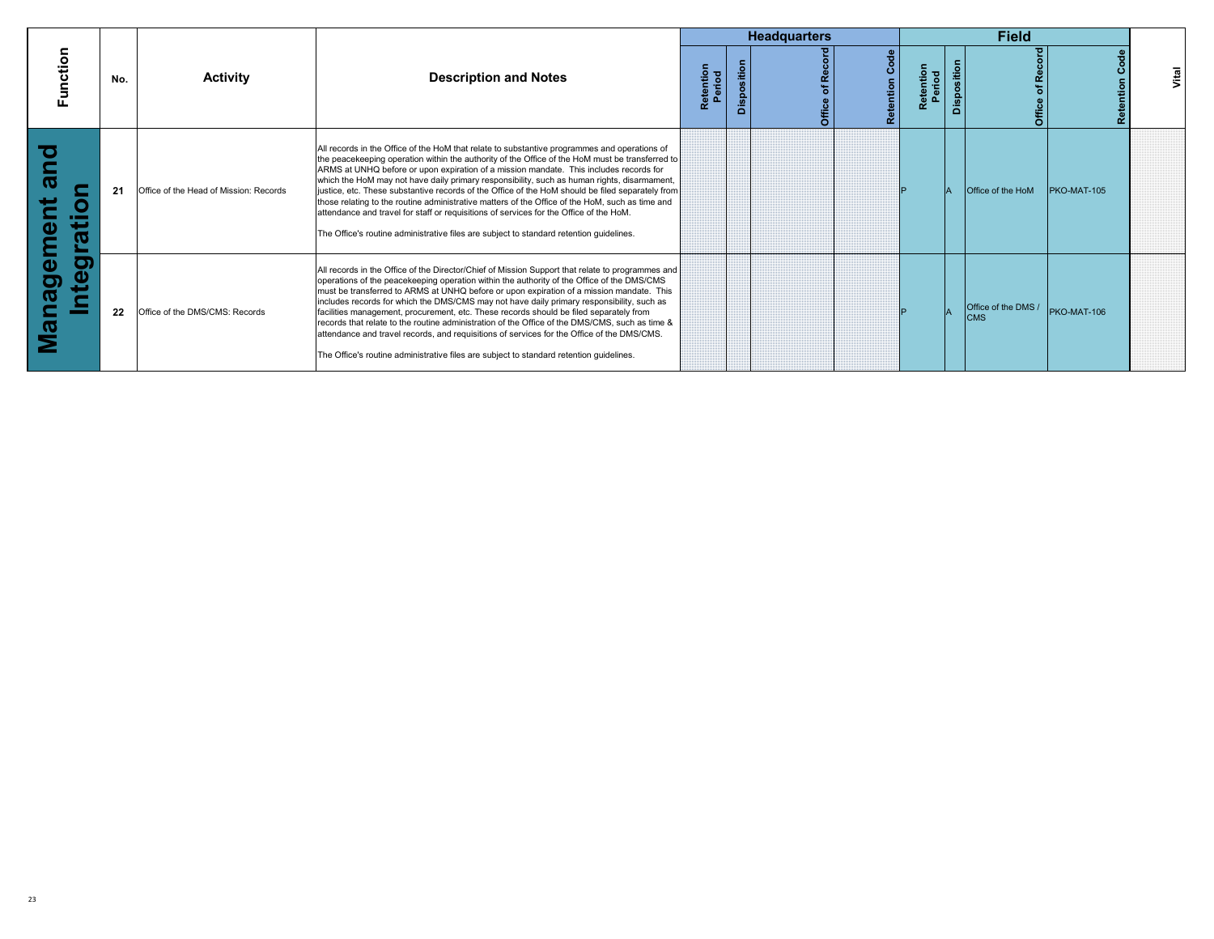| Function | No. | Activity | Description and Notes | Headquarters | | | | Field | | | | Vital |
|---|---|---|---|---|---|---|---|---|---|---|---|---|
| | | | | Retention Period | Disposition | Office of Record | Retention Code | Retention Period | Disposition | Office of Record | Retention Code | |
| Management and Integration | 21 | Office of the Head of Mission: Records | All records in the Office of the HoM that relate to substantive programmes and operations of the peacekeeping operation within the authority of the Office of the HoM must be transferred to ARMS at UNHQ before or upon expiration of a mission mandate. This includes records for which the HoM may not have daily primary responsibility, such as human rights, disarmament, justice, etc. These substantive records of the Office of the HoM should be filed separately from those relating to the routine administrative matters of the Office of the HoM, such as time and attendance and travel for staff or requisitions of services for the Office of the HoM.<br><br>The Office's routine administrative files are subject to standard retention guidelines. | | | | | P | A | Office of the HoM | PKO-MAT-105 | |
| | 22 | Office of the DMS/CMS: Records | All records in the Office of the Director/Chief of Mission Support that relate to programmes and operations of the peacekeeping operation within the authority of the Office of the DMS/CMS must be transferred to ARMS at UNHQ before or upon expiration of a mission mandate. This includes records for which the DMS/CMS may not have daily primary responsibility, such as facilities management, procurement, etc. These records should be filed separately from records that relate to the routine administration of the Office of the DMS/CMS, such as time & attendance and travel records, and requisitions of services for the Office of the DMS/CMS.<br><br>The Office's routine administrative files are subject to standard retention guidelines. | | | | | P | A | Office of the DMS / CMS | PKO-MAT-106 | |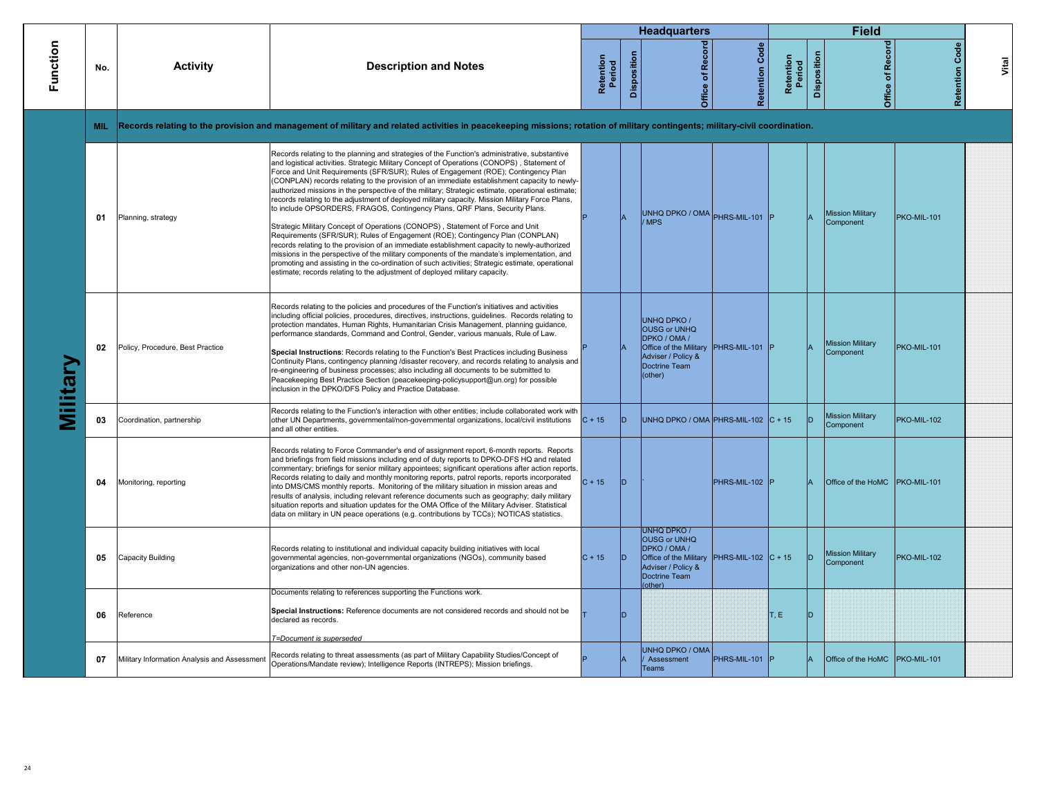| Function | No. | Activity | Description and Notes | Headquarters | | | | Field | | | | Vital |
|---|---|---|---|---|---|---|---|---|---|---|---|---|
| | | | | Retention Period | Disposition | Office of Record | Retention Code | Retention Period | Disposition | Office of Record | Retention Code | |
| Military | MIL | Records relating to the provision and management of military and related activities in peacekeeping missions; rotation of military contingents; military-civil coordination. | | | | | | | | | | |
| | 01 | Planning, strategy | Records relating to the planning and strategies of the Function's administrative, substantive and logistical activities. Strategic Military Concept of Operations (CONOPS) , Statement of Force and Unit Requirements (SFR/SUR); Rules of Engagement (ROE); Contingency Plan (CONPLAN) records relating to the provision of an immediate establishment capacity to newly-authorized missions in the perspective of the military; Strategic estimate, operational estimate; records relating to the adjustment of deployed military capacity. Mission Military Force Plans, to include OPSORDERS, FRAGOS, Contingency Plans, QRF Plans, Security Plans.<br><br>Strategic Military Concept of Operations (CONOPS) , Statement of Force and Unit Requirements (SFR/SUR); Rules of Engagement (ROE); Contingency Plan (CONPLAN) records relating to the provision of an immediate establishment capacity to newly-authorized missions in the perspective of the military components of the mandate's implementation, and promoting and assisting in the co-ordination of such activities; Strategic estimate, operational estimate; records relating to the adjustment of deployed military capacity. | P | A | UNHQ DPKO / OMA / MPS | PHRS-MIL-101 | P | A | Mission Military Component | PKO-MIL-101 | |
| | 02 | Policy, Procedure, Best Practice | Records relating to the policies and procedures of the Function's initiatives and activities including official policies, procedures, directives, instructions, guidelines. Records relating to protection mandates, Human Rights, Humanitarian Crisis Management, planning guidance, performance standards, Command and Control, Gender, various manuals, Rule of Law.<br><br>**Special Instructions**: Records relating to the Function's Best Practices including Business Continuity Plans, contingency planning /disaster recovery, and records relating to analysis and re-engineering of business processes; also including all documents to be submitted to Peacekeeping Best Practice Section (peacekeeping-policysupport@un.org) for possible inclusion in the DPKO/DFS Policy and Practice Database. | P | A | UNHQ DPKO / OUSG or UNHQ DPKO / OMA / Office of the Military Adviser / Policy & Doctrine Team (other) | PHRS-MIL-101 | P | A | Mission Military Component | PKO-MIL-101 | |
| | 03 | Coordination, partnership | Records relating to the Function's interaction with other entities; include collaborated work with other UN Departments, governmental/non-governmental organizations, local/civil institutions and all other entities. | C + 15 | D | UNHQ DPKO / OMA | PHRS-MIL-102 | C + 15 | D | Mission Military Component | PKO-MIL-102 | |
| | 04 | Monitoring, reporting | Records relating to Force Commander's end of assignment report, 6-month reports. Reports and briefings from field missions including end of duty reports to DPKO-DFS HQ and related commentary; briefings for senior military appointees; significant operations after action reports. Records relating to daily and monthly monitoring reports, patrol reports, reports incorporated into DMS/CMS monthly reports. Monitoring of the military situation in mission areas and results of analysis, including relevant reference documents such as geography; daily military situation reports and situation updates for the OMA Office of the Military Adviser. Statistical data on military in UN peace operations (e.g. contributions by TCCs); NOTICAS statistics. | C + 15 | D | ` | PHRS-MIL-102 | P | A | Office of the HoMC | PKO-MIL-101 | |
| | 05 | Capacity Building | Records relating to institutional and individual capacity building initiatives with local governmental agencies, non-governmental organizations (NGOs), community based organizations and other non-UN agencies. | C + 15 | D | UNHQ DPKO / OUSG or UNHQ DPKO / OMA / Office of the Military Adviser / Policy & Doctrine Team (other) | PHRS-MIL-102 | C + 15 | D | Mission Military Component | PKO-MIL-102 | |
| | 06 | Reference | Documents relating to references supporting the Functions work.<br><br>**Special Instructions:** Reference documents are not considered records and should not be declared as records.<br><br>*T=Document is superseded* | T | D | | | T, E | D | | | |
| | 07 | Military Information Analysis and Assessment | Records relating to threat assessments (as part of Military Capability Studies/Concept of Operations/Mandate review); Intelligence Reports (INTREPS); Mission briefings. | P | A | UNHQ DPKO / OMA / Assessment Teams | PHRS-MIL-101 | P | A | Office of the HoMC | PKO-MIL-101 | |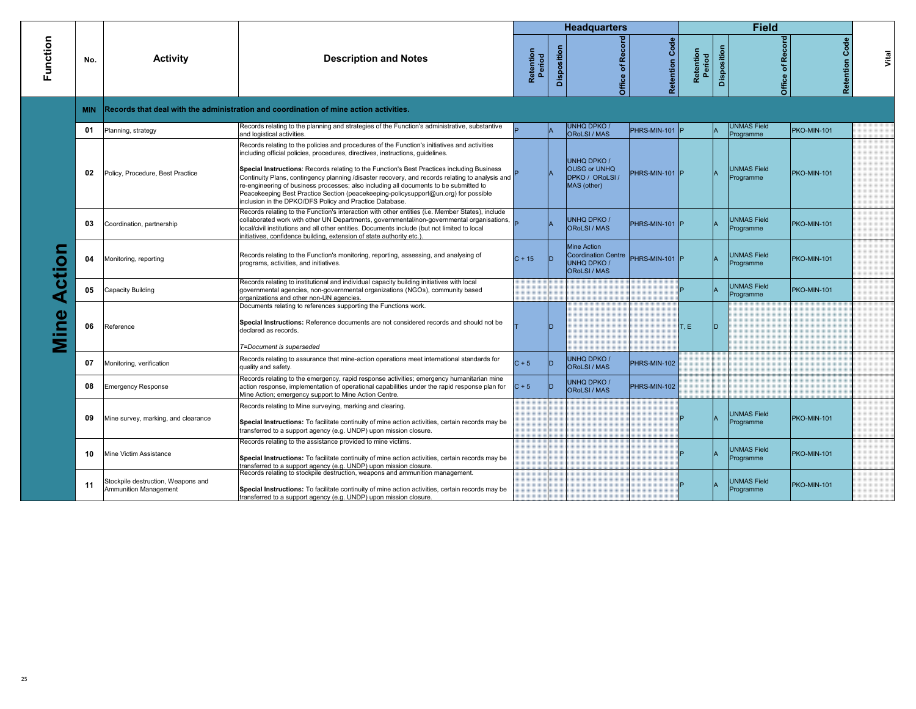| Function | No. | Activity | Description and Notes | Headquarters | | | | Field | | | | Vital |
|---|---|---|---|---|---|---|---|---|---|---|---|---|
| | | | | Retention Period | Disposition | Office of Record | Retention Code | Retention Period | Disposition | Office of Record | Retention Code | |
| Mine Action | MIN | Records that deal with the administration and coordination of mine action activities. | | | | | | | | | | |
| | 01 | Planning, strategy | Records relating to the planning and strategies of the Function's administrative, substantive and logistical activities. | P | A | UNHQ DPKO / ORoLSI / MAS | PHRS-MIN-101 | P | A | UNMAS Field Programme | PKO-MIN-101 | |
| | 02 | Policy, Procedure, Best Practice | Records relating to the policies and procedures of the Function's initiatives and activities including official policies, procedures, directives, instructions, guidelines.<br><br>**Special Instructions**: Records relating to the Function's Best Practices including Business Continuity Plans, contingency planning /disaster recovery, and records relating to analysis and re-engineering of business processes; also including all documents to be submitted to Peacekeeping Best Practice Section (peacekeeping-policysupport@un.org) for possible inclusion in the DPKO/DFS Policy and Practice Database. | P | A | UNHQ DPKO / OUSG or UNHQ DPKO / ORoLSI / MAS (other) | PHRS-MIN-101 | P | A | UNMAS Field Programme | PKO-MIN-101 | |
| | 03 | Coordination, partnership | Records relating to the Function's interaction with other entities (i.e. Member States), include collaborated work with other UN Departments, governmental/non-governmental organisations, local/civil institutions and all other entities. Documents include (but not limited to local initiatives, confidence building, extension of state authority etc.). | P | A | UNHQ DPKO / ORoLSI / MAS | PHRS-MIN-101 | P | A | UNMAS Field Programme | PKO-MIN-101 | |
| | 04 | Monitoring, reporting | Records relating to the Function's monitoring, reporting, assessing, and analysing of programs, activities, and initiatives. | C + 15 | D | Mine Action Coordination Centre UNHQ DPKO / ORoLSI / MAS | PHRS-MIN-101 | P | A | UNMAS Field Programme | PKO-MIN-101 | |
| | 05 | Capacity Building | Records relating to institutional and individual capacity building initiatives with local governmental agencies, non-governmental organizations (NGOs), community based organizations and other non-UN agencies. | | | | | P | A | UNMAS Field Programme | PKO-MIN-101 | |
| | 06 | Reference | Documents relating to references supporting the Functions work.<br><br>**Special Instructions:** Reference documents are not considered records and should not be declared as records.<br><br>*T=Document is superseded* | T | D | | | T, E | D | | | |
| | 07 | Monitoring, verification | Records relating to assurance that mine-action operations meet international standards for quality and safety. | C + 5 | D | UNHQ DPKO / ORoLSI / MAS | PHRS-MIN-102 | | | | | |
| | 08 | Emergency Response | Records relating to the emergency, rapid response activities; emergency humanitarian mine action response, implementation of operational capabilities under the rapid response plan for Mine Action; emergency support to Mine Action Centre. | C + 5 | D | UNHQ DPKO / ORoLSI / MAS | PHRS-MIN-102 | | | | | |
| | 09 | Mine survey, marking, and clearance | Records relating to Mine surveying, marking and clearing.<br><br>**Special Instructions:** To facilitate continuity of mine action activities, certain records may be transferred to a support agency (e.g. UNDP) upon mission closure. | | | | | P | A | UNMAS Field Programme | PKO-MIN-101 | |
| | 10 | Mine Victim Assistance | Records relating to the assistance provided to mine victims.<br><br>**Special Instructions:** To facilitate continuity of mine action activities, certain records may be transferred to a support agency (e.g. UNDP) upon mission closure. | | | | | P | A | UNMAS Field Programme | PKO-MIN-101 | |
| | 11 | Stockpile destruction, Weapons and Ammunition Management | Records relating to stockpile destruction, weapons and ammunition management.<br><br>**Special Instructions:** To facilitate continuity of mine action activities, certain records may be transferred to a support agency (e.g. UNDP) upon mission closure. | | | | | P | A | UNMAS Field Programme | PKO-MIN-101 | |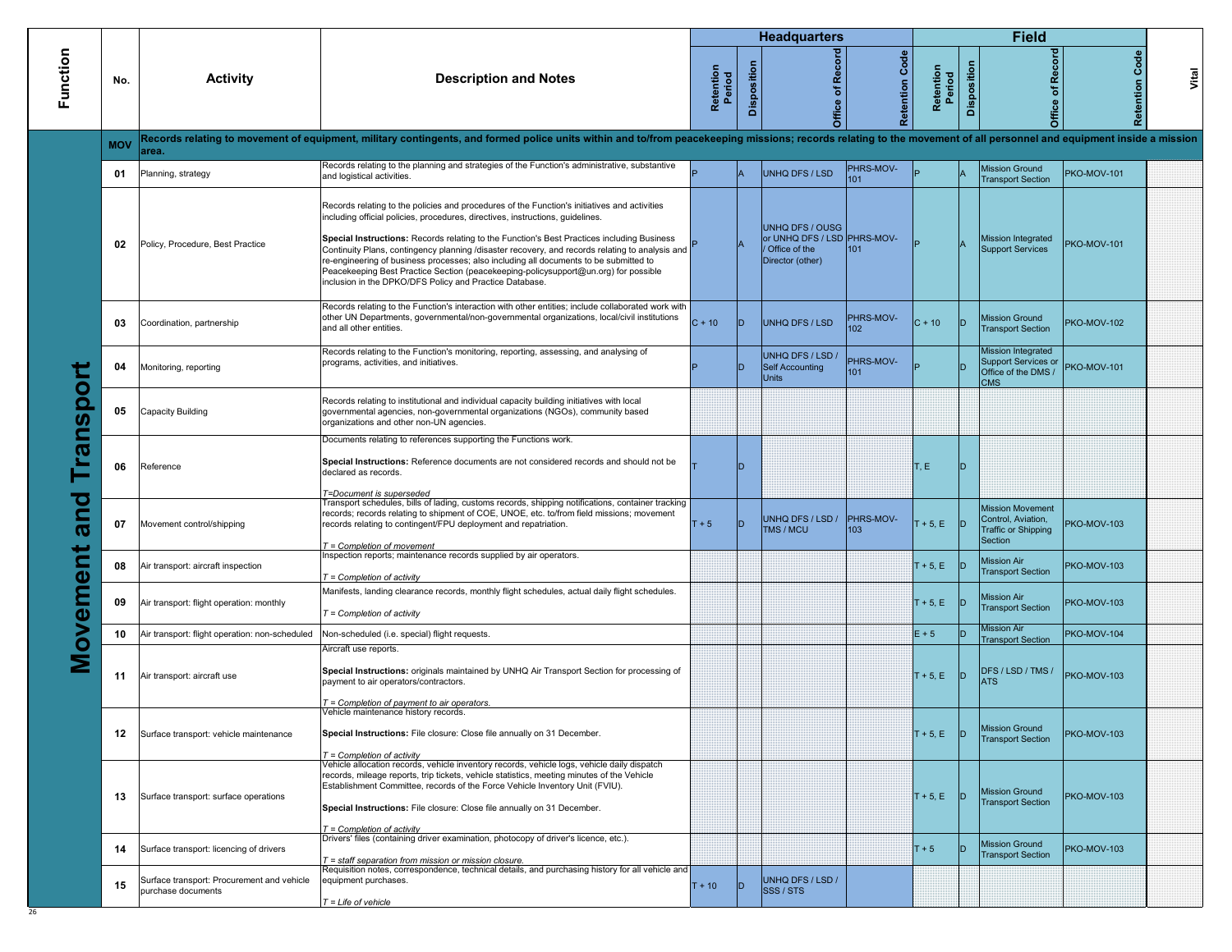| Function | No. | Activity | Description and Notes | Headquarters | | | | Field | | | | Vital |
|---|---|---|---|---|---|---|---|---|---|---|---|---|
| | | | | Retention Period | Disposition | Office of Record | Retention Code | Retention Period | Disposition | Office of Record | Retention Code | |
| Movement and Transport | MOV | Records relating to movement of equipment, military contingents, and formed police units within and to/from peacekeeping missions; records relating to the movement of all personnel and equipment inside a mission area. | | | | | | | | | | |
| | 01 | Planning, strategy | Records relating to the planning and strategies of the Function's administrative, substantive and logistical activities. | P | A | UNHQ DFS / LSD | PHRS-MOV-101 | P | A | Mission Ground Transport Section | PKO-MOV-101 | |
| | 02 | Policy, Procedure, Best Practice | Records relating to the policies and procedures of the Function's initiatives and activities including official policies, procedures, directives, instructions, guidelines.<br><br>**Special Instructions:** Records relating to the Function's Best Practices including Business Continuity Plans, contingency planning /disaster recovery, and records relating to analysis and re-engineering of business processes; also including all documents to be submitted to Peacekeeping Best Practice Section (peacekeeping-policysupport@un.org) for possible inclusion in the DPKO/DFS Policy and Practice Database. | P | A | UNHQ DFS / OUSG or UNHQ DFS / LSD / Office of the Director (other) | PHRS-MOV-101 | P | A | Mission Integrated Support Services | PKO-MOV-101 | |
| | 03 | Coordination, partnership | Records relating to the Function's interaction with other entities; include collaborated work with other UN Departments, governmental/non-governmental organizations, local/civil institutions and all other entities. | C + 10 | D | UNHQ DFS / LSD | PHRS-MOV-102 | C + 10 | D | Mission Ground Transport Section | PKO-MOV-102 | |
| | 04 | Monitoring, reporting | Records relating to the Function's monitoring, reporting, assessing, and analysing of programs, activities, and initiatives. | P | D | UNHQ DFS / LSD / Self Accounting Units | PHRS-MOV-101 | P | D | Mission Integrated Support Services or Office of the DMS / CMS | PKO-MOV-101 | |
| | 05 | Capacity Building | Records relating to institutional and individual capacity building initiatives with local governmental agencies, non-governmental organizations (NGOs), community based organizations and other non-UN agencies. | | | | | | | | | |
| | 06 | Reference | Documents relating to references supporting the Functions work.<br><br>**Special Instructions:** Reference documents are not considered records and should not be declared as records.<br><br>*T=Document is superseded* | T | D | | | T, E | D | | | |
| | 07 | Movement control/shipping | Transport schedules, bills of lading, customs records, shipping notifications, container tracking records; records relating to shipment of COE, UNOE, etc. to/from field missions; movement records relating to contingent/FPU deployment and repatriation.<br><br>*T = Completion of movement* | T + 5 | D | UNHQ DFS / LSD / TMS / MCU | PHRS-MOV-103 | T + 5, E | D | Mission Movement Control, Aviation, Traffic or Shipping Section | PKO-MOV-103 | |
| | 08 | Air transport: aircraft inspection | Inspection reports; maintenance records supplied by air operators.<br><br>*T = Completion of activity* | | | | | T + 5, E | D | Mission Air Transport Section | PKO-MOV-103 | |
| | 09 | Air transport: flight operation: monthly | Manifests, landing clearance records, monthly flight schedules, actual daily flight schedules.<br><br>*T = Completion of activity* | | | | | T + 5, E | D | Mission Air Transport Section | PKO-MOV-103 | |
| | 10 | Air transport: flight operation: non-scheduled | Non-scheduled (i.e. special) flight requests. | | | | | E + 5 | D | Mission Air Transport Section | PKO-MOV-104 | |
| | 11 | Air transport: aircraft use | Aircraft use reports.<br><br>**Special Instructions:** originals maintained by UNHQ Air Transport Section for processing of payment to air operators/contractors.<br><br>*T = Completion of payment to air operators.* | | | | | T + 5, E | D | DFS / LSD / TMS / ATS | PKO-MOV-103 | |
| | 12 | Surface transport: vehicle maintenance | Vehicle maintenance history records.<br><br>**Special Instructions:** File closure: Close file annually on 31 December.<br><br>*T = Completion of activity* | | | | | T + 5, E | D | Mission Ground Transport Section | PKO-MOV-103 | |
| | 13 | Surface transport: surface operations | Vehicle allocation records, vehicle inventory records, vehicle logs, vehicle daily dispatch records, mileage reports, trip tickets, vehicle statistics, meeting minutes of the Vehicle Establishment Committee, records of the Force Vehicle Inventory Unit (FVIU).<br><br>**Special Instructions:** File closure: Close file annually on 31 December.<br><br>*T = Completion of activity* | | | | | T + 5, E | D | Mission Ground Transport Section | PKO-MOV-103 | |
| | 14 | Surface transport: licencing of drivers | Drivers' files (containing driver examination, photocopy of driver's licence, etc.).<br><br>*T = staff separation from mission or mission closure.* | | | | | T + 5 | D | Mission Ground Transport Section | PKO-MOV-103 | |
| | 15 | Surface transport: Procurement and vehicle purchase documents | Requisition notes, correspondence, technical details, and purchasing history for all vehicle and equipment purchases.<br><br>*T = Life of vehicle* | T + 10 | D | UNHQ DFS / LSD / SSS / STS | | | | | | |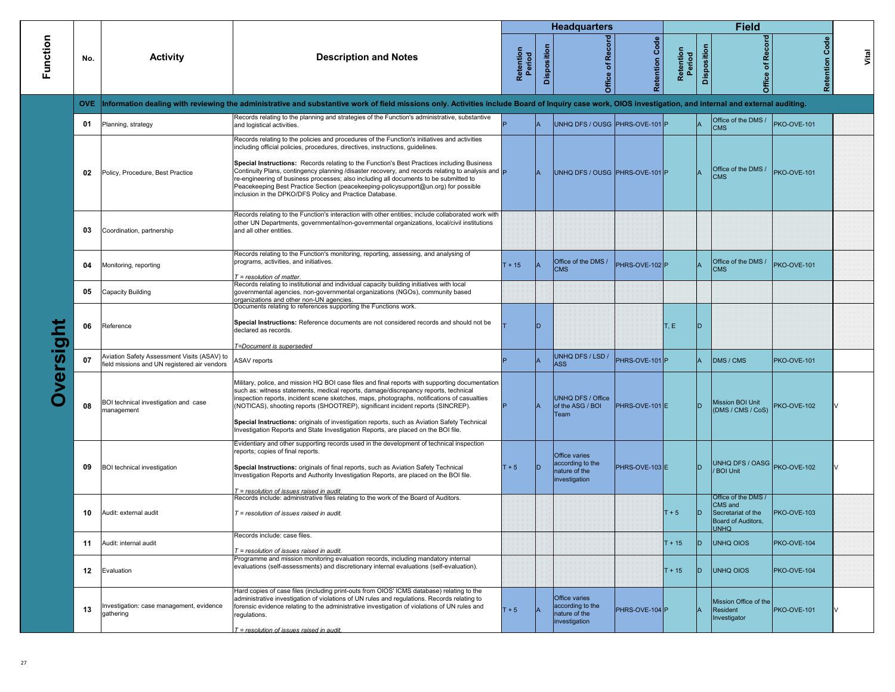| Function | No. | Activity | Description and Notes | Headquarters | | | | Field | | | | Vital |
|---|---|---|---|---|---|---|---|---|---|---|---|---|
| | | | | Retention Period | Disposition | Office of Record | Retention Code | Retention Period | Disposition | Office of Record | Retention Code | |
| Oversight | OVE | Information dealing with reviewing the administrative and substantive work of field missions only. Activities include Board of Inquiry case work, OIOS investigation, and internal and external auditing. | | | | | | | | | | |
| | 01 | Planning, strategy | Records relating to the planning and strategies of the Function's administrative, substantive and logistical activities. | P | A | UNHQ DFS / OUSG | PHRS-OVE-101 | P | A | Office of the DMS / CMS | PKO-OVE-101 | |
| | 02 | Policy, Procedure, Best Practice | Records relating to the policies and procedures of the Function's initiatives and activities including official policies, procedures, directives, instructions, guidelines.<br><br>**Special Instructions:** Records relating to the Function's Best Practices including Business Continuity Plans, contingency planning /disaster recovery, and records relating to analysis and re-engineering of business processes; also including all documents to be submitted to Peacekeeping Best Practice Section (peacekeeping-policysupport@un.org) for possible inclusion in the DPKO/DFS Policy and Practice Database. | P | A | UNHQ DFS / OUSG | PHRS-OVE-101 | P | A | Office of the DMS / CMS | PKO-OVE-101 | |
| | 03 | Coordination, partnership | Records relating to the Function's interaction with other entities; include collaborated work with other UN Departments, governmental/non-governmental organizations, local/civil institutions and all other entities. | | | | | | | | | |
| | 04 | Monitoring, reporting | Records relating to the Function's monitoring, reporting, assessing, and analysing of programs, activities, and initiatives.<br><br>*T = resolution of matter.* | T + 15 | A | Office of the DMS / CMS | PHRS-OVE-102 | P | A | Office of the DMS / CMS | PKO-OVE-101 | |
| | 05 | Capacity Building | Records relating to institutional and individual capacity building initiatives with local governmental agencies, non-governmental organizations (NGOs), community based organizations and other non-UN agencies. | | | | | | | | | |
| | 06 | Reference | Documents relating to references supporting the Functions work.<br><br>**Special Instructions:** Reference documents are not considered records and should not be declared as records.<br><br>*T=Document is superseded* | T | D | | | T, E | D | | | |
| | 07 | Aviation Safety Assessment Visits (ASAV) to field missions and UN registered air vendors | ASAV reports | P | A | UNHQ DFS / LSD / ASS | PHRS-OVE-101 | P | A | DMS / CMS | PKO-OVE-101 | |
| | 08 | BOI technical investigation and case management | Military, police, and mission HQ BOI case files and final reports with supporting documentation such as: witness statements, medical reports, damage/discrepancy reports, technical inspection reports, incident scene sketches, maps, photographs, notifications of casualties (NOTICAS), shooting reports (SHOOTREP), significant incident reports (SINCREP).<br><br>**Special Instructions:** originals of investigation reports, such as Aviation Safety Technical Investigation Reports and State Investigation Reports, are placed on the BOI file. | P | A | UNHQ DFS / Office of the ASG / BOI Team | PHRS-OVE-101 | E | D | Mission BOI Unit (DMS / CMS / CoS) | PKO-OVE-102 | V |
| | 09 | BOI technical investigation | Evidentiary and other supporting records used in the development of technical inspection reports; copies of final reports.<br><br>**Special Instructions:** originals of final reports, such as Aviation Safety Technical Investigation Reports and Authority Investigation Reports, are placed on the BOI file.<br><br>*T = resolution of issues raised in audit.* | T + 5 | D | Office varies according to the nature of the investigation | PHRS-OVE-103 | E | D | UNHQ DFS / OASG / BOI Unit | PKO-OVE-102 | V |
| | 10 | Audit: external audit | Records include: administrative files relating to the work of the Board of Auditors.<br><br>*T = resolution of issues raised in audit.* | | | | | T + 5 | D | Office of the DMS / CMS and Secretariat of the Board of Auditors, UNHQ | PKO-OVE-103 | |
| | 11 | Audit: internal audit | Records include: case files.<br><br>*T = resolution of issues raised in audit.* | | | | | T + 15 | D | UNHQ OIOS | PKO-OVE-104 | |
| | 12 | Evaluation | Programme and mission monitoring evaluation records, including mandatory internal evaluations (self-assessments) and discretionary internal evaluations (self-evaluation). | | | | | T + 15 | D | UNHQ OIOS | PKO-OVE-104 | |
| | 13 | Investigation: case management, evidence gathering | Hard copies of case files (including print-outs from OIOS' ICMS database) relating to the administrative investigation of violations of UN rules and regulations. Records relating to forensic evidence relating to the administrative investigation of violations of UN rules and regulations.<br><br>*T = resolution of issues raised in audit.* | T + 5 | A | Office varies according to the nature of the investigation | PHRS-OVE-104 | P | A | Mission Office of the Resident Investigator | PKO-OVE-101 | V |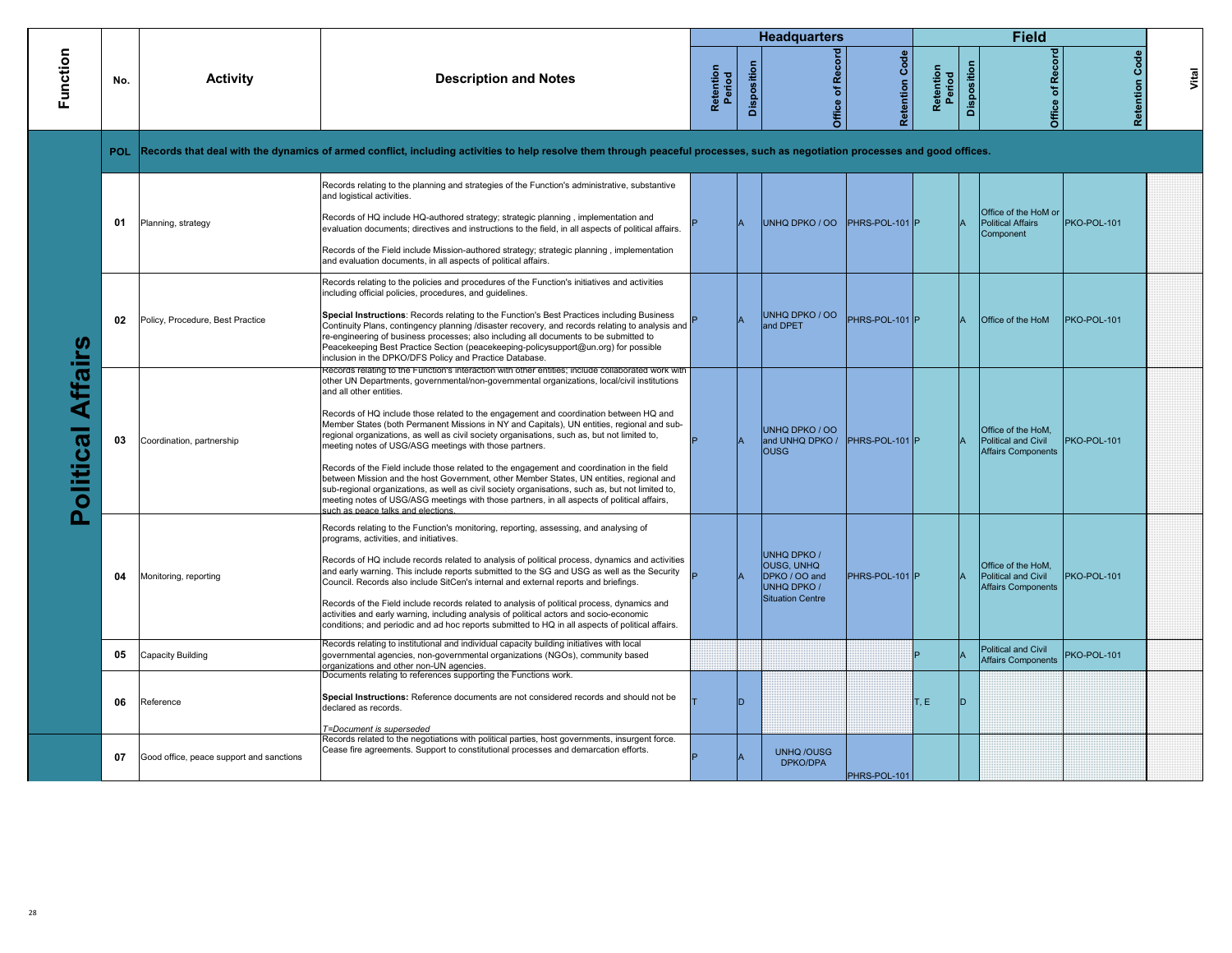| Function | No. | Activity | Description and Notes | Headquarters | | | | Field | | | | Vital |
|---|---|---|---|---|---|---|---|---|---|---|---|---|
| | | | | Retention Period | Disposition | Office of Record | Retention Code | Retention Period | Disposition | Office of Record | Retention Code | |
| Political Affairs | POL | Records that deal with the dynamics of armed conflict, including activities to help resolve them through peaceful processes, such as negotiation processes and good offices. | | | | | | | | | | |
| | 01 | Planning, strategy | Records relating to the planning and strategies of the Function's administrative, substantive and logistical activities.<br><br>Records of HQ include HQ-authored strategy; strategic planning , implementation and evaluation documents; directives and instructions to the field, in all aspects of political affairs.<br><br>Records of the Field include Mission-authored strategy; strategic planning , implementation and evaluation documents, in all aspects of political affairs. | P | A | UNHQ DPKO / OO | PHRS-POL-101 | P | A | Office of the HoM or Political Affairs Component | PKO-POL-101 | |
| | 02 | Policy, Procedure, Best Practice | Records relating to the policies and procedures of the Function's initiatives and activities including official policies, procedures, and guidelines.<br><br>**Special Instructions**: Records relating to the Function's Best Practices including Business Continuity Plans, contingency planning /disaster recovery, and records relating to analysis and re-engineering of business processes; also including all documents to be submitted to Peacekeeping Best Practice Section (peacekeeping-policysupport@un.org) for possible inclusion in the DPKO/DFS Policy and Practice Database. | P | A | UNHQ DPKO / OO and DPET | PHRS-POL-101 | P | A | Office of the HoM | PKO-POL-101 | |
| | 03 | Coordination, partnership | Records relating to the Function's interaction with other entities; include collaborated work with other UN Departments, governmental/non-governmental organizations, local/civil institutions and all other entities.<br><br>Records of HQ include those related to the engagement and coordination between HQ and Member States (both Permanent Missions in NY and Capitals), UN entities, regional and sub-regional organizations, as well as civil society organisations, such as, but not limited to, meeting notes of USG/ASG meetings with those partners.<br><br>Records of the Field include those related to the engagement and coordination in the field between Mission and the host Government, other Member States, UN entities, regional and sub-regional organizations, as well as civil society organisations, such as, but not limited to, meeting notes of USG/ASG meetings with those partners, in all aspects of political affairs, such as peace talks and elections. | P | A | UNHQ DPKO / OO and UNHQ DPKO / OUSG | PHRS-POL-101 | P | A | Office of the HoM, Political and Civil Affairs Components | PKO-POL-101 | |
| | 04 | Monitoring, reporting | Records relating to the Function's monitoring, reporting, assessing, and analysing of programs, activities, and initiatives.<br><br>Records of HQ include records related to analysis of political process, dynamics and activities and early warning. This include reports submitted to the SG and USG as well as the Security Council. Records also include SitCen's internal and external reports and briefings.<br><br>Records of the Field include records related to analysis of political process, dynamics and activities and early warning, including analysis of political actors and socio-economic conditions; and periodic and ad hoc reports submitted to HQ in all aspects of political affairs. | P | A | UNHQ DPKO / OUSG, UNHQ DPKO / OO and UNHQ DPKO / Situation Centre | PHRS-POL-101 | P | A | Office of the HoM, Political and Civil Affairs Components | PKO-POL-101 | |
| | 05 | Capacity Building | Records relating to institutional and individual capacity building initiatives with local governmental agencies, non-governmental organizations (NGOs), community based organizations and other non-UN agencies. | | | | | P | A | Political and Civil Affairs Components | PKO-POL-101 | |
| | 06 | Reference | Documents relating to references supporting the Functions work.<br><br>**Special Instructions:** Reference documents are not considered records and should not be declared as records.<br><br>*T=Document is superseded* | T | D | | | T, E | D | | | |
| | 07 | Good office, peace support and sanctions | Records related to the negotiations with political parties, host governments, insurgent force. Cease fire agreements. Support to constitutional processes and demarcation efforts. | P | A | UNHQ /OUSG DPKO/DPA | PHRS-POL-101 | | | | | |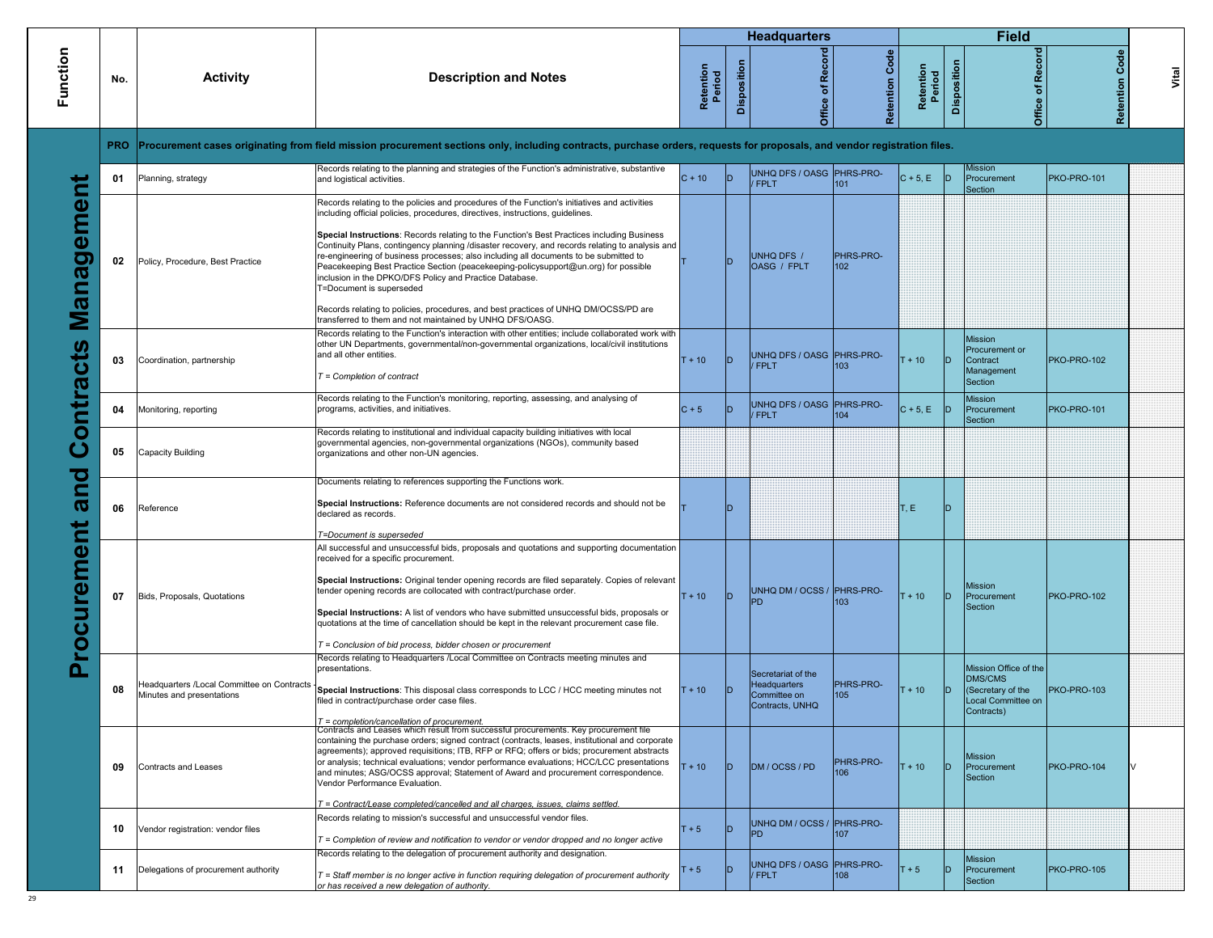| Function | No. | Activity | Description and Notes | Headquarters | | | | Field | | | | Vital |
|---|---|---|---|---|---|---|---|---|---|---|---|---|
| | | | | Retention Period | Disposition | Office of Record | Retention Code | Retention Period | Disposition | Office of Record | Retention Code | |
| Procurement and Contracts Management | PRO | Procurement cases originating from field mission procurement sections only, including contracts, purchase orders, requests for proposals, and vendor registration files. | | | | | | | | | | |
| | 01 | Planning, strategy | Records relating to the planning and strategies of the Function's administrative, substantive and logistical activities. | C + 10 | D | UNHQ DFS / OASG / FPLT | PHRS-PRO-101 | C + 5, E | D | Mission Procurement Section | PKO-PRO-101 | |
| | 02 | Policy, Procedure, Best Practice | Records relating to the policies and procedures of the Function's initiatives and activities including official policies, procedures, directives, instructions, guidelines.<br><br>**Special Instructions**: Records relating to the Function's Best Practices including Business Continuity Plans, contingency planning /disaster recovery, and records relating to analysis and re-engineering of business processes; also including all documents to be submitted to Peacekeeping Best Practice Section (peacekeeping-policysupport@un.org) for possible inclusion in the DPKO/DFS Policy and Practice Database.<br>T=Document is superseded<br><br>Records relating to policies, procedures, and best practices of UNHQ DM/OCSS/PD are transferred to them and not maintained by UNHQ DFS/OASG. | T | D | UNHQ DFS / OASG / FPLT | PHRS-PRO-102 | | | | | |
| | 03 | Coordination, partnership | Records relating to the Function's interaction with other entities; include collaborated work with other UN Departments, governmental/non-governmental organizations, local/civil institutions and all other entities.<br><br>*T = Completion of contract* | T + 10 | D | UNHQ DFS / OASG / FPLT | PHRS-PRO-103 | T + 10 | D | Mission Procurement or Contract Management Section | PKO-PRO-102 | |
| | 04 | Monitoring, reporting | Records relating to the Function's monitoring, reporting, assessing, and analysing of programs, activities, and initiatives. | C + 5 | D | UNHQ DFS / OASG / FPLT | PHRS-PRO-104 | C + 5, E | D | Mission Procurement Section | PKO-PRO-101 | |
| | 05 | Capacity Building | Records relating to institutional and individual capacity building initiatives with local governmental agencies, non-governmental organizations (NGOs), community based organizations and other non-UN agencies. | | | | | | | | | |
| | 06 | Reference | Documents relating to references supporting the Functions work.<br><br>**Special Instructions:** Reference documents are not considered records and should not be declared as records.<br><br>*T=Document is superseded* | T | D | | | T, E | D | | | |
| | 07 | Bids, Proposals, Quotations | All successful and unsuccessful bids, proposals and quotations and supporting documentation received for a specific procurement.<br><br>**Special Instructions:** Original tender opening records are filed separately. Copies of relevant tender opening records are collocated with contract/purchase order.<br><br>**Special Instructions:** A list of vendors who have submitted unsuccessful bids, proposals or quotations at the time of cancellation should be kept in the relevant procurement case file.<br><br>*T = Conclusion of bid process, bidder chosen or procurement* | T + 10 | D | UNHQ DM / OCSS / PD | PHRS-PRO-103 | T + 10 | D | Mission Procurement Section | PKO-PRO-102 | |
| | 08 | Headquarters /Local Committee on Contracts - Minutes and presentations | Records relating to Headquarters /Local Committee on Contracts meeting minutes and presentations.<br><br>**Special Instructions**: This disposal class corresponds to LCC / HCC meeting minutes not filed in contract/purchase order case files.<br><br>*T = completion/cancellation of procurement.* | T + 10 | D | Secretariat of the Headquarters Committee on Contracts, UNHQ | PHRS-PRO-105 | T + 10 | D | Mission Office of the DMS/CMS (Secretary of the Local Committee on Contracts) | PKO-PRO-103 | |
| | 09 | Contracts and Leases | Contracts and Leases which result from successful procurements. Key procurement file containing the purchase orders; signed contract (contracts, leases, institutional and corporate agreements); approved requisitions; ITB, RFP or RFQ; offers or bids; procurement abstracts or analysis; technical evaluations; vendor performance evaluations; HCC/LCC presentations and minutes; ASG/OCSS approval; Statement of Award and procurement correspondence. Vendor Performance Evaluation.<br><br>*T = Contract/Lease completed/cancelled and all charges, issues, claims settled.* | T + 10 | D | DM / OCSS / PD | PHRS-PRO-106 | T + 10 | D | Mission Procurement Section | PKO-PRO-104 | V |
| | 10 | Vendor registration: vendor files | Records relating to mission's successful and unsuccessful vendor files.<br><br>*T = Completion of review and notification to vendor or vendor dropped and no longer active* | T + 5 | D | UNHQ DM / OCSS / PD | PHRS-PRO-107 | | | | | |
| | 11 | Delegations of procurement authority | Records relating to the delegation of procurement authority and designation.<br><br>*T = Staff member is no longer active in function requiring delegation of procurement authority or has received a new delegation of authority.* | T + 5 | D | UNHQ DFS / OASG / FPLT | PHRS-PRO-108 | T + 5 | D | Mission Procurement Section | PKO-PRO-105 | |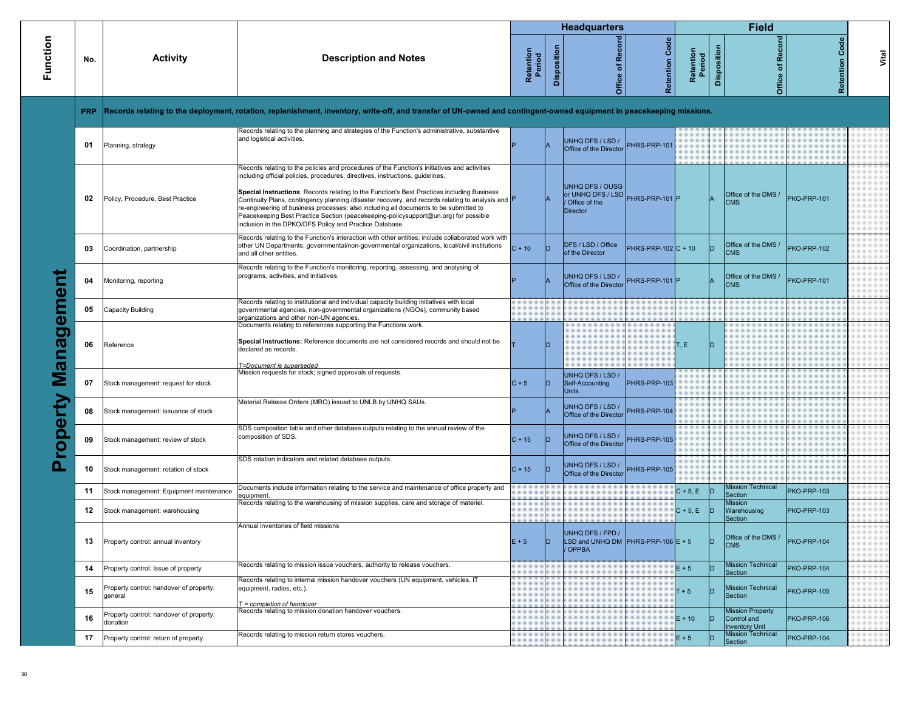| Function | No. | Activity | Description and Notes | Headquarters | | | | Field | | | | Vital |
|---|---|---|---|---|---|---|---|---|---|---|---|---|
| | | | | Retention Period | Disposition | Office of Record | Retention Code | Retention Period | Disposition | Office of Record | Retention Code | |
| Property Management | PRP | Records relating to the deployment, rotation, replenishment, inventory, write-off, and transfer of UN-owned and contingent-owned equipment in peacekeeping missions. | | | | | | | | | | |
| | 01 | Planning, strategy | Records relating to the planning and strategies of the Function's administrative, substantive and logistical activities. | P | A | UNHQ DFS / LSD / Office of the Director | PHRS-PRP-101 | | | | | |
| | 02 | Policy, Procedure, Best Practice | Records relating to the policies and procedures of the Function's initiatives and activities including official policies, procedures, directives, instructions, guidelines.<br><br>**Special Instructions**: Records relating to the Function's Best Practices including Business Continuity Plans, contingency planning /disaster recovery, and records relating to analysis and re-engineering of business processes; also including all documents to be submitted to Peacekeeping Best Practice Section (peacekeeping-policysupport@un.org) for possible inclusion in the DPKO/DFS Policy and Practice Database. | P | A | UNHQ DFS / OUSG or UNHQ DFS / LSD / Office of the Director | PHRS-PRP-101 | P | A | Office of the DMS / CMS | PKO-PRP-101 | |
| | 03 | Coordination, partnership | Records relating to the Function's interaction with other entities; include collaborated work with other UN Departments, governmental/non-governmental organizations, local/civil institutions and all other entities. | C + 10 | D | DFS / LSD / Office of the Director | PHRS-PRP-102 | C + 10 | D | Office of the DMS / CMS | PKO-PRP-102 | |
| | 04 | Monitoring, reporting | Records relating to the Function's monitoring, reporting, assessing, and analysing of programs, activities, and initiatives. | P | A | UNHQ DFS / LSD / Office of the Director | PHRS-PRP-101 | P | A | Office of the DMS / CMS | PKO-PRP-101 | |
| | 05 | Capacity Building | Records relating to institutional and individual capacity building initiatives with local governmental agencies, non-governmental organizations (NGOs), community based organizations and other non-UN agencies. | | | | | | | | | |
| | 06 | Reference | Documents relating to references supporting the Functions work.<br><br>**Special Instructions:** Reference documents are not considered records and should not be declared as records.<br><br>*T=Document is superseded* | T | D | | | T, E | D | | | |
| | 07 | Stock management: request for stock | Mission requests for stock; signed approvals of requests. | C + 5 | D | UNHQ DFS / LSD / Self-Accounting Units | PHRS-PRP-103 | | | | | |
| | 08 | Stock management: issuance of stock | Material Release Orders (MRO) issued to UNLB by UNHQ SAUs. | P | A | UNHQ DFS / LSD / Office of the Director | PHRS-PRP-104 | | | | | |
| | 09 | Stock management: review of stock | SDS composition table and other database outputs relating to the annual review of the composition of SDS. | C + 15 | D | UNHQ DFS / LSD / Office of the Director | PHRS-PRP-105 | | | | | |
| | 10 | Stock management: rotation of stock | SDS rotation indicators and related database outputs. | C + 15 | D | UNHQ DFS / LSD / Office of the Director | PHRS-PRP-105 | | | | | |
| | 11 | Stock management: Equipment maintenance | Documents include information relating to the service and maintenance of office property and equipment. | | | | | C + 5, E | D | Mission Technical Section | PKO-PRP-103 | |
| | 12 | Stock management: warehousing | Records relating to the warehousing of mission supplies, care and storage of materiel. | | | | | C + 5, E | D | Mission Warehousing Section | PKO-PRP-103 | |
| | 13 | Property control: annual inventory | Annual inventories of field missions | E + 5 | D | UNHQ DFS / FPD / LSD and UNHQ DM / OPPBA | PHRS-PRP-106 | E + 5 | D | Office of the DMS / CMS | PKO-PRP-104 | |
| | 14 | Property control: Issue of property | Records relating to mission issue vouchers, authority to release vouchers. | | | | | E + 5 | D | Mission Technical Section | PKO-PRP-104 | |
| | 15 | Property control: handover of property: general | Records relating to internal mission handover vouchers (UN equipment, vehicles, IT equipment, radios, etc.).<br><br>*T = completion of handover* | | | | | T + 5 | D | Mission Technical Section | PKO-PRP-105 | |
| | 16 | Property control: handover of property: donation | Records relating to mission donation handover vouchers. | | | | | E + 10 | D | Mission Property Control and Inventory Unit | PKO-PRP-106 | |
| | 17 | Property control: return of property | Records relating to mission return stores vouchers. | | | | | E + 5 | D | Mission Technical Section | PKO-PRP-104 | |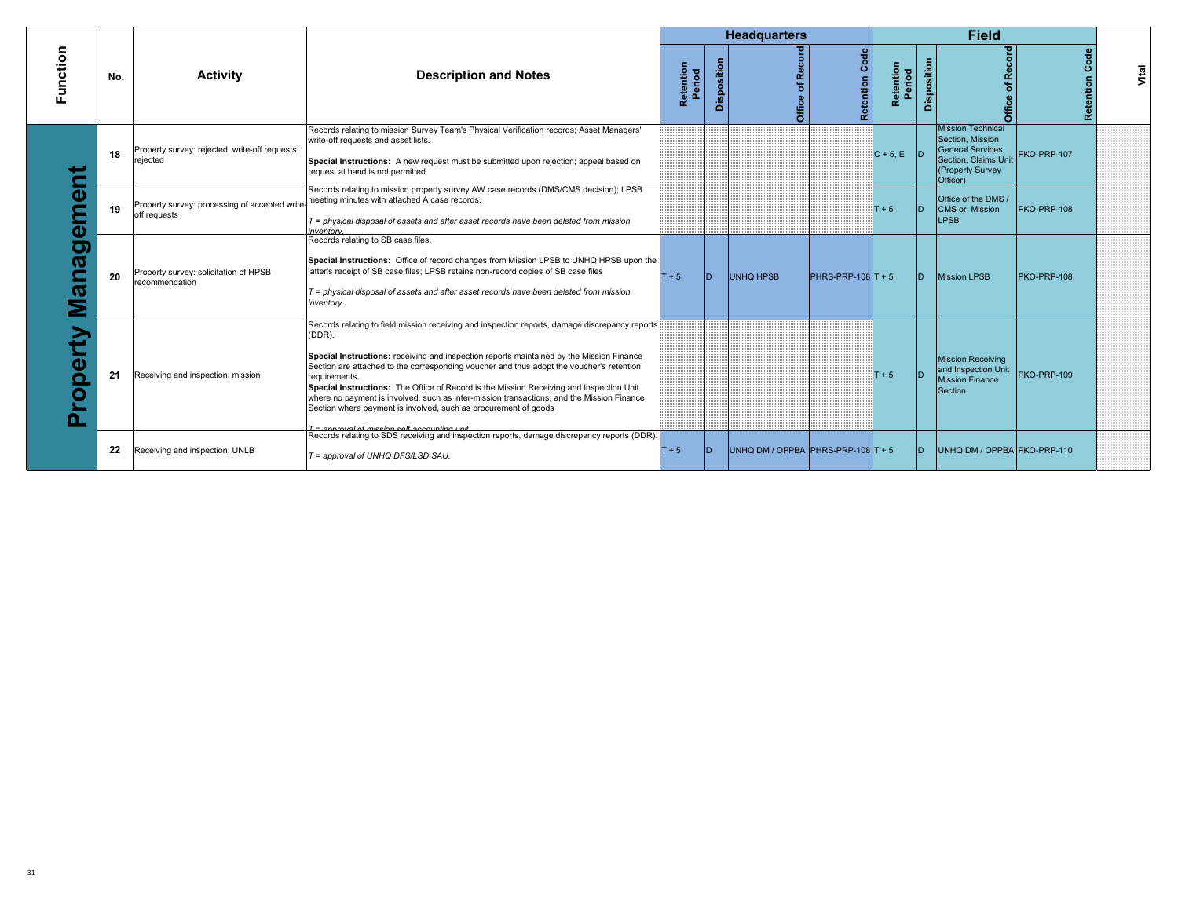| Function | No. | Activity | Description and Notes | Headquarters | | | | Field | | | | Vital |
|---|---|---|---|---|---|---|---|---|---|---|---|---|
| | | | | Retention Period | Disposition | Office of Record | Retention Code | Retention Period | Disposition | Office of Record | Retention Code | |
| Property Management | 18 | Property survey: rejected write-off requests rejected | Records relating to mission Survey Team's Physical Verification records; Asset Managers' write-off requests and asset lists.<br><br>**Special Instructions:** A new request must be submitted upon rejection; appeal based on request at hand is not permitted. | | | | | C + 5, E | D | Mission Technical Section, Mission General Services Section, Claims Unit (Property Survey Officer) | PKO-PRP-107 | |
| | 19 | Property survey: processing of accepted write-off requests | Records relating to mission property survey AW case records (DMS/CMS decision); LPSB meeting minutes with attached A case records.<br><br>*T = physical disposal of assets and after asset records have been deleted from mission inventory.* | | | | | T + 5 | D | Office of the DMS / CMS or Mission LPSB | PKO-PRP-108 | |
| | 20 | Property survey: solicitation of HPSB recommendation | Records relating to SB case files.<br><br>**Special Instructions:** Office of record changes from Mission LPSB to UNHQ HPSB upon the latter's receipt of SB case files; LPSB retains non-record copies of SB case files<br><br>*T = physical disposal of assets and after asset records have been deleted from mission inventory.* | T + 5 | D | UNHQ HPSB | PHRS-PRP-108 | T + 5 | D | Mission LPSB | PKO-PRP-108 | |
| | 21 | Receiving and inspection: mission | Records relating to field mission receiving and inspection reports, damage discrepancy reports (DDR).<br><br>**Special Instructions:** receiving and inspection reports maintained by the Mission Finance Section are attached to the corresponding voucher and thus adopt the voucher's retention requirements.<br>**Special Instructions:** The Office of Record is the Mission Receiving and Inspection Unit where no payment is involved, such as inter-mission transactions; and the Mission Finance Section where payment is involved, such as procurement of goods<br><br>*T = approval of mission self-accounting unit* | | | | | T + 5 | D | Mission Receiving and Inspection Unit Mission Finance Section | PKO-PRP-109 | |
| | 22 | Receiving and inspection: UNLB | Records relating to SDS receiving and inspection reports, damage discrepancy reports (DDR).<br><br>*T = approval of UNHQ DFS/LSD SAU.* | T + 5 | D | UNHQ DM / OPPBA | PHRS-PRP-108 | T + 5 | D | UNHQ DM / OPPBA | PKO-PRP-110 | |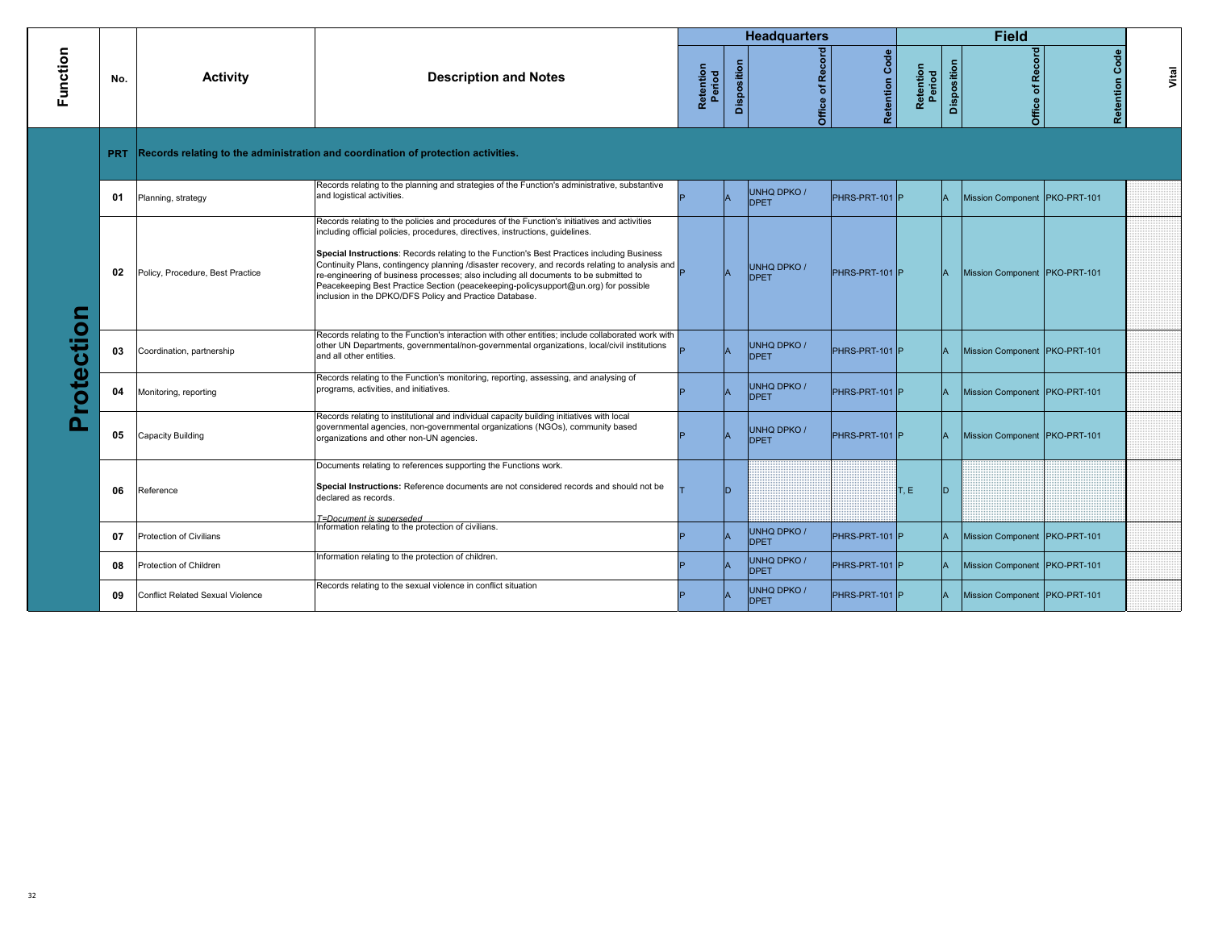| Function | No. | Activity | Description and Notes | Headquarters | | | | Field | | | | Vital |
|---|---|---|---|---|---|---|---|---|---|---|---|---|
| | | | | Retention Period | Disposition | Office of Record | Retention Code | Retention Period | Disposition | Office of Record | Retention Code | |
| Protection | PRT | Records relating to the administration and coordination of protection activities. | | | | | | | | | | |
| | 01 | Planning, strategy | Records relating to the planning and strategies of the Function's administrative, substantive and logistical activities. | P | A | UNHQ DPKO / DPET | PHRS-PRT-101 | P | A | Mission Component | PKO-PRT-101 | |
| | 02 | Policy, Procedure, Best Practice | Records relating to the policies and procedures of the Function's initiatives and activities including official policies, procedures, directives, instructions, guidelines. **Special Instructions**: Records relating to the Function's Best Practices including Business Continuity Plans, contingency planning /disaster recovery, and records relating to analysis and re-engineering of business processes; also including all documents to be submitted to Peacekeeping Best Practice Section (peacekeeping-policysupport@un.org) for possible inclusion in the DPKO/DFS Policy and Practice Database. | P | A | UNHQ DPKO / DPET | PHRS-PRT-101 | P | A | Mission Component | PKO-PRT-101 | |
| | 03 | Coordination, partnership | Records relating to the Function's interaction with other entities; include collaborated work with other UN Departments, governmental/non-governmental organizations, local/civil institutions and all other entities. | P | A | UNHQ DPKO / DPET | PHRS-PRT-101 | P | A | Mission Component | PKO-PRT-101 | |
| | 04 | Monitoring, reporting | Records relating to the Function's monitoring, reporting, assessing, and analysing of programs, activities, and initiatives. | P | A | UNHQ DPKO / DPET | PHRS-PRT-101 | P | A | Mission Component | PKO-PRT-101 | |
| | 05 | Capacity Building | Records relating to institutional and individual capacity building initiatives with local governmental agencies, non-governmental organizations (NGOs), community based organizations and other non-UN agencies. | P | A | UNHQ DPKO / DPET | PHRS-PRT-101 | P | A | Mission Component | PKO-PRT-101 | |
| | 06 | Reference | Documents relating to references supporting the Functions work. **Special Instructions:** Reference documents are not considered records and should not be declared as records. *T=Document is superseded* | T | D | | | T, E | D | | | |
| | 07 | Protection of Civilians | Information relating to the protection of civilians. | P | A | UNHQ DPKO / DPET | PHRS-PRT-101 | P | A | Mission Component | PKO-PRT-101 | |
| | 08 | Protection of Children | Information relating to the protection of children. | P | A | UNHQ DPKO / DPET | PHRS-PRT-101 | P | A | Mission Component | PKO-PRT-101 | |
| | 09 | Conflict Related Sexual Violence | Records relating to the sexual violence in conflict situation | P | A | UNHQ DPKO / DPET | PHRS-PRT-101 | P | A | Mission Component | PKO-PRT-101 | |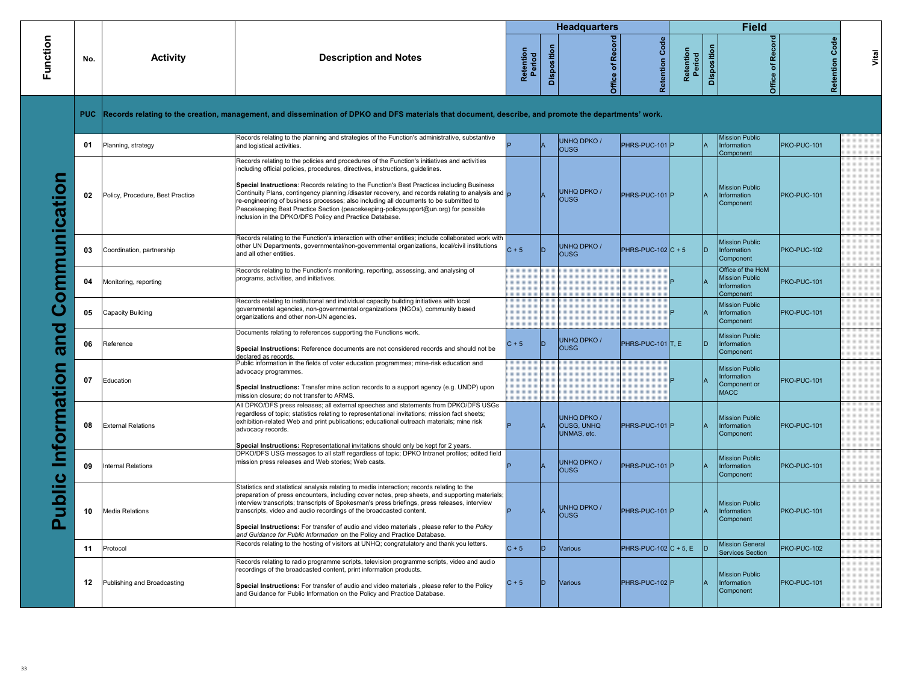| Function | No. | Activity | Description and Notes | Headquarters | | | | Field | | | | Vital |
|---|---|---|---|---|---|---|---|---|---|---|---|---|
| | | | | Retention Period | Disposition | Office of Record | Retention Code | Retention Period | Disposition | Office of Record | Retention Code | |
| Public Information and Communication | PUC | Records relating to the creation, management, and dissemination of DPKO and DFS materials that document, describe, and promote the departments' work. | | | | | | | | | | |
| | 01 | Planning, strategy | Records relating to the planning and strategies of the Function's administrative, substantive and logistical activities. | P | A | UNHQ DPKO / OUSG | PHRS-PUC-101 | P | A | Mission Public Information Component | PKO-PUC-101 | |
| | 02 | Policy, Procedure, Best Practice | Records relating to the policies and procedures of the Function's initiatives and activities including official policies, procedures, directives, instructions, guidelines.<br><br>**Special Instructions**: Records relating to the Function's Best Practices including Business Continuity Plans, contingency planning /disaster recovery, and records relating to analysis and re-engineering of business processes; also including all documents to be submitted to Peacekeeping Best Practice Section (peacekeeping-policysupport@un.org) for possible inclusion in the DPKO/DFS Policy and Practice Database. | P | A | UNHQ DPKO / OUSG | PHRS-PUC-101 | P | A | Mission Public Information Component | PKO-PUC-101 | |
| | 03 | Coordination, partnership | Records relating to the Function's interaction with other entities; include collaborated work with other UN Departments, governmental/non-governmental organizations, local/civil institutions and all other entities. | C + 5 | D | UNHQ DPKO / OUSG | PHRS-PUC-102 | C + 5 | D | Mission Public Information Component | PKO-PUC-102 | |
| | 04 | Monitoring, reporting | Records relating to the Function's monitoring, reporting, assessing, and analysing of programs, activities, and initiatives. | | | | | P | A | Office of the HoM Mission Public Information Component | PKO-PUC-101 | |
| | 05 | Capacity Building | Records relating to institutional and individual capacity building initiatives with local governmental agencies, non-governmental organizations (NGOs), community based organizations and other non-UN agencies. | | | | | P | A | Mission Public Information Component | PKO-PUC-101 | |
| | 06 | Reference | Documents relating to references supporting the Functions work.<br><br>**Special Instructions:** Reference documents are not considered records and should not be declared as records. | C + 5 | D | UNHQ DPKO / OUSG | PHRS-PUC-101 | T, E | D | Mission Public Information Component | | |
| | 07 | Education | Public information in the fields of voter education programmes; mine-risk education and advocacy programmes.<br><br>**Special Instructions:** Transfer mine action records to a support agency (e.g. UNDP) upon mission closure; do not transfer to ARMS. | | | | | P | A | Mission Public Information Component or MACC | PKO-PUC-101 | |
| | 08 | External Relations | All DPKO/DFS press releases; all external speeches and statements from DPKO/DFS USGs regardless of topic; statistics relating to representational invitations; mission fact sheets; exhibition-related Web and print publications; educational outreach materials; mine risk advocacy records.<br><br>**Special Instructions:** Representational invitations should only be kept for 2 years. | P | A | UNHQ DPKO / OUSG, UNHQ UNMAS, etc. | PHRS-PUC-101 | P | A | Mission Public Information Component | PKO-PUC-101 | |
| | 09 | Internal Relations | DPKO/DFS USG messages to all staff regardless of topic; DPKO Intranet profiles; edited field mission press releases and Web stories; Web casts. | P | A | UNHQ DPKO / OUSG | PHRS-PUC-101 | P | A | Mission Public Information Component | PKO-PUC-101 | |
| | 10 | Media Relations | Statistics and statistical analysis relating to media interaction; records relating to the preparation of press encounters, including cover notes, prep sheets, and supporting materials; interview transcripts; transcripts of Spokesman's press briefings, press releases, interview transcripts, video and audio recordings of the broadcasted content.<br><br>**Special Instructions:** For transfer of audio and video materials , please refer to the *Policy and Guidance for Public Information* on the Policy and Practice Database. | P | A | UNHQ DPKO / OUSG | PHRS-PUC-101 | P | A | Mission Public Information Component | PKO-PUC-101 | |
| | 11 | Protocol | Records relating to the hosting of visitors at UNHQ; congratulatory and thank you letters. | C + 5 | D | Various | PHRS-PUC-102 | C + 5, E | D | Mission General Services Section | PKO-PUC-102 | |
| | 12 | Publishing and Broadcasting | Records relating to radio programme scripts, television programme scripts, video and audio recordings of the broadcasted content, print information products.<br><br>**Special Instructions:** For transfer of audio and video materials , please refer to the Policy and Guidance for Public Information on the Policy and Practice Database. | C + 5 | D | Various | PHRS-PUC-102 | P | A | Mission Public Information Component | PKO-PUC-101 | |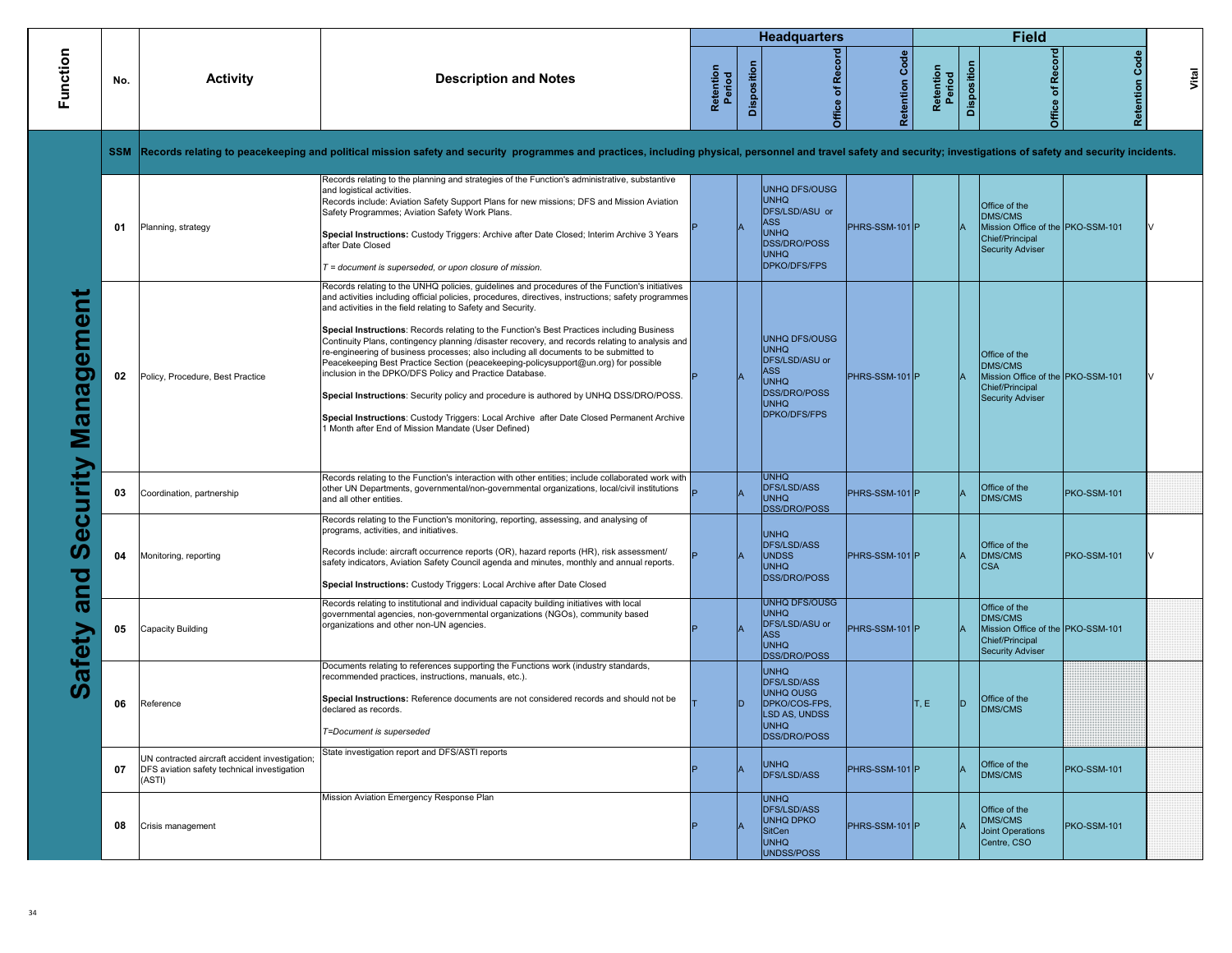| Function | No. | Activity | Description and Notes | Headquarters | | | | Field | | | | Vital |
|---|---|---|---|---|---|---|---|---|---|---|---|---|
| | | | | Retention Period | Disposition | Office of Record | Retention Code | Retention Period | Disposition | Office of Record | Retention Code | |
| Safety and Security Management | SSM | Records relating to peacekeeping and political mission safety and security programmes and practices, including physical, personnel and travel safety and security; investigations of safety and security incidents. | | | | | | | | | | |
| | 01 | Planning, strategy | Records relating to the planning and strategies of the Function's administrative, substantive and logistical activities.<br>Records include: Aviation Safety Support Plans for new missions; DFS and Mission Aviation Safety Programmes; Aviation Safety Work Plans.<br>**Special Instructions:** Custody Triggers: Archive after Date Closed; Interim Archive 3 Years after Date Closed<br>*T = document is superseded, or upon closure of mission.* | P | A | UNHQ DFS/OUSG<br>UNHQ DFS/LSD/ASU or ASS<br>UNHQ DSS/DRO/POSS<br>UNHQ DPKO/DFS/FPS | PHRS-SSM-101 | P | A | Office of the DMS/CMS<br>Mission Office of the Chief/Principal Security Adviser | PKO-SSM-101 | V |
| | 02 | Policy, Procedure, Best Practice | Records relating to the UNHQ policies, guidelines and procedures of the Function's initiatives and activities including official policies, procedures, directives, instructions; safety programmes and activities in the field relating to Safety and Security.<br>**Special Instructions**: Records relating to the Function's Best Practices including Business Continuity Plans, contingency planning /disaster recovery, and records relating to analysis and re-engineering of business processes; also including all documents to be submitted to Peacekeeping Best Practice Section (peacekeeping-policysupport@un.org) for possible inclusion in the DPKO/DFS Policy and Practice Database.<br>**Special Instructions**: Security policy and procedure is authored by UNHQ DSS/DRO/POSS.<br>**Special Instructions**: Custody Triggers: Local Archive after Date Closed Permanent Archive 1 Month after End of Mission Mandate (User Defined) | P | A | UNHQ DFS/OUSG<br>UNHQ DFS/LSD/ASU or ASS<br>UNHQ DSS/DRO/POSS<br>UNHQ DPKO/DFS/FPS | PHRS-SSM-101 | P | A | Office of the DMS/CMS<br>Mission Office of the Chief/Principal Security Adviser | PKO-SSM-101 | V |
| | 03 | Coordination, partnership | Records relating to the Function's interaction with other entities; include collaborated work with other UN Departments, governmental/non-governmental organizations, local/civil institutions and all other entities. | P | A | UNHQ DFS/LSD/ASS<br>UNHQ DSS/DRO/POSS | PHRS-SSM-101 | P | A | Office of the DMS/CMS | PKO-SSM-101 | |
| | 04 | Monitoring, reporting | Records relating to the Function's monitoring, reporting, assessing, and analysing of programs, activities, and initiatives.<br>Records include: aircraft occurrence reports (OR), hazard reports (HR), risk assessment/ safety indicators, Aviation Safety Council agenda and minutes, monthly and annual reports.<br>**Special Instructions:** Custody Triggers: Local Archive after Date Closed | P | A | UNHQ DFS/LSD/ASS<br>UNDSS<br>UNHQ DSS/DRO/POSS | PHRS-SSM-101 | P | A | Office of the DMS/CMS<br>CSA | PKO-SSM-101 | V |
| | 05 | Capacity Building | Records relating to institutional and individual capacity building initiatives with local governmental agencies, non-governmental organizations (NGOs), community based organizations and other non-UN agencies. | P | A | UNHQ DFS/OUSG<br>UNHQ DFS/LSD/ASU or ASS<br>UNHQ DSS/DRO/POSS | PHRS-SSM-101 | P | A | Office of the DMS/CMS<br>Mission Office of the Chief/Principal Security Adviser | PKO-SSM-101 | |
| | 06 | Reference | Documents relating to references supporting the Functions work (industry standards, recommended practices, instructions, manuals, etc.).<br>**Special Instructions:** Reference documents are not considered records and should not be declared as records.<br>*T=Document is superseded* | T | D | UNHQ DFS/LSD/ASS<br>UNHQ OUSG DPKO/COS-FPS, LSD AS, UNDSS<br>UNHQ DSS/DRO/POSS | | T, E | D | Office of the DMS/CMS | | |
| | 07 | UN contracted aircraft accident investigation; DFS aviation safety technical investigation (ASTI) | State investigation report and DFS/ASTI reports | P | A | UNHQ DFS/LSD/ASS | PHRS-SSM-101 | P | A | Office of the DMS/CMS | PKO-SSM-101 | |
| | 08 | Crisis management | Mission Aviation Emergency Response Plan | P | A | UNHQ DFS/LSD/ASS<br>UNHQ DPKO SitCen<br>UNHQ UNDSS/POSS | PHRS-SSM-101 | P | A | Office of the DMS/CMS<br>Joint Operations Centre, CSO | PKO-SSM-101 | |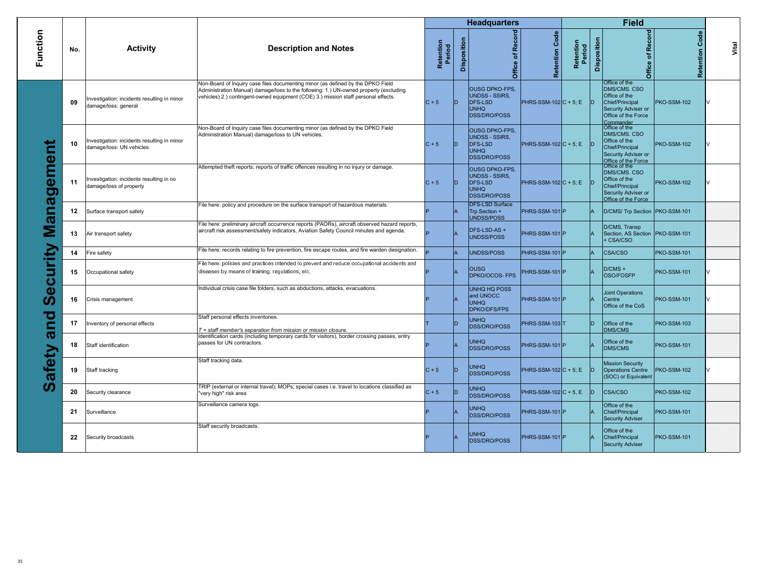| Function | No. | Activity | Description and Notes | Headquarters | | | | Field | | | | Vital |
|---|---|---|---|---|---|---|---|---|---|---|---|---|
| | | | | Retention Period | Disposition | Office of Record | Retention Code | Retention Period | Disposition | Office of Record | Retention Code | |
| Safety and Security Management | 09 | Investigation: incidents resulting in minor damage/loss: general | Non-Board of Inquiry case files documenting minor (as defined by the DPKO Field Administration Manual) damage/loss to the following: 1.) UN-owned property (excluding vehicles) 2.) contingent-owned equipment (COE) 3.) mission staff personal effects. | C + 5 | D | OUSG DPKO-FPS, UNDSS - SSIRS, DFS-LSD UNHQ DSS/DRO/POSS | PHRS-SSM-102 | C + 5; E | D | Office of the DMS/CMS. CSO Office of the Chief/Principal Security Adviser or Office of the Force Commander | PKO-SSM-102 | V |
| | 10 | Investigation: incidents resulting in minor damage/loss: UN vehicles | Non-Board of Inquiry case files documenting minor (as defined by the DPKO Field Administration Manual) damage/loss to UN vehicles. | C + 5 | D | OUSG DPKO-FPS, UNDSS - SSIRS, DFS-LSD UNHQ DSS/DRO/POSS | PHRS-SSM-102 | C + 5; E | D | Office of the DMS/CMS. CSO Office of the Chief/Principal Security Adviser or Office of the Force | PKO-SSM-102 | V |
| | 11 | Investigation: incidents resulting in no damage/loss of property | Attempted theft reports; reports of traffic offences resulting in no injury or damage. | C + 5 | D | OUSG DPKO-FPS, UNDSS - SSIRS, DFS-LSD UNHQ DSS/DRO/POSS | PHRS-SSM-102 | C + 5; E | D | Office of the DMS/CMS. CSO Office of the Chief/Principal Security Adviser or Office of the Force | PKO-SSM-102 | V |
| | 12 | Surface transport safety | File here: policy and procedure on the surface transport of hazardous materials. | P | A | DFS-LSD Surface Trp Section + UNDSS/POSS | PHRS-SSM-101 | P | A | D/CMS/ Trp Section | PKO-SSM-101 | |
| | 13 | Air transport safety | File here: preliminary aircraft occurrence reports (PAORs), aircraft observed hazard reports, aircraft risk assessment/safety indicators, Aviation Safety Council minutes and agenda. | P | A | DFS-LSD-AS + UNDSS/POSS | PHRS-SSM-101 | P | A | D/CMS, Transp Section, AS Section + CSA/CSO | PKO-SSM-101 | |
| | 14 | Fire safety | File here: records relating to fire prevention, fire escape routes, and fire warden designation. | P | A | UNDSS/POSS | PHRS-SSM-101 | P | A | CSA/CSO | PKO-SSM-101 | |
| | 15 | Occupational safety | File here: policies and practices intended to prevent and reduce occupational accidents and diseases by means of training, regulations, etc, | P | A | OUSG DPKO/OCOS- FPS | PHRS-SSM-101 | P | A | D/CMS + OSO/FOSFP | PKO-SSM-101 | V |
| | 16 | Crisis management | Individual crisis case file folders, such as abductions, attacks, evacuations. | P | A | UNHQ HQ POSS and UNOCC UNHQ DPKO/DFS/FPS | PHRS-SSM-101 | P | A | Joint Operations Centre Office of the CoS | PKO-SSM-101 | V |
| | 17 | Inventory of personal effects | Staff personal effects inventories.<br>*T = staff member's separation from mission or mission closure.* | T | D | UNHQ DSS/DRO/POSS | PHRS-SSM-103 | T | D | Office of the DMS/CMS | PKO-SSM-103 | |
| | 18 | Staff identification | Identification cards (including temporary cards for visitors), border crossing passes, entry passes for UN contractors. | P | A | UNHQ DSS/DRO/POSS | PHRS-SSM-101 | P | A | Office of the DMS/CMS | PKO-SSM-101 | |
| | 19 | Staff tracking | Staff tracking data. | C + 5 | D | UNHQ DSS/DRO/POSS | PHRS-SSM-102 | C + 5; E | D | Mission Security Operations Centre (SOC) or Equivalent | PKO-SSM-102 | V |
| | 20 | Security clearance | TRIP (external or internal travel); MOPs; special cases i.e. travel to locations classified as "very high" risk area | C + 5 | D | UNHQ DSS/DRO/POSS | PHRS-SSM-102 | C + 5, E | D | CSA/CSO | PKO-SSM-102 | |
| | 21 | Surveillance | Surveillance camera logs. | P | A | UNHQ DSS/DRO/POSS | PHRS-SSM-101 | P | A | Office of the Chief/Principal Security Adviser | PKO-SSM-101 | |
| | 22 | Security broadcasts | Staff security broadcasts. | P | A | UNHQ DSS/DRO/POSS | PHRS-SSM-101 | P | A | Office of the Chief/Principal Security Adviser | PKO-SSM-101 | |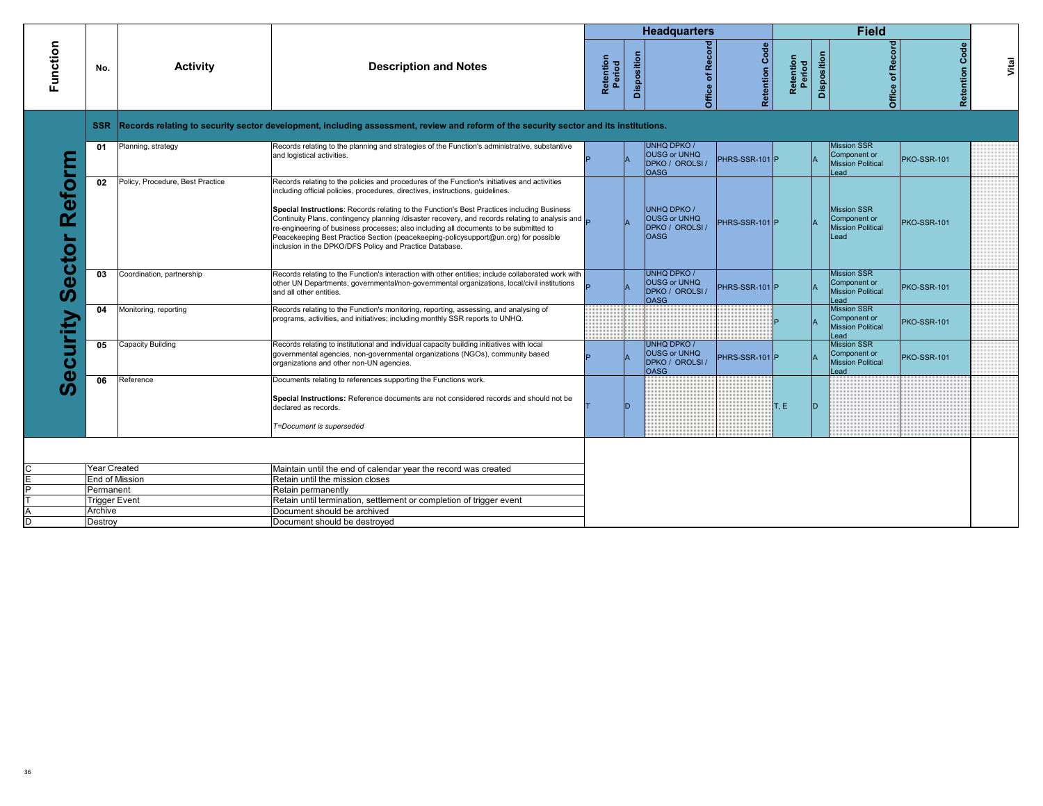| Function | No. | Activity | Description and Notes | Headquarters | | | | Field | | | | Vital |
|---|---|---|---|---|---|---|---|---|---|---|---|---|
| | | | | Retention Period | Disposition | Office of Record | Retention Code | Retention Period | Disposition | Office of Record | Retention Code | |
| Security Sector Reform | SSR | Records relating to security sector development, including assessment, review and reform of the security sector and its institutions. | | | | | | | | | | |
| | 01 | Planning, strategy | Records relating to the planning and strategies of the Function's administrative, substantive and logistical activities. | P | A | UNHQ DPKO / OUSG or UNHQ DPKO / OROLSI / OASG | PHRS-SSR-101 | P | A | Mission SSR Component or Mission Political Lead | PKO-SSR-101 | |
| | 02 | Policy, Procedure, Best Practice | Records relating to the policies and procedures of the Function's initiatives and activities including official policies, procedures, directives, instructions, guidelines.<br><br>**Special Instructions**: Records relating to the Function's Best Practices including Business Continuity Plans, contingency planning /disaster recovery, and records relating to analysis and re-engineering of business processes; also including all documents to be submitted to Peacekeeping Best Practice Section (peacekeeping-policysupport@un.org) for possible inclusion in the DPKO/DFS Policy and Practice Database. | P | A | UNHQ DPKO / OUSG or UNHQ DPKO / OROLSI / OASG | PHRS-SSR-101 | P | A | Mission SSR Component or Mission Political Lead | PKO-SSR-101 | |
| | 03 | Coordination, partnership | Records relating to the Function's interaction with other entities; include collaborated work with other UN Departments, governmental/non-governmental organizations, local/civil institutions and all other entities. | P | A | UNHQ DPKO / OUSG or UNHQ DPKO / OROLSI / OASG | PHRS-SSR-101 | P | A | Mission SSR Component or Mission Political Lead | PKO-SSR-101 | |
| | 04 | Monitoring, reporting | Records relating to the Function's monitoring, reporting, assessing, and analysing of programs, activities, and initiatives; including monthly SSR reports to UNHQ. | | | | | P | A | Mission SSR Component or Mission Political Lead | PKO-SSR-101 | |
| | 05 | Capacity Building | Records relating to institutional and individual capacity building initiatives with local governmental agencies, non-governmental organizations (NGOs), community based organizations and other non-UN agencies. | P | A | UNHQ DPKO / OUSG or UNHQ DPKO / OROLSI / OASG | PHRS-SSR-101 | P | A | Mission SSR Component or Mission Political Lead | PKO-SSR-101 | |
| | 06 | Reference | Documents relating to references supporting the Functions work.<br><br>**Special Instructions:** Reference documents are not considered records and should not be declared as records.<br><br>*T=Document is superseded* | T | D | | | T, E | D | | | |

| | | |
|---|---|---|
| C | Year Created | Maintain until the end of calendar year the record was created |
| E | End of Mission | Retain until the mission closes |
| P | Permanent | Retain permanently |
| T | Trigger Event | Retain until termination, settlement or completion of trigger event |
| A | Archive | Document should be archived |
| D | Destroy | Document should be destroyed |